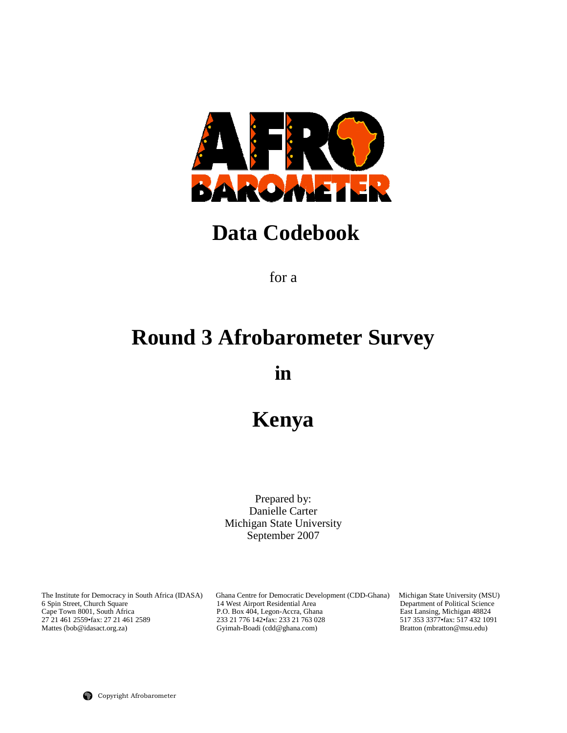AFRO BAROMETER

# Data Codebook

for a

# Round 3 Afrobarometer Survey

# in

# Kenya

Prepared by:
Danielle Carter
Michigan State University
September 2007

The Institute for Democracy in South Africa (IDASA)
6 Spin Street, Church Square
Cape Town 8001, South Africa
27 21 461 2559•fax: 27 21 461 2589
Mattes (bob@idasact.org.za)

Ghana Centre for Democratic Development (CDD-Ghana)
14 West Airport Residential Area
P.O. Box 404, Legon-Accra, Ghana
233 21 776 142•fax: 233 21 763 028
Gyimah-Boadi (cdd@ghana.com)

Michigan State University (MSU)
Department of Political Science
East Lansing, Michigan 48824
517 353 3377•fax: 517 432 1091
Bratton (mbratton@msu.edu)

Copyright Afrobarometer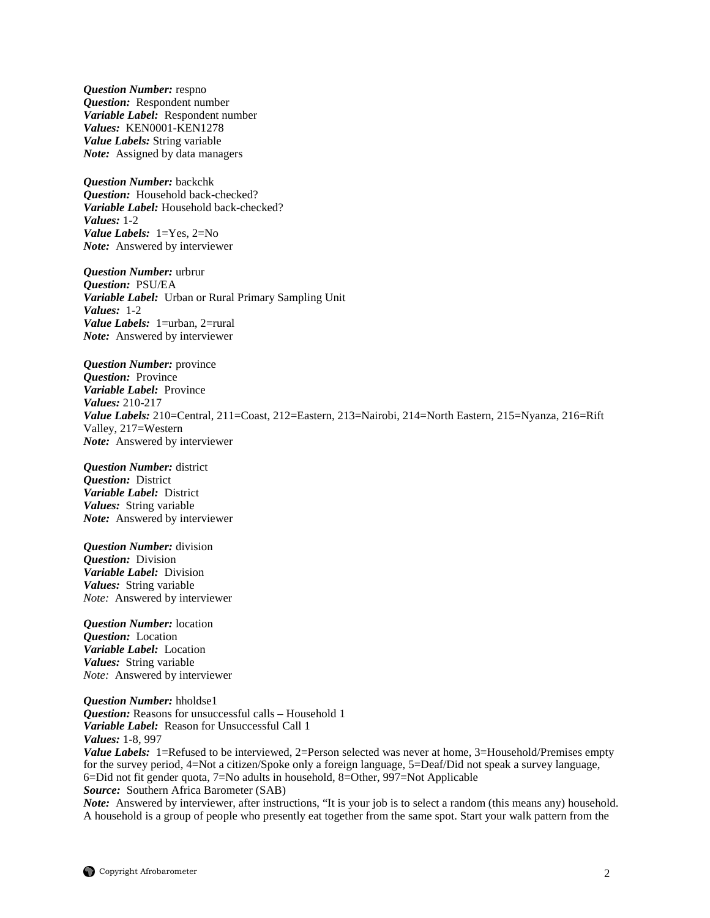***Question Number:*** respno
***Question:*** Respondent number
***Variable Label:*** Respondent number
***Values:*** KEN0001-KEN1278
***Value Labels:*** String variable
***Note:*** Assigned by data managers

***Question Number:*** backchk
***Question:*** Household back-checked?
***Variable Label:*** Household back-checked?
***Values:*** 1-2
***Value Labels:*** 1=Yes, 2=No
***Note:*** Answered by interviewer

***Question Number:*** urbrur
***Question:*** PSU/EA
***Variable Label:*** Urban or Rural Primary Sampling Unit
***Values:*** 1-2
***Value Labels:*** 1=urban, 2=rural
***Note:*** Answered by interviewer

***Question Number:*** province
***Question:*** Province
***Variable Label:*** Province
***Values:*** 210-217
***Value Labels:*** 210=Central, 211=Coast, 212=Eastern, 213=Nairobi, 214=North Eastern, 215=Nyanza, 216=Rift Valley, 217=Western
***Note:*** Answered by interviewer

***Question Number:*** district
***Question:*** District
***Variable Label:*** District
***Values:*** String variable
***Note:*** Answered by interviewer

***Question Number:*** division
***Question:*** Division
***Variable Label:*** Division
***Values:*** String variable
*Note:* Answered by interviewer

***Question Number:*** location
***Question:*** Location
***Variable Label:*** Location
***Values:*** String variable
*Note:* Answered by interviewer

***Question Number:*** hholdse1
***Question:*** Reasons for unsuccessful calls – Household 1
***Variable Label:*** Reason for Unsuccessful Call 1
***Values:*** 1-8, 997
***Value Labels:*** 1=Refused to be interviewed, 2=Person selected was never at home, 3=Household/Premises empty for the survey period, 4=Not a citizen/Spoke only a foreign language, 5=Deaf/Did not speak a survey language, 6=Did not fit gender quota, 7=No adults in household, 8=Other, 997=Not Applicable
***Source:*** Southern Africa Barometer (SAB)
***Note:*** Answered by interviewer, after instructions, "It is your job is to select a random (this means any) household. A household is a group of people who presently eat together from the same spot. Start your walk pattern from the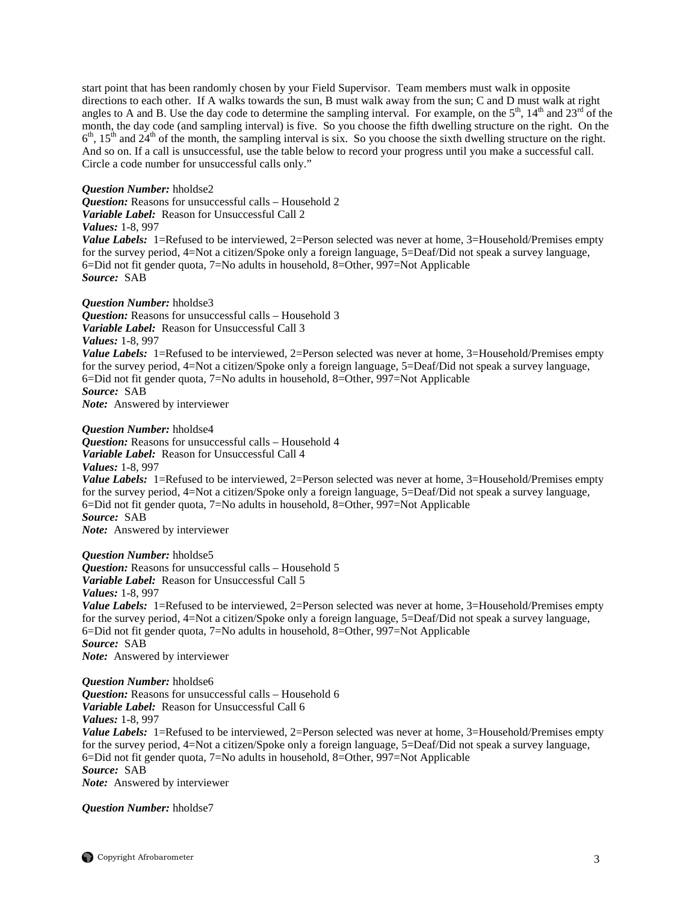start point that has been randomly chosen by your Field Supervisor. Team members must walk in opposite directions to each other. If A walks towards the sun, B must walk away from the sun; C and D must walk at right angles to A and B. Use the day code to determine the sampling interval. For example, on the 5th, 14th and 23rd of the month, the day code (and sampling interval) is five. So you choose the fifth dwelling structure on the right. On the 6th, 15th and 24th of the month, the sampling interval is six. So you choose the sixth dwelling structure on the right. And so on. If a call is unsuccessful, use the table below to record your progress until you make a successful call. Circle a code number for unsuccessful calls only."

***Question Number:*** hholdse2
***Question:*** Reasons for unsuccessful calls – Household 2
***Variable Label:*** Reason for Unsuccessful Call 2
***Values:*** 1-8, 997
***Value Labels:*** 1=Refused to be interviewed, 2=Person selected was never at home, 3=Household/Premises empty for the survey period, 4=Not a citizen/Spoke only a foreign language, 5=Deaf/Did not speak a survey language, 6=Did not fit gender quota, 7=No adults in household, 8=Other, 997=Not Applicable
***Source:*** SAB

***Question Number:*** hholdse3
***Question:*** Reasons for unsuccessful calls – Household 3
***Variable Label:*** Reason for Unsuccessful Call 3
***Values:*** 1-8, 997
***Value Labels:*** 1=Refused to be interviewed, 2=Person selected was never at home, 3=Household/Premises empty for the survey period, 4=Not a citizen/Spoke only a foreign language, 5=Deaf/Did not speak a survey language, 6=Did not fit gender quota, 7=No adults in household, 8=Other, 997=Not Applicable
***Source:*** SAB
***Note:*** Answered by interviewer

***Question Number:*** hholdse4
***Question:*** Reasons for unsuccessful calls – Household 4
***Variable Label:*** Reason for Unsuccessful Call 4
***Values:*** 1-8, 997
***Value Labels:*** 1=Refused to be interviewed, 2=Person selected was never at home, 3=Household/Premises empty for the survey period, 4=Not a citizen/Spoke only a foreign language, 5=Deaf/Did not speak a survey language, 6=Did not fit gender quota, 7=No adults in household, 8=Other, 997=Not Applicable
***Source:*** SAB
***Note:*** Answered by interviewer

***Question Number:*** hholdse5
***Question:*** Reasons for unsuccessful calls – Household 5
***Variable Label:*** Reason for Unsuccessful Call 5
***Values:*** 1-8, 997
***Value Labels:*** 1=Refused to be interviewed, 2=Person selected was never at home, 3=Household/Premises empty for the survey period, 4=Not a citizen/Spoke only a foreign language, 5=Deaf/Did not speak a survey language, 6=Did not fit gender quota, 7=No adults in household, 8=Other, 997=Not Applicable
***Source:*** SAB
***Note:*** Answered by interviewer

***Question Number:*** hholdse6
***Question:*** Reasons for unsuccessful calls – Household 6
***Variable Label:*** Reason for Unsuccessful Call 6
***Values:*** 1-8, 997
***Value Labels:*** 1=Refused to be interviewed, 2=Person selected was never at home, 3=Household/Premises empty for the survey period, 4=Not a citizen/Spoke only a foreign language, 5=Deaf/Did not speak a survey language, 6=Did not fit gender quota, 7=No adults in household, 8=Other, 997=Not Applicable
***Source:*** SAB
***Note:*** Answered by interviewer

***Question Number:*** hholdse7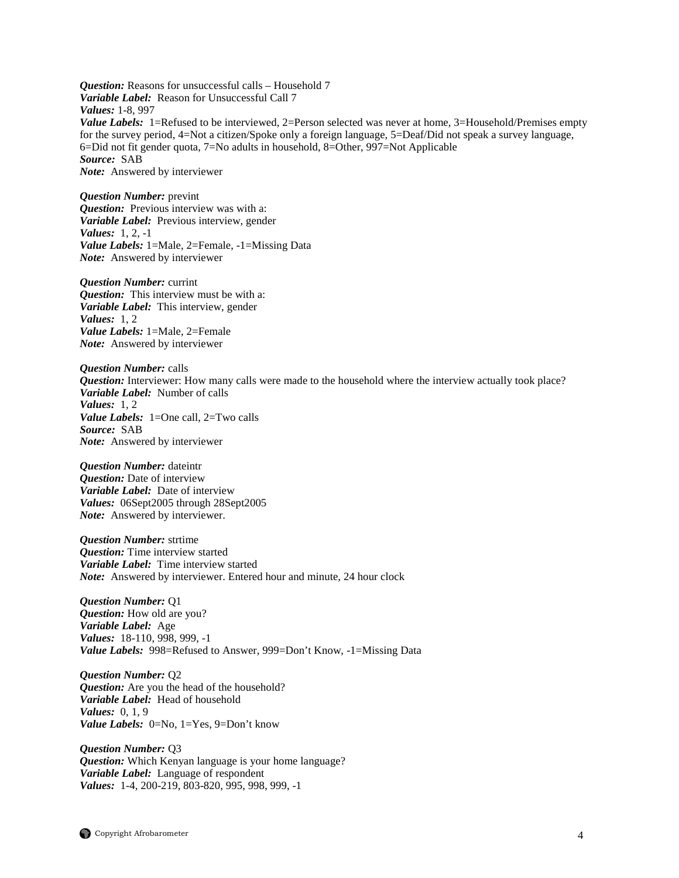***Question:*** Reasons for unsuccessful calls – Household 7
***Variable Label:*** Reason for Unsuccessful Call 7
***Values:*** 1-8, 997
***Value Labels:*** 1=Refused to be interviewed, 2=Person selected was never at home, 3=Household/Premises empty for the survey period, 4=Not a citizen/Spoke only a foreign language, 5=Deaf/Did not speak a survey language, 6=Did not fit gender quota, 7=No adults in household, 8=Other, 997=Not Applicable
***Source:*** SAB
***Note:*** Answered by interviewer

***Question Number:*** prevint
***Question:*** Previous interview was with a:
***Variable Label:*** Previous interview, gender
***Values:*** 1, 2, -1
***Value Labels:*** 1=Male, 2=Female, -1=Missing Data
***Note:*** Answered by interviewer

***Question Number:*** currint
***Question:*** This interview must be with a:
***Variable Label:*** This interview, gender
***Values:*** 1, 2
***Value Labels:*** 1=Male, 2=Female
***Note:*** Answered by interviewer

***Question Number:*** calls
***Question:*** Interviewer: How many calls were made to the household where the interview actually took place?
***Variable Label:*** Number of calls
***Values:*** 1, 2
***Value Labels:*** 1=One call, 2=Two calls
***Source:*** SAB
***Note:*** Answered by interviewer

***Question Number:*** dateintr
***Question:*** Date of interview
***Variable Label:*** Date of interview
***Values:*** 06Sept2005 through 28Sept2005
***Note:*** Answered by interviewer.

***Question Number:*** strtime
***Question:*** Time interview started
***Variable Label:*** Time interview started
***Note:*** Answered by interviewer. Entered hour and minute, 24 hour clock

***Question Number:*** Q1
***Question:*** How old are you?
***Variable Label:*** Age
***Values:*** 18-110, 998, 999, -1
***Value Labels:*** 998=Refused to Answer, 999=Don't Know, -1=Missing Data

***Question Number:*** Q2
***Question:*** Are you the head of the household?
***Variable Label:*** Head of household
***Values:*** 0, 1, 9
***Value Labels:*** 0=No, 1=Yes, 9=Don't know

***Question Number:*** Q3
***Question:*** Which Kenyan language is your home language?
***Variable Label:*** Language of respondent
***Values:*** 1-4, 200-219, 803-820, 995, 998, 999, -1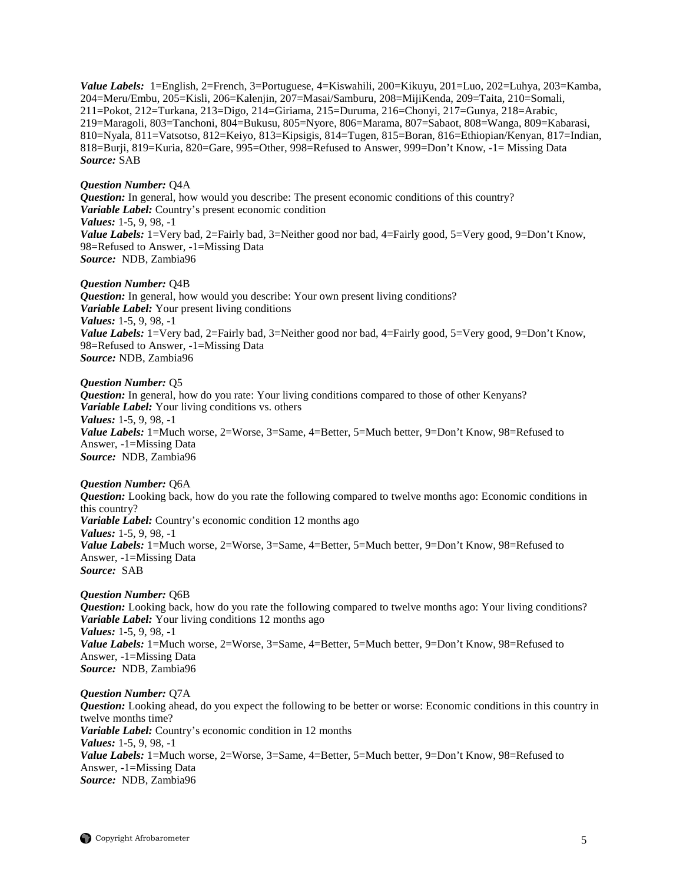*Value Labels:* 1=English, 2=French, 3=Portuguese, 4=Kiswahili, 200=Kikuyu, 201=Luo, 202=Luhya, 203=Kamba, 204=Meru/Embu, 205=Kisli, 206=Kalenjin, 207=Masai/Samburu, 208=MijiKenda, 209=Taita, 210=Somali, 211=Pokot, 212=Turkana, 213=Digo, 214=Giriama, 215=Duruma, 216=Chonyi, 217=Gunya, 218=Arabic, 219=Maragoli, 803=Tanchoni, 804=Bukusu, 805=Nyore, 806=Marama, 807=Sabaot, 808=Wanga, 809=Kabarasi, 810=Nyala, 811=Vatsotso, 812=Keiyo, 813=Kipsigis, 814=Tugen, 815=Boran, 816=Ethiopian/Kenyan, 817=Indian, 818=Burji, 819=Kuria, 820=Gare, 995=Other, 998=Refused to Answer, 999=Don't Know, -1= Missing Data
*Source:* SAB

*Question Number:* Q4A
*Question:* In general, how would you describe: The present economic conditions of this country?
*Variable Label:* Country's present economic condition
*Values:* 1-5, 9, 98, -1
*Value Labels:* 1=Very bad, 2=Fairly bad, 3=Neither good nor bad, 4=Fairly good, 5=Very good, 9=Don't Know, 98=Refused to Answer, -1=Missing Data
*Source:* NDB, Zambia96

*Question Number:* Q4B
*Question:* In general, how would you describe: Your own present living conditions?
*Variable Label:* Your present living conditions
*Values:* 1-5, 9, 98, -1
*Value Labels:* 1=Very bad, 2=Fairly bad, 3=Neither good nor bad, 4=Fairly good, 5=Very good, 9=Don't Know, 98=Refused to Answer, -1=Missing Data
*Source:* NDB, Zambia96

*Question Number:* Q5
*Question:* In general, how do you rate: Your living conditions compared to those of other Kenyans?
*Variable Label:* Your living conditions vs. others
*Values:* 1-5, 9, 98, -1
*Value Labels:* 1=Much worse, 2=Worse, 3=Same, 4=Better, 5=Much better, 9=Don't Know, 98=Refused to Answer, -1=Missing Data
*Source:* NDB, Zambia96

*Question Number:* Q6A
*Question:* Looking back, how do you rate the following compared to twelve months ago: Economic conditions in this country?
*Variable Label:* Country's economic condition 12 months ago
*Values:* 1-5, 9, 98, -1
*Value Labels:* 1=Much worse, 2=Worse, 3=Same, 4=Better, 5=Much better, 9=Don't Know, 98=Refused to Answer, -1=Missing Data
*Source:* SAB

*Question Number:* Q6B
*Question:* Looking back, how do you rate the following compared to twelve months ago: Your living conditions?
*Variable Label:* Your living conditions 12 months ago
*Values:* 1-5, 9, 98, -1
*Value Labels:* 1=Much worse, 2=Worse, 3=Same, 4=Better, 5=Much better, 9=Don't Know, 98=Refused to Answer, -1=Missing Data
*Source:* NDB, Zambia96

*Question Number:* Q7A
*Question:* Looking ahead, do you expect the following to be better or worse: Economic conditions in this country in twelve months time?
*Variable Label:* Country's economic condition in 12 months
*Values:* 1-5, 9, 98, -1
*Value Labels:* 1=Much worse, 2=Worse, 3=Same, 4=Better, 5=Much better, 9=Don't Know, 98=Refused to Answer, -1=Missing Data
*Source:* NDB, Zambia96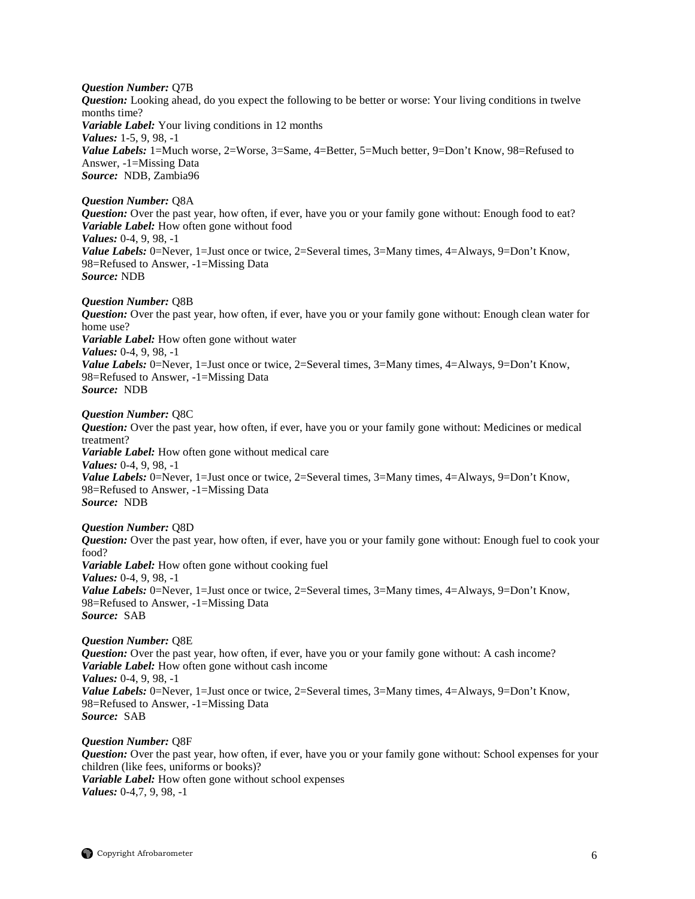***Question Number:*** Q7B
***Question:*** Looking ahead, do you expect the following to be better or worse: Your living conditions in twelve months time?
***Variable Label:*** Your living conditions in 12 months
***Values:*** 1-5, 9, 98, -1
***Value Labels:*** 1=Much worse, 2=Worse, 3=Same, 4=Better, 5=Much better, 9=Don't Know, 98=Refused to Answer, -1=Missing Data
***Source:*** NDB, Zambia96

***Question Number:*** Q8A
***Question:*** Over the past year, how often, if ever, have you or your family gone without: Enough food to eat?
***Variable Label:*** How often gone without food
***Values:*** 0-4, 9, 98, -1
***Value Labels:*** 0=Never, 1=Just once or twice, 2=Several times, 3=Many times, 4=Always, 9=Don't Know, 98=Refused to Answer, -1=Missing Data
***Source:*** NDB

***Question Number:*** Q8B
***Question:*** Over the past year, how often, if ever, have you or your family gone without: Enough clean water for home use?
***Variable Label:*** How often gone without water
***Values:*** 0-4, 9, 98, -1
***Value Labels:*** 0=Never, 1=Just once or twice, 2=Several times, 3=Many times, 4=Always, 9=Don't Know, 98=Refused to Answer, -1=Missing Data
***Source:*** NDB

***Question Number:*** Q8C
***Question:*** Over the past year, how often, if ever, have you or your family gone without: Medicines or medical treatment?
***Variable Label:*** How often gone without medical care
***Values:*** 0-4, 9, 98, -1
***Value Labels:*** 0=Never, 1=Just once or twice, 2=Several times, 3=Many times, 4=Always, 9=Don't Know, 98=Refused to Answer, -1=Missing Data
***Source:*** NDB

***Question Number:*** Q8D
***Question:*** Over the past year, how often, if ever, have you or your family gone without: Enough fuel to cook your food?
***Variable Label:*** How often gone without cooking fuel
***Values:*** 0-4, 9, 98, -1
***Value Labels:*** 0=Never, 1=Just once or twice, 2=Several times, 3=Many times, 4=Always, 9=Don't Know, 98=Refused to Answer, -1=Missing Data
***Source:*** SAB

***Question Number:*** Q8E
***Question:*** Over the past year, how often, if ever, have you or your family gone without: A cash income?
***Variable Label:*** How often gone without cash income
***Values:*** 0-4, 9, 98, -1
***Value Labels:*** 0=Never, 1=Just once or twice, 2=Several times, 3=Many times, 4=Always, 9=Don't Know, 98=Refused to Answer, -1=Missing Data
***Source:*** SAB

***Question Number:*** Q8F
***Question:*** Over the past year, how often, if ever, have you or your family gone without: School expenses for your children (like fees, uniforms or books)?
***Variable Label:*** How often gone without school expenses
***Values:*** 0-4,7, 9, 98, -1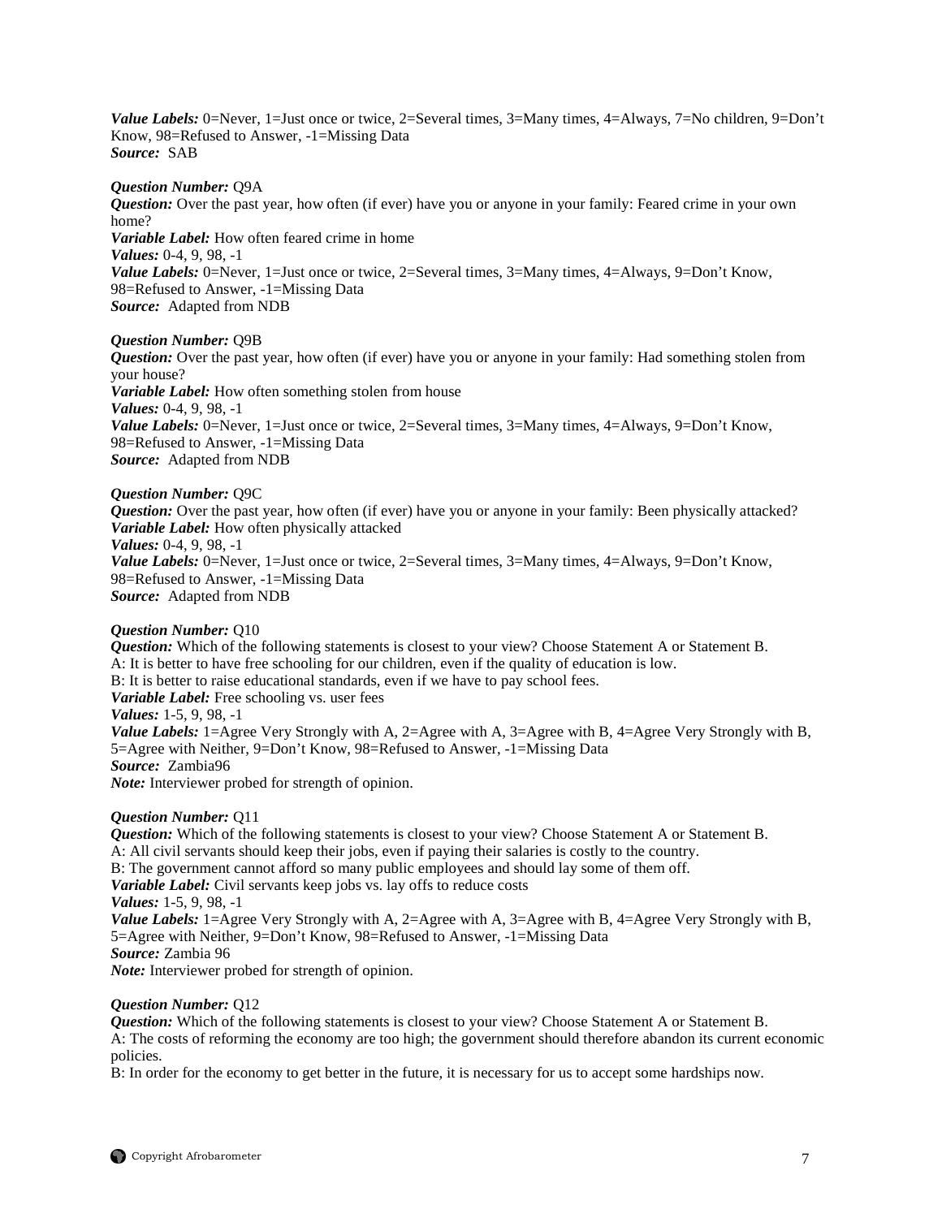***Value Labels:*** 0=Never, 1=Just once or twice, 2=Several times, 3=Many times, 4=Always, 7=No children, 9=Don't Know, 98=Refused to Answer, -1=Missing Data
***Source:*** SAB

***Question Number:*** Q9A
***Question:*** Over the past year, how often (if ever) have you or anyone in your family: Feared crime in your own home?
***Variable Label:*** How often feared crime in home
***Values:*** 0-4, 9, 98, -1
***Value Labels:*** 0=Never, 1=Just once or twice, 2=Several times, 3=Many times, 4=Always, 9=Don't Know, 98=Refused to Answer, -1=Missing Data
***Source:*** Adapted from NDB

***Question Number:*** Q9B
***Question:*** Over the past year, how often (if ever) have you or anyone in your family: Had something stolen from your house?
***Variable Label:*** How often something stolen from house
***Values:*** 0-4, 9, 98, -1
***Value Labels:*** 0=Never, 1=Just once or twice, 2=Several times, 3=Many times, 4=Always, 9=Don't Know, 98=Refused to Answer, -1=Missing Data
***Source:*** Adapted from NDB

***Question Number:*** Q9C
***Question:*** Over the past year, how often (if ever) have you or anyone in your family: Been physically attacked?
***Variable Label:*** How often physically attacked
***Values:*** 0-4, 9, 98, -1
***Value Labels:*** 0=Never, 1=Just once or twice, 2=Several times, 3=Many times, 4=Always, 9=Don't Know, 98=Refused to Answer, -1=Missing Data
***Source:*** Adapted from NDB

***Question Number:*** Q10
***Question:*** Which of the following statements is closest to your view? Choose Statement A or Statement B.
A: It is better to have free schooling for our children, even if the quality of education is low.
B: It is better to raise educational standards, even if we have to pay school fees.
***Variable Label:*** Free schooling vs. user fees
***Values:*** 1-5, 9, 98, -1
***Value Labels:*** 1=Agree Very Strongly with A, 2=Agree with A, 3=Agree with B, 4=Agree Very Strongly with B, 5=Agree with Neither, 9=Don't Know, 98=Refused to Answer, -1=Missing Data
***Source:*** Zambia96
***Note:*** Interviewer probed for strength of opinion.

***Question Number:*** Q11
***Question:*** Which of the following statements is closest to your view? Choose Statement A or Statement B.
A: All civil servants should keep their jobs, even if paying their salaries is costly to the country.
B: The government cannot afford so many public employees and should lay some of them off.
***Variable Label:*** Civil servants keep jobs vs. lay offs to reduce costs
***Values:*** 1-5, 9, 98, -1
***Value Labels:*** 1=Agree Very Strongly with A, 2=Agree with A, 3=Agree with B, 4=Agree Very Strongly with B, 5=Agree with Neither, 9=Don't Know, 98=Refused to Answer, -1=Missing Data
***Source:*** Zambia 96
***Note:*** Interviewer probed for strength of opinion.

***Question Number:*** Q12
***Question:*** Which of the following statements is closest to your view? Choose Statement A or Statement B.
A: The costs of reforming the economy are too high; the government should therefore abandon its current economic policies.
B: In order for the economy to get better in the future, it is necessary for us to accept some hardships now.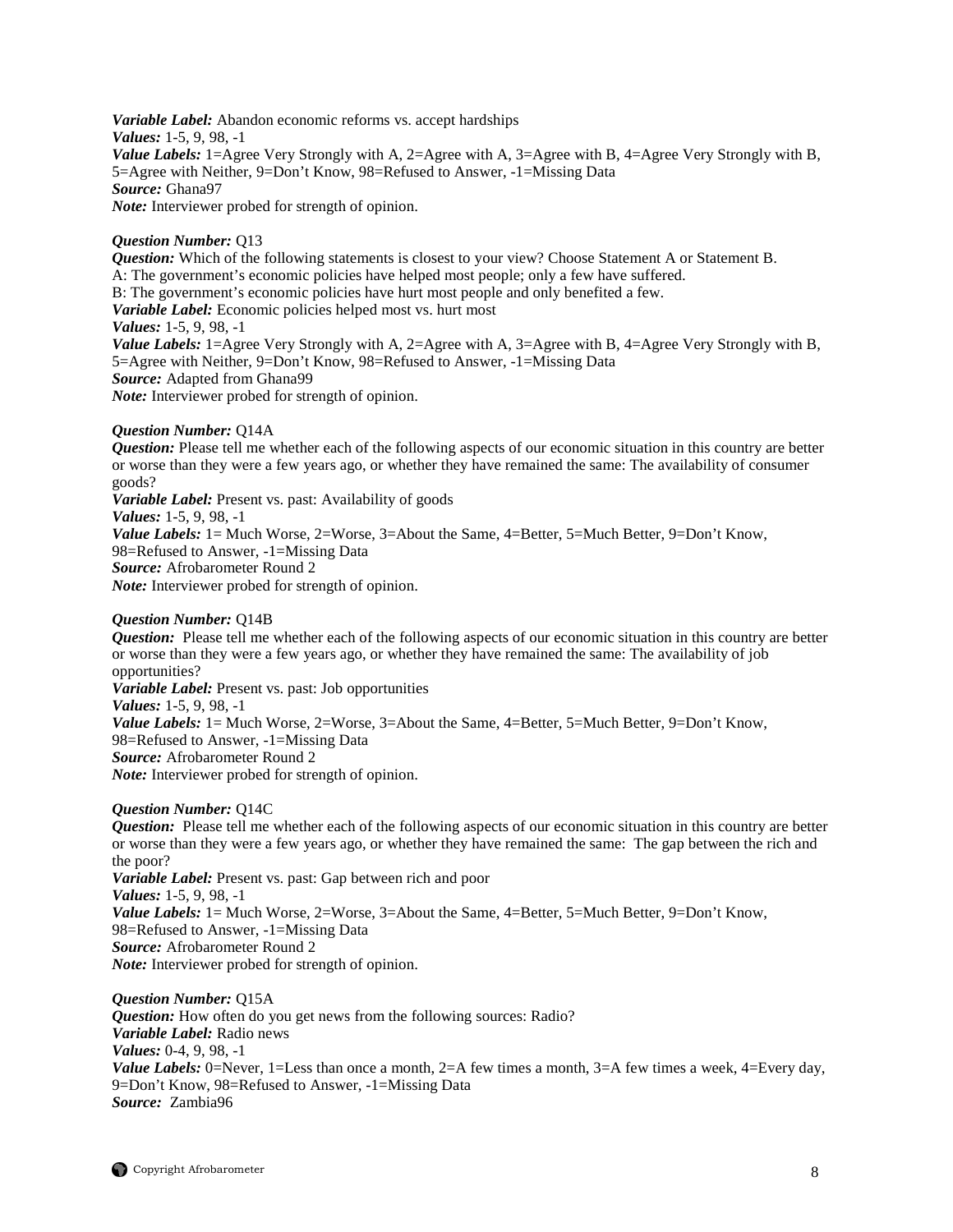***Variable Label:*** Abandon economic reforms vs. accept hardships
***Values:*** 1-5, 9, 98, -1
***Value Labels:*** 1=Agree Very Strongly with A, 2=Agree with A, 3=Agree with B, 4=Agree Very Strongly with B, 5=Agree with Neither, 9=Don't Know, 98=Refused to Answer, -1=Missing Data
***Source:*** Ghana97
***Note:*** Interviewer probed for strength of opinion.

***Question Number:*** Q13
***Question:*** Which of the following statements is closest to your view? Choose Statement A or Statement B.
A: The government's economic policies have helped most people; only a few have suffered.
B: The government's economic policies have hurt most people and only benefited a few.
***Variable Label:*** Economic policies helped most vs. hurt most
***Values:*** 1-5, 9, 98, -1
***Value Labels:*** 1=Agree Very Strongly with A, 2=Agree with A, 3=Agree with B, 4=Agree Very Strongly with B, 5=Agree with Neither, 9=Don't Know, 98=Refused to Answer, -1=Missing Data
***Source:*** Adapted from Ghana99
***Note:*** Interviewer probed for strength of opinion.

***Question Number:*** Q14A
***Question:*** Please tell me whether each of the following aspects of our economic situation in this country are better or worse than they were a few years ago, or whether they have remained the same: The availability of consumer goods?
***Variable Label:*** Present vs. past: Availability of goods
***Values:*** 1-5, 9, 98, -1
***Value Labels:*** 1= Much Worse, 2=Worse, 3=About the Same, 4=Better, 5=Much Better, 9=Don't Know, 98=Refused to Answer, -1=Missing Data
***Source:*** Afrobarometer Round 2
***Note:*** Interviewer probed for strength of opinion.

***Question Number:*** Q14B
***Question:*** Please tell me whether each of the following aspects of our economic situation in this country are better or worse than they were a few years ago, or whether they have remained the same: The availability of job opportunities?
***Variable Label:*** Present vs. past: Job opportunities
***Values:*** 1-5, 9, 98, -1
***Value Labels:*** 1= Much Worse, 2=Worse, 3=About the Same, 4=Better, 5=Much Better, 9=Don't Know, 98=Refused to Answer, -1=Missing Data
***Source:*** Afrobarometer Round 2
***Note:*** Interviewer probed for strength of opinion.

***Question Number:*** Q14C
***Question:*** Please tell me whether each of the following aspects of our economic situation in this country are better or worse than they were a few years ago, or whether they have remained the same: The gap between the rich and the poor?
***Variable Label:*** Present vs. past: Gap between rich and poor
***Values:*** 1-5, 9, 98, -1
***Value Labels:*** 1= Much Worse, 2=Worse, 3=About the Same, 4=Better, 5=Much Better, 9=Don't Know, 98=Refused to Answer, -1=Missing Data
***Source:*** Afrobarometer Round 2
***Note:*** Interviewer probed for strength of opinion.

***Question Number:*** Q15A
***Question:*** How often do you get news from the following sources: Radio?
***Variable Label:*** Radio news
***Values:*** 0-4, 9, 98, -1
***Value Labels:*** 0=Never, 1=Less than once a month, 2=A few times a month, 3=A few times a week, 4=Every day, 9=Don't Know, 98=Refused to Answer, -1=Missing Data
***Source:*** Zambia96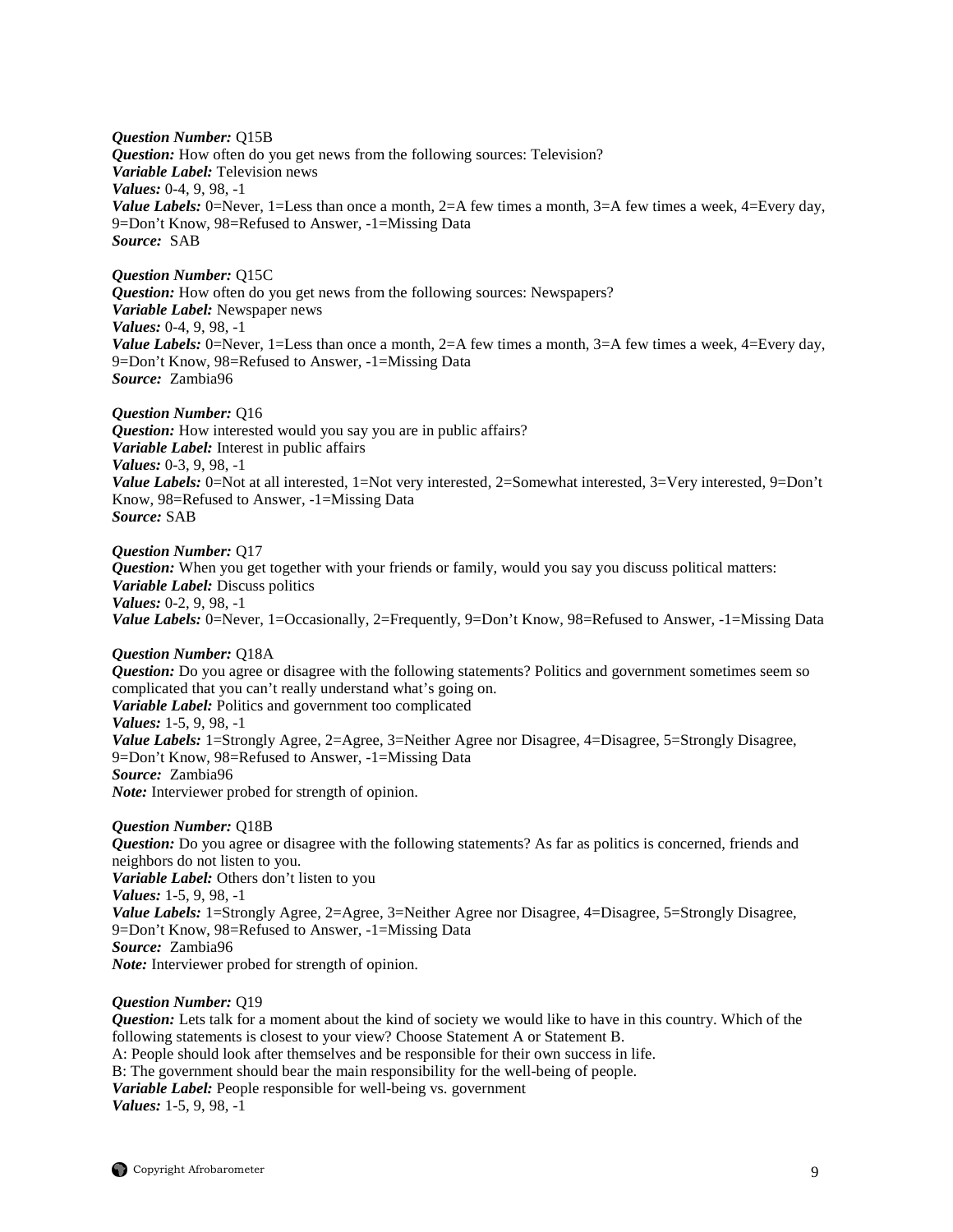***Question Number:*** Q15B
***Question:*** How often do you get news from the following sources: Television?
***Variable Label:*** Television news
***Values:*** 0-4, 9, 98, -1
***Value Labels:*** 0=Never, 1=Less than once a month, 2=A few times a month, 3=A few times a week, 4=Every day, 9=Don't Know, 98=Refused to Answer, -1=Missing Data
***Source:*** SAB

***Question Number:*** Q15C
***Question:*** How often do you get news from the following sources: Newspapers?
***Variable Label:*** Newspaper news
***Values:*** 0-4, 9, 98, -1
***Value Labels:*** 0=Never, 1=Less than once a month, 2=A few times a month, 3=A few times a week, 4=Every day, 9=Don't Know, 98=Refused to Answer, -1=Missing Data
***Source:*** Zambia96

***Question Number:*** Q16
***Question:*** How interested would you say you are in public affairs?
***Variable Label:*** Interest in public affairs
***Values:*** 0-3, 9, 98, -1
***Value Labels:*** 0=Not at all interested, 1=Not very interested, 2=Somewhat interested, 3=Very interested, 9=Don't Know, 98=Refused to Answer, -1=Missing Data
***Source:*** SAB

***Question Number:*** Q17
***Question:*** When you get together with your friends or family, would you say you discuss political matters:
***Variable Label:*** Discuss politics
***Values:*** 0-2, 9, 98, -1
***Value Labels:*** 0=Never, 1=Occasionally, 2=Frequently, 9=Don't Know, 98=Refused to Answer, -1=Missing Data

***Question Number:*** Q18A
***Question:*** Do you agree or disagree with the following statements? Politics and government sometimes seem so complicated that you can't really understand what's going on.
***Variable Label:*** Politics and government too complicated
***Values:*** 1-5, 9, 98, -1
***Value Labels:*** 1=Strongly Agree, 2=Agree, 3=Neither Agree nor Disagree, 4=Disagree, 5=Strongly Disagree, 9=Don't Know, 98=Refused to Answer, -1=Missing Data
***Source:*** Zambia96
***Note:*** Interviewer probed for strength of opinion.

***Question Number:*** Q18B
***Question:*** Do you agree or disagree with the following statements? As far as politics is concerned, friends and neighbors do not listen to you.
***Variable Label:*** Others don't listen to you
***Values:*** 1-5, 9, 98, -1
***Value Labels:*** 1=Strongly Agree, 2=Agree, 3=Neither Agree nor Disagree, 4=Disagree, 5=Strongly Disagree, 9=Don't Know, 98=Refused to Answer, -1=Missing Data
***Source:*** Zambia96
***Note:*** Interviewer probed for strength of opinion.

***Question Number:*** Q19
***Question:*** Lets talk for a moment about the kind of society we would like to have in this country. Which of the following statements is closest to your view? Choose Statement A or Statement B.
A: People should look after themselves and be responsible for their own success in life.
B: The government should bear the main responsibility for the well-being of people.
***Variable Label:*** People responsible for well-being vs. government
***Values:*** 1-5, 9, 98, -1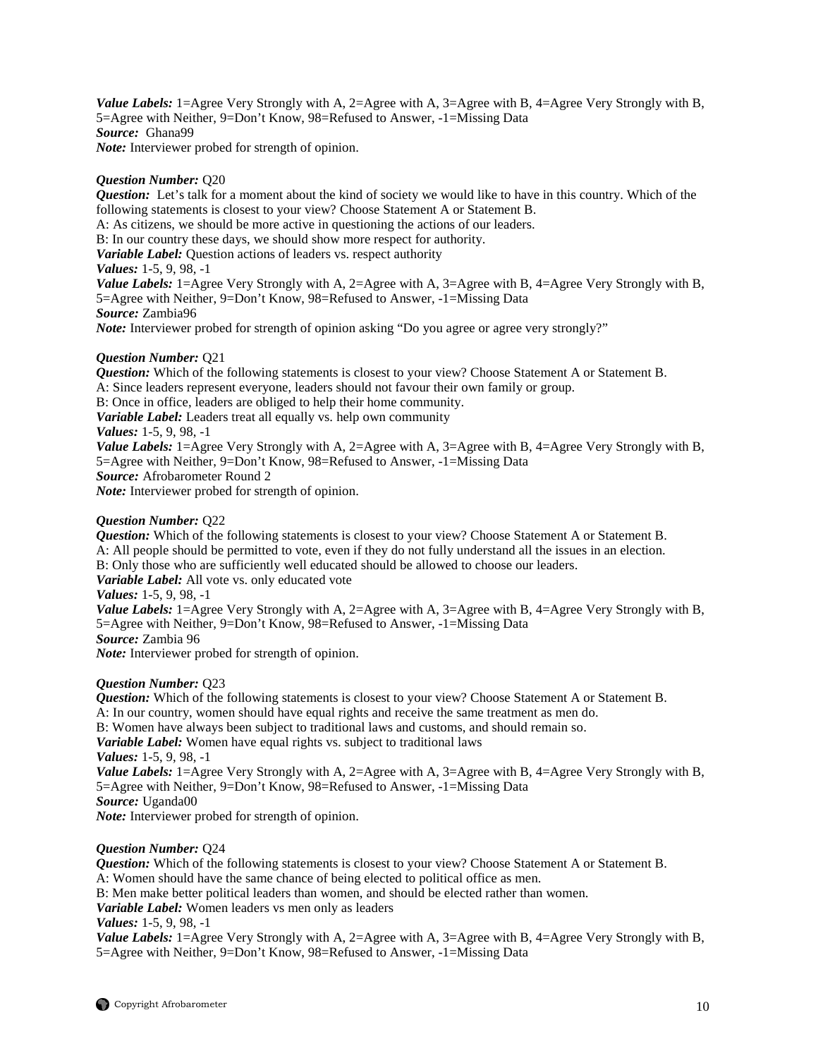***Value Labels:*** 1=Agree Very Strongly with A, 2=Agree with A, 3=Agree with B, 4=Agree Very Strongly with B, 5=Agree with Neither, 9=Don't Know, 98=Refused to Answer, -1=Missing Data
***Source:*** Ghana99
***Note:*** Interviewer probed for strength of opinion.

***Question Number:*** Q20
***Question:*** Let's talk for a moment about the kind of society we would like to have in this country. Which of the following statements is closest to your view? Choose Statement A or Statement B.
A: As citizens, we should be more active in questioning the actions of our leaders.
B: In our country these days, we should show more respect for authority.
***Variable Label:*** Question actions of leaders vs. respect authority
***Values:*** 1-5, 9, 98, -1
***Value Labels:*** 1=Agree Very Strongly with A, 2=Agree with A, 3=Agree with B, 4=Agree Very Strongly with B, 5=Agree with Neither, 9=Don't Know, 98=Refused to Answer, -1=Missing Data
***Source:*** Zambia96
***Note:*** Interviewer probed for strength of opinion asking "Do you agree or agree very strongly?"

***Question Number:*** Q21
***Question:*** Which of the following statements is closest to your view? Choose Statement A or Statement B.
A: Since leaders represent everyone, leaders should not favour their own family or group.
B: Once in office, leaders are obliged to help their home community.
***Variable Label:*** Leaders treat all equally vs. help own community
***Values:*** 1-5, 9, 98, -1
***Value Labels:*** 1=Agree Very Strongly with A, 2=Agree with A, 3=Agree with B, 4=Agree Very Strongly with B, 5=Agree with Neither, 9=Don't Know, 98=Refused to Answer, -1=Missing Data
***Source:*** Afrobarometer Round 2
***Note:*** Interviewer probed for strength of opinion.

***Question Number:*** Q22
***Question:*** Which of the following statements is closest to your view? Choose Statement A or Statement B.
A: All people should be permitted to vote, even if they do not fully understand all the issues in an election.
B: Only those who are sufficiently well educated should be allowed to choose our leaders.
***Variable Label:*** All vote vs. only educated vote
***Values:*** 1-5, 9, 98, -1
***Value Labels:*** 1=Agree Very Strongly with A, 2=Agree with A, 3=Agree with B, 4=Agree Very Strongly with B, 5=Agree with Neither, 9=Don't Know, 98=Refused to Answer, -1=Missing Data
***Source:*** Zambia 96
***Note:*** Interviewer probed for strength of opinion.

***Question Number:*** Q23
***Question:*** Which of the following statements is closest to your view? Choose Statement A or Statement B.
A: In our country, women should have equal rights and receive the same treatment as men do.
B: Women have always been subject to traditional laws and customs, and should remain so.
***Variable Label:*** Women have equal rights vs. subject to traditional laws
***Values:*** 1-5, 9, 98, -1
***Value Labels:*** 1=Agree Very Strongly with A, 2=Agree with A, 3=Agree with B, 4=Agree Very Strongly with B, 5=Agree with Neither, 9=Don't Know, 98=Refused to Answer, -1=Missing Data
***Source:*** Uganda00
***Note:*** Interviewer probed for strength of opinion.

***Question Number:*** Q24
***Question:*** Which of the following statements is closest to your view? Choose Statement A or Statement B.
A: Women should have the same chance of being elected to political office as men.
B: Men make better political leaders than women, and should be elected rather than women.
***Variable Label:*** Women leaders vs men only as leaders
***Values:*** 1-5, 9, 98, -1
***Value Labels:*** 1=Agree Very Strongly with A, 2=Agree with A, 3=Agree with B, 4=Agree Very Strongly with B, 5=Agree with Neither, 9=Don't Know, 98=Refused to Answer, -1=Missing Data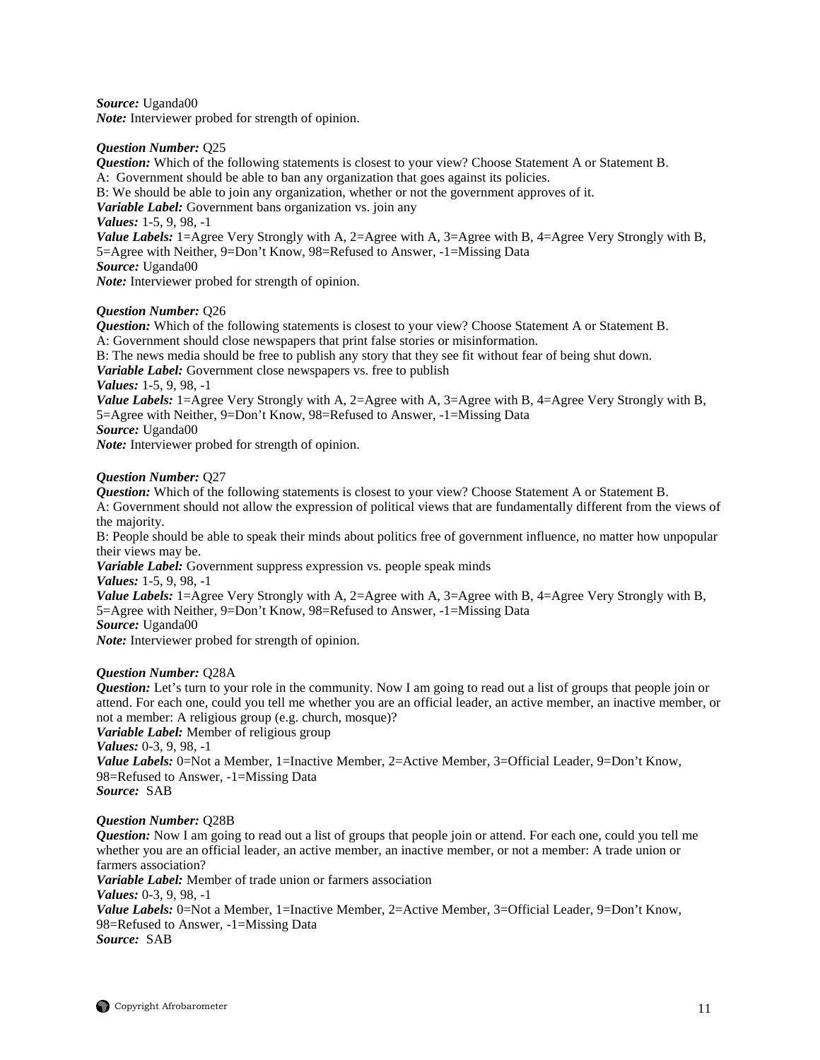***Source:*** Uganda00
***Note:*** Interviewer probed for strength of opinion.

***Question Number:*** Q25
***Question:*** Which of the following statements is closest to your view? Choose Statement A or Statement B.
A: Government should be able to ban any organization that goes against its policies.
B: We should be able to join any organization, whether or not the government approves of it.
***Variable Label:*** Government bans organization vs. join any
***Values:*** 1-5, 9, 98, -1
***Value Labels:*** 1=Agree Very Strongly with A, 2=Agree with A, 3=Agree with B, 4=Agree Very Strongly with B, 5=Agree with Neither, 9=Don't Know, 98=Refused to Answer, -1=Missing Data
***Source:*** Uganda00
***Note:*** Interviewer probed for strength of opinion.

***Question Number:*** Q26
***Question:*** Which of the following statements is closest to your view? Choose Statement A or Statement B.
A: Government should close newspapers that print false stories or misinformation.
B: The news media should be free to publish any story that they see fit without fear of being shut down.
***Variable Label:*** Government close newspapers vs. free to publish
***Values:*** 1-5, 9, 98, -1
***Value Labels:*** 1=Agree Very Strongly with A, 2=Agree with A, 3=Agree with B, 4=Agree Very Strongly with B, 5=Agree with Neither, 9=Don't Know, 98=Refused to Answer, -1=Missing Data
***Source:*** Uganda00
***Note:*** Interviewer probed for strength of opinion.

***Question Number:*** Q27
***Question:*** Which of the following statements is closest to your view? Choose Statement A or Statement B.
A: Government should not allow the expression of political views that are fundamentally different from the views of the majority.
B: People should be able to speak their minds about politics free of government influence, no matter how unpopular their views may be.
***Variable Label:*** Government suppress expression vs. people speak minds
***Values:*** 1-5, 9, 98, -1
***Value Labels:*** 1=Agree Very Strongly with A, 2=Agree with A, 3=Agree with B, 4=Agree Very Strongly with B, 5=Agree with Neither, 9=Don't Know, 98=Refused to Answer, -1=Missing Data
***Source:*** Uganda00
***Note:*** Interviewer probed for strength of opinion.

***Question Number:*** Q28A
***Question:*** Let's turn to your role in the community. Now I am going to read out a list of groups that people join or attend. For each one, could you tell me whether you are an official leader, an active member, an inactive member, or not a member: A religious group (e.g. church, mosque)?
***Variable Label:*** Member of religious group
***Values:*** 0-3, 9, 98, -1
***Value Labels:*** 0=Not a Member, 1=Inactive Member, 2=Active Member, 3=Official Leader, 9=Don't Know, 98=Refused to Answer, -1=Missing Data
***Source:*** SAB

***Question Number:*** Q28B
***Question:*** Now I am going to read out a list of groups that people join or attend. For each one, could you tell me whether you are an official leader, an active member, an inactive member, or not a member: A trade union or farmers association?
***Variable Label:*** Member of trade union or farmers association
***Values:*** 0-3, 9, 98, -1
***Value Labels:*** 0=Not a Member, 1=Inactive Member, 2=Active Member, 3=Official Leader, 9=Don't Know, 98=Refused to Answer, -1=Missing Data
***Source:*** SAB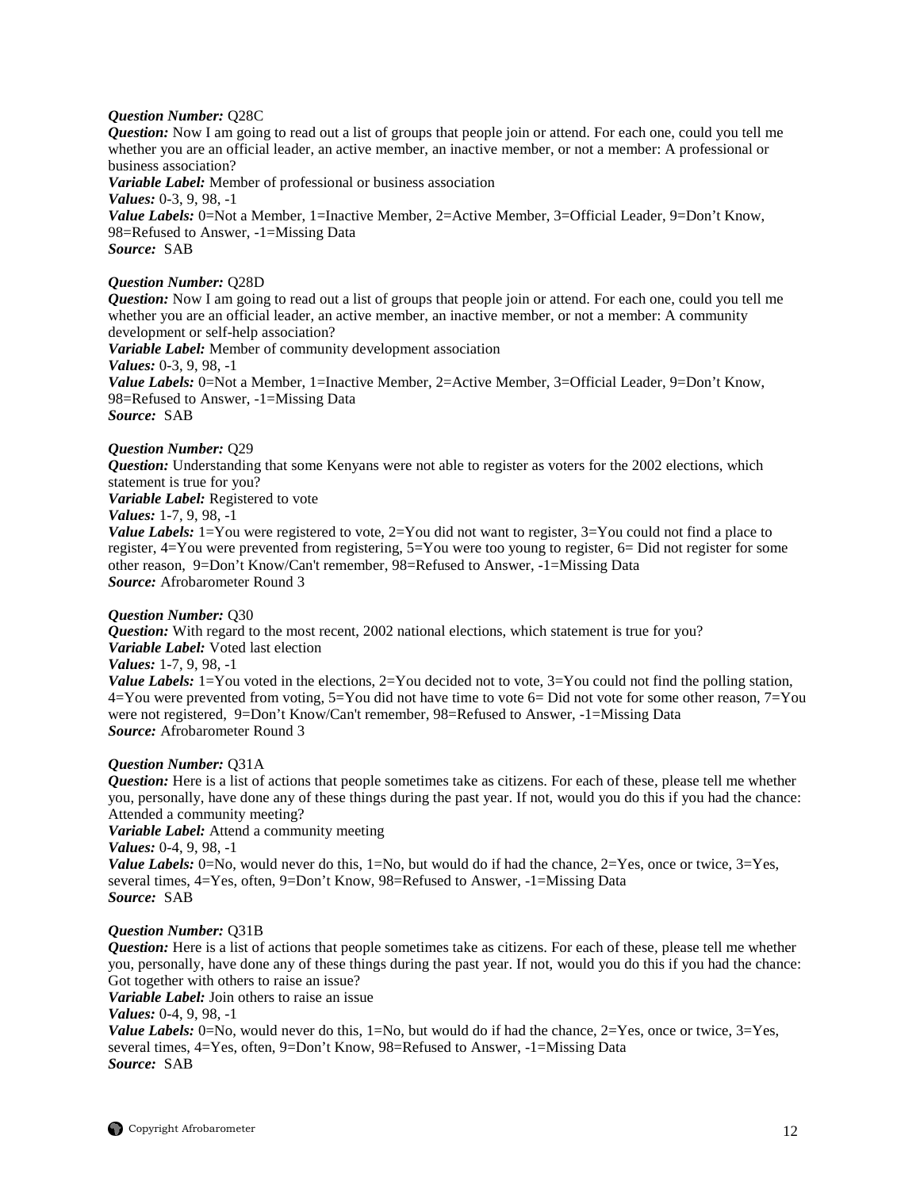***Question Number:*** Q28C
***Question:*** Now I am going to read out a list of groups that people join or attend. For each one, could you tell me whether you are an official leader, an active member, an inactive member, or not a member: A professional or business association?
***Variable Label:*** Member of professional or business association
***Values:*** 0-3, 9, 98, -1
***Value Labels:*** 0=Not a Member, 1=Inactive Member, 2=Active Member, 3=Official Leader, 9=Don't Know, 98=Refused to Answer, -1=Missing Data
***Source:*** SAB

***Question Number:*** Q28D
***Question:*** Now I am going to read out a list of groups that people join or attend. For each one, could you tell me whether you are an official leader, an active member, an inactive member, or not a member: A community development or self-help association?
***Variable Label:*** Member of community development association
***Values:*** 0-3, 9, 98, -1
***Value Labels:*** 0=Not a Member, 1=Inactive Member, 2=Active Member, 3=Official Leader, 9=Don't Know, 98=Refused to Answer, -1=Missing Data
***Source:*** SAB

***Question Number:*** Q29
***Question:*** Understanding that some Kenyans were not able to register as voters for the 2002 elections, which statement is true for you?
***Variable Label:*** Registered to vote
***Values:*** 1-7, 9, 98, -1
***Value Labels:*** 1=You were registered to vote, 2=You did not want to register, 3=You could not find a place to register, 4=You were prevented from registering, 5=You were too young to register, 6= Did not register for some other reason, 9=Don't Know/Can't remember, 98=Refused to Answer, -1=Missing Data
***Source:*** Afrobarometer Round 3

***Question Number:*** Q30
***Question:*** With regard to the most recent, 2002 national elections, which statement is true for you?
***Variable Label:*** Voted last election
***Values:*** 1-7, 9, 98, -1
***Value Labels:*** 1=You voted in the elections, 2=You decided not to vote, 3=You could not find the polling station, 4=You were prevented from voting, 5=You did not have time to vote 6= Did not vote for some other reason, 7=You were not registered, 9=Don't Know/Can't remember, 98=Refused to Answer, -1=Missing Data
***Source:*** Afrobarometer Round 3

***Question Number:*** Q31A
***Question:*** Here is a list of actions that people sometimes take as citizens. For each of these, please tell me whether you, personally, have done any of these things during the past year. If not, would you do this if you had the chance: Attended a community meeting?
***Variable Label:*** Attend a community meeting
***Values:*** 0-4, 9, 98, -1
***Value Labels:*** 0=No, would never do this, 1=No, but would do if had the chance, 2=Yes, once or twice, 3=Yes, several times, 4=Yes, often, 9=Don't Know, 98=Refused to Answer, -1=Missing Data
***Source:*** SAB

***Question Number:*** Q31B
***Question:*** Here is a list of actions that people sometimes take as citizens. For each of these, please tell me whether you, personally, have done any of these things during the past year. If not, would you do this if you had the chance: Got together with others to raise an issue?
***Variable Label:*** Join others to raise an issue
***Values:*** 0-4, 9, 98, -1
***Value Labels:*** 0=No, would never do this, 1=No, but would do if had the chance, 2=Yes, once or twice, 3=Yes, several times, 4=Yes, often, 9=Don't Know, 98=Refused to Answer, -1=Missing Data
***Source:*** SAB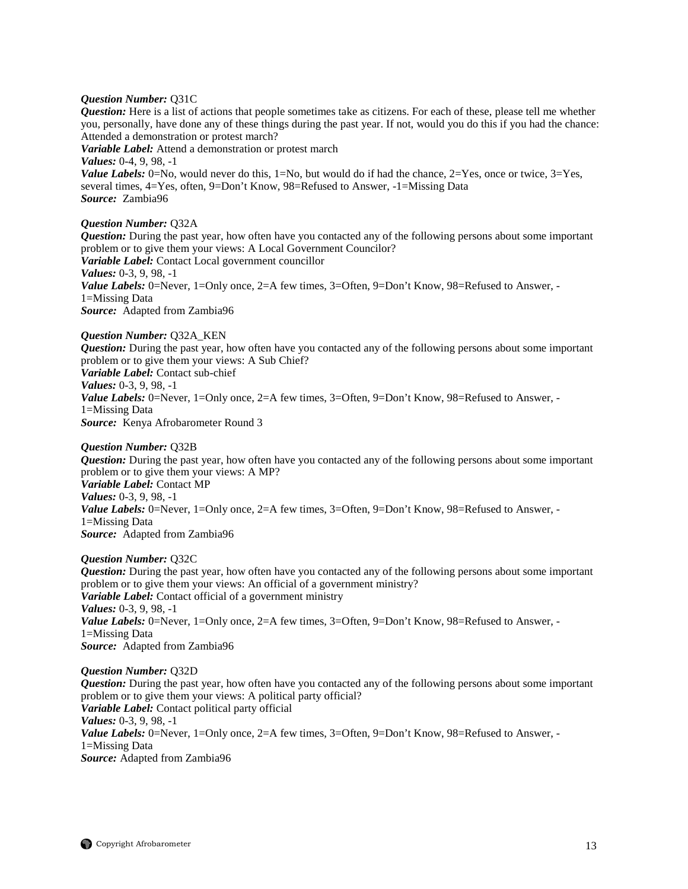***Question Number:*** Q31C
***Question:*** Here is a list of actions that people sometimes take as citizens. For each of these, please tell me whether you, personally, have done any of these things during the past year. If not, would you do this if you had the chance: Attended a demonstration or protest march?
***Variable Label:*** Attend a demonstration or protest march
***Values:*** 0-4, 9, 98, -1
***Value Labels:*** 0=No, would never do this, 1=No, but would do if had the chance, 2=Yes, once or twice, 3=Yes, several times, 4=Yes, often, 9=Don't Know, 98=Refused to Answer, -1=Missing Data
***Source:*** Zambia96

***Question Number:*** Q32A
***Question:*** During the past year, how often have you contacted any of the following persons about some important problem or to give them your views: A Local Government Councilor?
***Variable Label:*** Contact Local government councillor
***Values:*** 0-3, 9, 98, -1
***Value Labels:*** 0=Never, 1=Only once, 2=A few times, 3=Often, 9=Don't Know, 98=Refused to Answer, -1=Missing Data
***Source:*** Adapted from Zambia96

***Question Number:*** Q32A_KEN
***Question:*** During the past year, how often have you contacted any of the following persons about some important problem or to give them your views: A Sub Chief?
***Variable Label:*** Contact sub-chief
***Values:*** 0-3, 9, 98, -1
***Value Labels:*** 0=Never, 1=Only once, 2=A few times, 3=Often, 9=Don't Know, 98=Refused to Answer, -1=Missing Data
***Source:*** Kenya Afrobarometer Round 3

***Question Number:*** Q32B
***Question:*** During the past year, how often have you contacted any of the following persons about some important problem or to give them your views: A MP?
***Variable Label:*** Contact MP
***Values:*** 0-3, 9, 98, -1
***Value Labels:*** 0=Never, 1=Only once, 2=A few times, 3=Often, 9=Don't Know, 98=Refused to Answer, -1=Missing Data
***Source:*** Adapted from Zambia96

***Question Number:*** Q32C
***Question:*** During the past year, how often have you contacted any of the following persons about some important problem or to give them your views: An official of a government ministry?
***Variable Label:*** Contact official of a government ministry
***Values:*** 0-3, 9, 98, -1
***Value Labels:*** 0=Never, 1=Only once, 2=A few times, 3=Often, 9=Don't Know, 98=Refused to Answer, -1=Missing Data
***Source:*** Adapted from Zambia96

***Question Number:*** Q32D
***Question:*** During the past year, how often have you contacted any of the following persons about some important problem or to give them your views: A political party official?
***Variable Label:*** Contact political party official
***Values:*** 0-3, 9, 98, -1
***Value Labels:*** 0=Never, 1=Only once, 2=A few times, 3=Often, 9=Don't Know, 98=Refused to Answer, -1=Missing Data
***Source:*** Adapted from Zambia96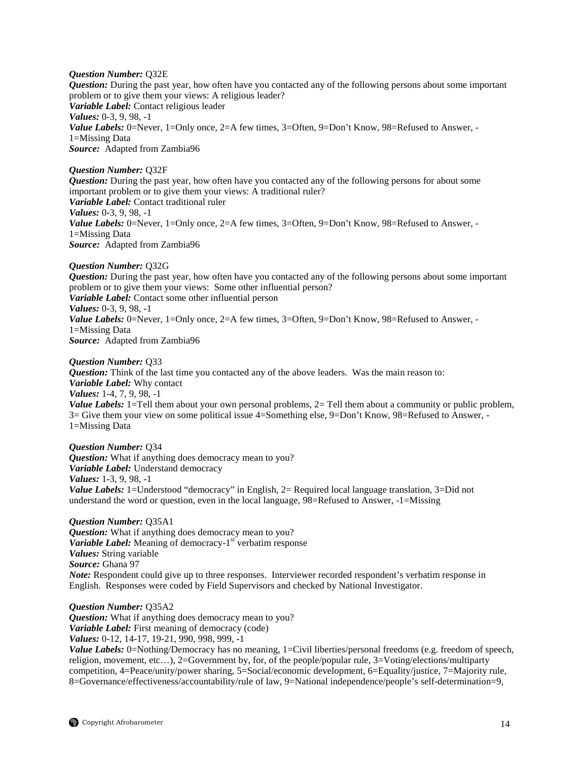***Question Number:*** Q32E
***Question:*** During the past year, how often have you contacted any of the following persons about some important problem or to give them your views: A religious leader?
***Variable Label:*** Contact religious leader
***Values:*** 0-3, 9, 98, -1
***Value Labels:*** 0=Never, 1=Only once, 2=A few times, 3=Often, 9=Don't Know, 98=Refused to Answer, -1=Missing Data
***Source:*** Adapted from Zambia96

***Question Number:*** Q32F
***Question:*** During the past year, how often have you contacted any of the following persons for about some important problem or to give them your views: A traditional ruler?
***Variable Label:*** Contact traditional ruler
***Values:*** 0-3, 9, 98, -1
***Value Labels:*** 0=Never, 1=Only once, 2=A few times, 3=Often, 9=Don't Know, 98=Refused to Answer, -1=Missing Data
***Source:*** Adapted from Zambia96

***Question Number:*** Q32G
***Question:*** During the past year, how often have you contacted any of the following persons about some important problem or to give them your views: Some other influential person?
***Variable Label:*** Contact some other influential person
***Values:*** 0-3, 9, 98, -1
***Value Labels:*** 0=Never, 1=Only once, 2=A few times, 3=Often, 9=Don't Know, 98=Refused to Answer, -1=Missing Data
***Source:*** Adapted from Zambia96

***Question Number:*** Q33
***Question:*** Think of the last time you contacted any of the above leaders. Was the main reason to:
***Variable Label:*** Why contact
***Values:*** 1-4, 7, 9, 98, -1
***Value Labels:*** 1=Tell them about your own personal problems, 2= Tell them about a community or public problem, 3= Give them your view on some political issue 4=Something else, 9=Don't Know, 98=Refused to Answer, -1=Missing Data

***Question Number:*** Q34
***Question:*** What if anything does democracy mean to you?
***Variable Label:*** Understand democracy
***Values:*** 1-3, 9, 98, -1
***Value Labels:*** 1=Understood "democracy" in English, 2= Required local language translation, 3=Did not understand the word or question, even in the local language, 98=Refused to Answer, -1=Missing

***Question Number:*** Q35A1
***Question:*** What if anything does democracy mean to you?
***Variable Label:*** Meaning of democracy-1st verbatim response
***Values:*** String variable
***Source:*** Ghana 97
***Note:*** Respondent could give up to three responses. Interviewer recorded respondent's verbatim response in English. Responses were coded by Field Supervisors and checked by National Investigator.

***Question Number:*** Q35A2
***Question:*** What if anything does democracy mean to you?
***Variable Label:*** First meaning of democracy (code)
***Values:*** 0-12, 14-17, 19-21, 990, 998, 999, -1
***Value Labels:*** 0=Nothing/Democracy has no meaning, 1=Civil liberties/personal freedoms (e.g. freedom of speech, religion, movement, etc…), 2=Government by, for, of the people/popular rule, 3=Voting/elections/multiparty competition, 4=Peace/unity/power sharing, 5=Social/economic development, 6=Equality/justice, 7=Majority rule, 8=Governance/effectiveness/accountability/rule of law, 9=National independence/people's self-determination=9,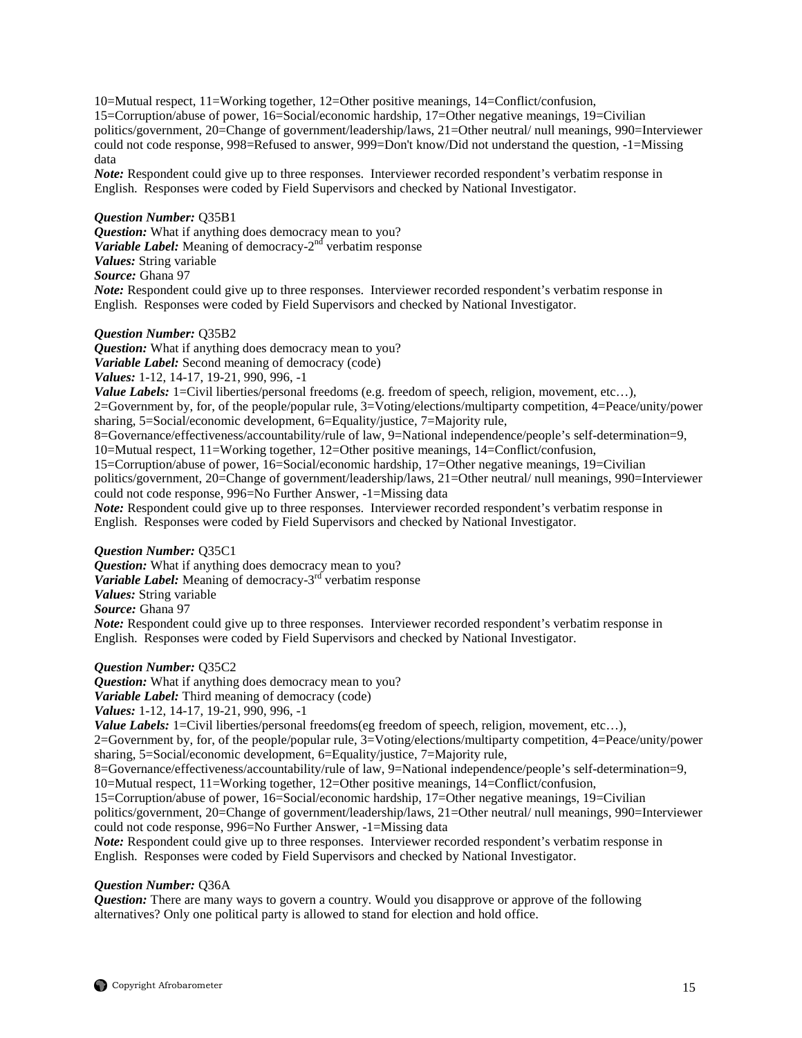10=Mutual respect, 11=Working together, 12=Other positive meanings, 14=Conflict/confusion, 15=Corruption/abuse of power, 16=Social/economic hardship, 17=Other negative meanings, 19=Civilian politics/government, 20=Change of government/leadership/laws, 21=Other neutral/ null meanings, 990=Interviewer could not code response, 998=Refused to answer, 999=Don't know/Did not understand the question, -1=Missing data

*Note:* Respondent could give up to three responses. Interviewer recorded respondent's verbatim response in English. Responses were coded by Field Supervisors and checked by National Investigator.

***Question Number:*** Q35B1
***Question:*** What if anything does democracy mean to you?
***Variable Label:*** Meaning of democracy-2nd verbatim response
***Values:*** String variable
***Source:*** Ghana 97
***Note:*** Respondent could give up to three responses. Interviewer recorded respondent's verbatim response in English. Responses were coded by Field Supervisors and checked by National Investigator.

***Question Number:*** Q35B2
***Question:*** What if anything does democracy mean to you?
***Variable Label:*** Second meaning of democracy (code)
***Values:*** 1-12, 14-17, 19-21, 990, 996, -1
***Value Labels:*** 1=Civil liberties/personal freedoms (e.g. freedom of speech, religion, movement, etc…), 2=Government by, for, of the people/popular rule, 3=Voting/elections/multiparty competition, 4=Peace/unity/power sharing, 5=Social/economic development, 6=Equality/justice, 7=Majority rule, 8=Governance/effectiveness/accountability/rule of law, 9=National independence/people's self-determination=9, 10=Mutual respect, 11=Working together, 12=Other positive meanings, 14=Conflict/confusion, 15=Corruption/abuse of power, 16=Social/economic hardship, 17=Other negative meanings, 19=Civilian politics/government, 20=Change of government/leadership/laws, 21=Other neutral/ null meanings, 990=Interviewer could not code response, 996=No Further Answer, -1=Missing data
***Note:*** Respondent could give up to three responses. Interviewer recorded respondent's verbatim response in English. Responses were coded by Field Supervisors and checked by National Investigator.

***Question Number:*** Q35C1
***Question:*** What if anything does democracy mean to you?
***Variable Label:*** Meaning of democracy-3rd verbatim response
***Values:*** String variable
***Source:*** Ghana 97
***Note:*** Respondent could give up to three responses. Interviewer recorded respondent's verbatim response in English. Responses were coded by Field Supervisors and checked by National Investigator.

***Question Number:*** Q35C2
***Question:*** What if anything does democracy mean to you?
***Variable Label:*** Third meaning of democracy (code)
***Values:*** 1-12, 14-17, 19-21, 990, 996, -1
***Value Labels:*** 1=Civil liberties/personal freedoms(eg freedom of speech, religion, movement, etc…), 2=Government by, for, of the people/popular rule, 3=Voting/elections/multiparty competition, 4=Peace/unity/power sharing, 5=Social/economic development, 6=Equality/justice, 7=Majority rule, 8=Governance/effectiveness/accountability/rule of law, 9=National independence/people's self-determination=9, 10=Mutual respect, 11=Working together, 12=Other positive meanings, 14=Conflict/confusion, 15=Corruption/abuse of power, 16=Social/economic hardship, 17=Other negative meanings, 19=Civilian politics/government, 20=Change of government/leadership/laws, 21=Other neutral/ null meanings, 990=Interviewer could not code response, 996=No Further Answer, -1=Missing data
***Note:*** Respondent could give up to three responses. Interviewer recorded respondent's verbatim response in English. Responses were coded by Field Supervisors and checked by National Investigator.

***Question Number:*** Q36A
***Question:*** There are many ways to govern a country. Would you disapprove or approve of the following alternatives? Only one political party is allowed to stand for election and hold office.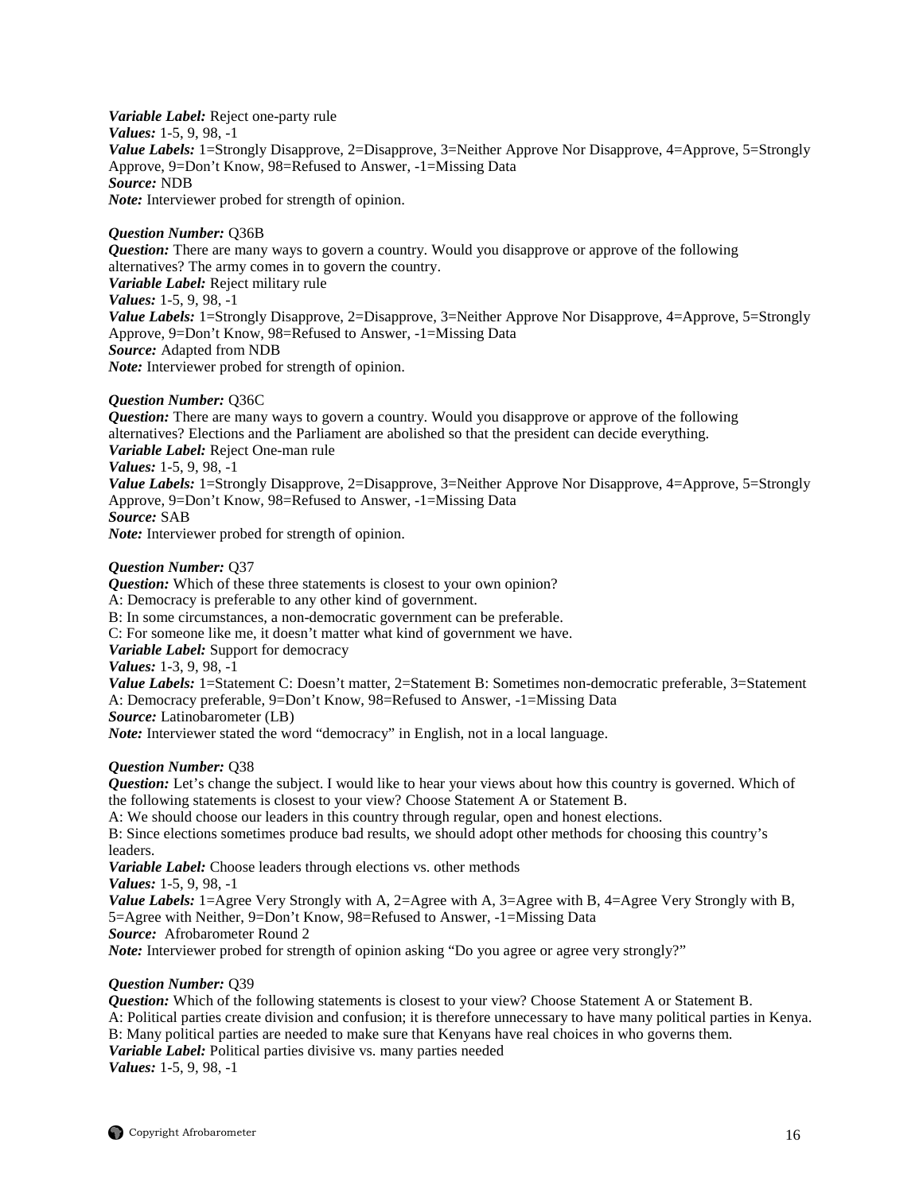***Variable Label:*** Reject one-party rule
***Values:*** 1-5, 9, 98, -1
***Value Labels:*** 1=Strongly Disapprove, 2=Disapprove, 3=Neither Approve Nor Disapprove, 4=Approve, 5=Strongly Approve, 9=Don't Know, 98=Refused to Answer, -1=Missing Data
***Source:*** NDB
***Note:*** Interviewer probed for strength of opinion.

***Question Number:*** Q36B
***Question:*** There are many ways to govern a country. Would you disapprove or approve of the following alternatives? The army comes in to govern the country.
***Variable Label:*** Reject military rule
***Values:*** 1-5, 9, 98, -1
***Value Labels:*** 1=Strongly Disapprove, 2=Disapprove, 3=Neither Approve Nor Disapprove, 4=Approve, 5=Strongly Approve, 9=Don't Know, 98=Refused to Answer, -1=Missing Data
***Source:*** Adapted from NDB
***Note:*** Interviewer probed for strength of opinion.

***Question Number:*** Q36C
***Question:*** There are many ways to govern a country. Would you disapprove or approve of the following alternatives? Elections and the Parliament are abolished so that the president can decide everything.
***Variable Label:*** Reject One-man rule
***Values:*** 1-5, 9, 98, -1
***Value Labels:*** 1=Strongly Disapprove, 2=Disapprove, 3=Neither Approve Nor Disapprove, 4=Approve, 5=Strongly Approve, 9=Don't Know, 98=Refused to Answer, -1=Missing Data
***Source:*** SAB
***Note:*** Interviewer probed for strength of opinion.

***Question Number:*** Q37
***Question:*** Which of these three statements is closest to your own opinion?
A: Democracy is preferable to any other kind of government.
B: In some circumstances, a non-democratic government can be preferable.
C: For someone like me, it doesn't matter what kind of government we have.
***Variable Label:*** Support for democracy
***Values:*** 1-3, 9, 98, -1
***Value Labels:*** 1=Statement C: Doesn't matter, 2=Statement B: Sometimes non-democratic preferable, 3=Statement A: Democracy preferable, 9=Don't Know, 98=Refused to Answer, -1=Missing Data
***Source:*** Latinobarometer (LB)
***Note:*** Interviewer stated the word "democracy" in English, not in a local language.

***Question Number:*** Q38
***Question:*** Let's change the subject. I would like to hear your views about how this country is governed. Which of the following statements is closest to your view? Choose Statement A or Statement B.
A: We should choose our leaders in this country through regular, open and honest elections.
B: Since elections sometimes produce bad results, we should adopt other methods for choosing this country's leaders.
***Variable Label:*** Choose leaders through elections vs. other methods
***Values:*** 1-5, 9, 98, -1
***Value Labels:*** 1=Agree Very Strongly with A, 2=Agree with A, 3=Agree with B, 4=Agree Very Strongly with B, 5=Agree with Neither, 9=Don't Know, 98=Refused to Answer, -1=Missing Data
***Source:*** Afrobarometer Round 2
***Note:*** Interviewer probed for strength of opinion asking "Do you agree or agree very strongly?"

***Question Number:*** Q39
***Question:*** Which of the following statements is closest to your view? Choose Statement A or Statement B.
A: Political parties create division and confusion; it is therefore unnecessary to have many political parties in Kenya.
B: Many political parties are needed to make sure that Kenyans have real choices in who governs them.
***Variable Label:*** Political parties divisive vs. many parties needed
***Values:*** 1-5, 9, 98, -1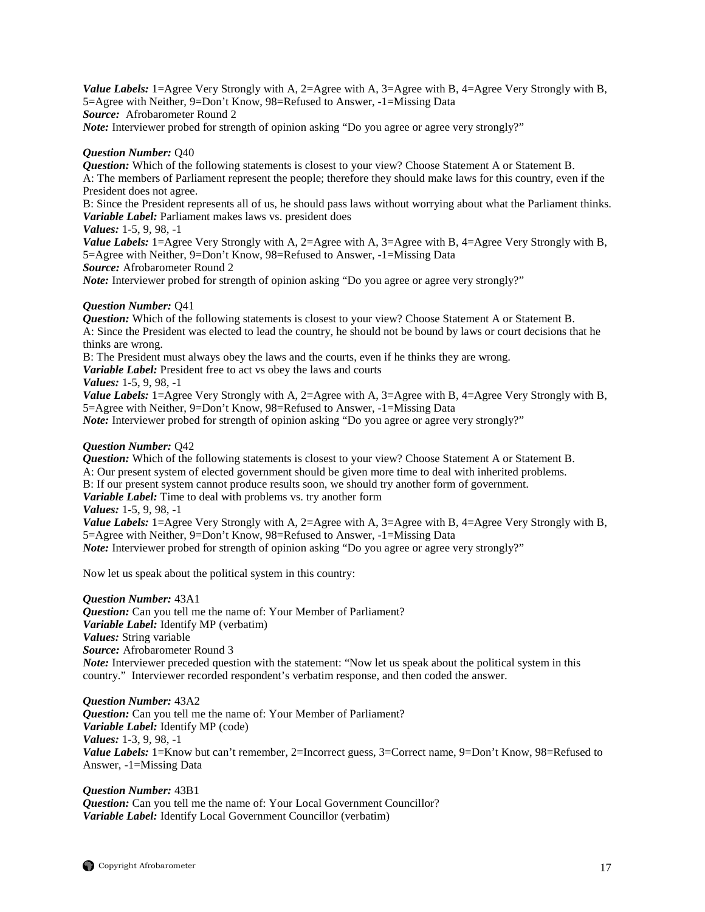***Value Labels:*** 1=Agree Very Strongly with A, 2=Agree with A, 3=Agree with B, 4=Agree Very Strongly with B, 5=Agree with Neither, 9=Don't Know, 98=Refused to Answer, -1=Missing Data
***Source:*** Afrobarometer Round 2
***Note:*** Interviewer probed for strength of opinion asking "Do you agree or agree very strongly?"

***Question Number:*** Q40
***Question:*** Which of the following statements is closest to your view? Choose Statement A or Statement B.
A: The members of Parliament represent the people; therefore they should make laws for this country, even if the President does not agree.
B: Since the President represents all of us, he should pass laws without worrying about what the Parliament thinks.
***Variable Label:*** Parliament makes laws vs. president does
***Values:*** 1-5, 9, 98, -1
***Value Labels:*** 1=Agree Very Strongly with A, 2=Agree with A, 3=Agree with B, 4=Agree Very Strongly with B, 5=Agree with Neither, 9=Don't Know, 98=Refused to Answer, -1=Missing Data
***Source:*** Afrobarometer Round 2
***Note:*** Interviewer probed for strength of opinion asking "Do you agree or agree very strongly?"

***Question Number:*** Q41
***Question:*** Which of the following statements is closest to your view? Choose Statement A or Statement B.
A: Since the President was elected to lead the country, he should not be bound by laws or court decisions that he thinks are wrong.
B: The President must always obey the laws and the courts, even if he thinks they are wrong.
***Variable Label:*** President free to act vs obey the laws and courts
***Values:*** 1-5, 9, 98, -1
***Value Labels:*** 1=Agree Very Strongly with A, 2=Agree with A, 3=Agree with B, 4=Agree Very Strongly with B, 5=Agree with Neither, 9=Don't Know, 98=Refused to Answer, -1=Missing Data
***Note:*** Interviewer probed for strength of opinion asking "Do you agree or agree very strongly?"

***Question Number:*** Q42
***Question:*** Which of the following statements is closest to your view? Choose Statement A or Statement B.
A: Our present system of elected government should be given more time to deal with inherited problems.
B: If our present system cannot produce results soon, we should try another form of government.
***Variable Label:*** Time to deal with problems vs. try another form
***Values:*** 1-5, 9, 98, -1
***Value Labels:*** 1=Agree Very Strongly with A, 2=Agree with A, 3=Agree with B, 4=Agree Very Strongly with B, 5=Agree with Neither, 9=Don't Know, 98=Refused to Answer, -1=Missing Data
***Note:*** Interviewer probed for strength of opinion asking "Do you agree or agree very strongly?"

Now let us speak about the political system in this country:

***Question Number:*** 43A1
***Question:*** Can you tell me the name of: Your Member of Parliament?
***Variable Label:*** Identify MP (verbatim)
***Values:*** String variable
***Source:*** Afrobarometer Round 3
***Note:*** Interviewer preceded question with the statement: "Now let us speak about the political system in this country." Interviewer recorded respondent's verbatim response, and then coded the answer.

***Question Number:*** 43A2
***Question:*** Can you tell me the name of: Your Member of Parliament?
***Variable Label:*** Identify MP (code)
***Values:*** 1-3, 9, 98, -1
***Value Labels:*** 1=Know but can't remember, 2=Incorrect guess, 3=Correct name, 9=Don't Know, 98=Refused to Answer, -1=Missing Data

***Question Number:*** 43B1
***Question:*** Can you tell me the name of: Your Local Government Councillor?
***Variable Label:*** Identify Local Government Councillor (verbatim)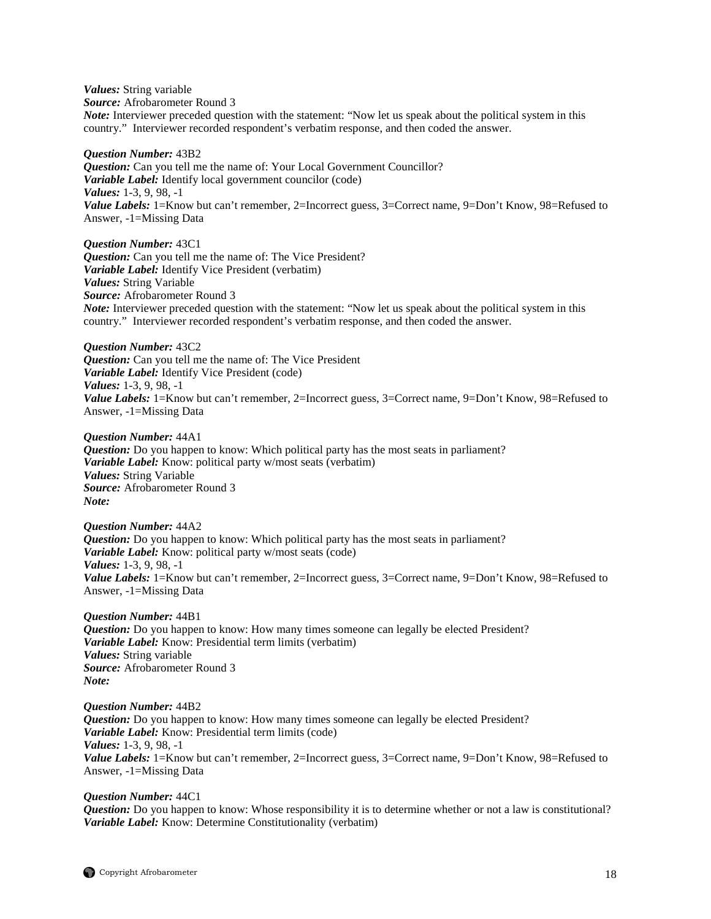***Values:*** String variable
***Source:*** Afrobarometer Round 3
***Note:*** Interviewer preceded question with the statement: "Now let us speak about the political system in this country." Interviewer recorded respondent's verbatim response, and then coded the answer.

***Question Number:*** 43B2
***Question:*** Can you tell me the name of: Your Local Government Councillor?
***Variable Label:*** Identify local government councilor (code)
***Values:*** 1-3, 9, 98, -1
***Value Labels:*** 1=Know but can't remember, 2=Incorrect guess, 3=Correct name, 9=Don't Know, 98=Refused to Answer, -1=Missing Data

***Question Number:*** 43C1
***Question:*** Can you tell me the name of: The Vice President?
***Variable Label:*** Identify Vice President (verbatim)
***Values:*** String Variable
***Source:*** Afrobarometer Round 3
***Note:*** Interviewer preceded question with the statement: "Now let us speak about the political system in this country." Interviewer recorded respondent's verbatim response, and then coded the answer.

***Question Number:*** 43C2
***Question:*** Can you tell me the name of: The Vice President
***Variable Label:*** Identify Vice President (code)
***Values:*** 1-3, 9, 98, -1
***Value Labels:*** 1=Know but can't remember, 2=Incorrect guess, 3=Correct name, 9=Don't Know, 98=Refused to Answer, -1=Missing Data

***Question Number:*** 44A1
***Question:*** Do you happen to know: Which political party has the most seats in parliament?
***Variable Label:*** Know: political party w/most seats (verbatim)
***Values:*** String Variable
***Source:*** Afrobarometer Round 3
***Note:***

***Question Number:*** 44A2
***Question:*** Do you happen to know: Which political party has the most seats in parliament?
***Variable Label:*** Know: political party w/most seats (code)
***Values:*** 1-3, 9, 98, -1
***Value Labels:*** 1=Know but can't remember, 2=Incorrect guess, 3=Correct name, 9=Don't Know, 98=Refused to Answer, -1=Missing Data

***Question Number:*** 44B1
***Question:*** Do you happen to know: How many times someone can legally be elected President?
***Variable Label:*** Know: Presidential term limits (verbatim)
***Values:*** String variable
***Source:*** Afrobarometer Round 3
***Note:***

***Question Number:*** 44B2
***Question:*** Do you happen to know: How many times someone can legally be elected President?
***Variable Label:*** Know: Presidential term limits (code)
***Values:*** 1-3, 9, 98, -1
***Value Labels:*** 1=Know but can't remember, 2=Incorrect guess, 3=Correct name, 9=Don't Know, 98=Refused to Answer, -1=Missing Data

***Question Number:*** 44C1
***Question:*** Do you happen to know: Whose responsibility it is to determine whether or not a law is constitutional?
***Variable Label:*** Know: Determine Constitutionality (verbatim)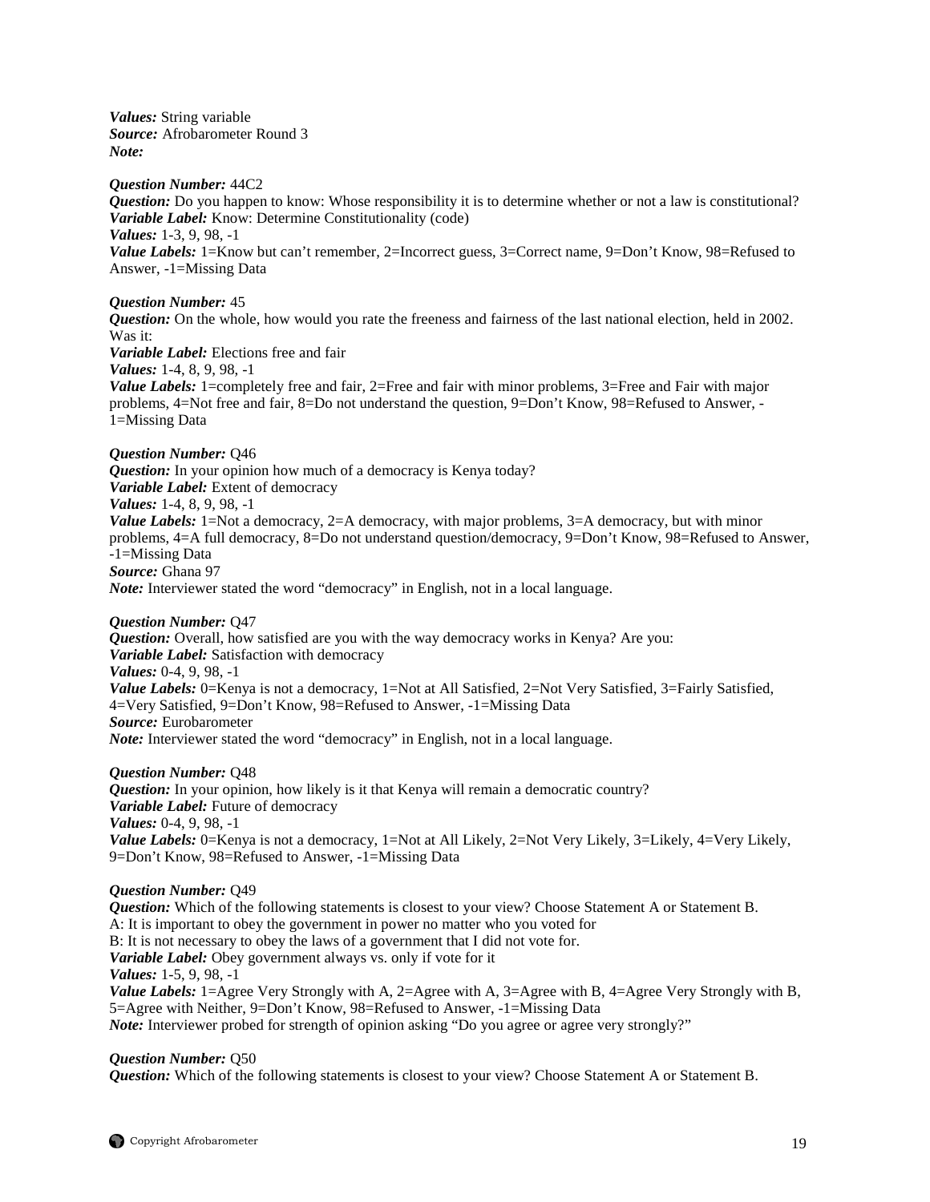***Values:*** String variable
***Source:*** Afrobarometer Round 3
***Note:***

***Question Number:*** 44C2
***Question:*** Do you happen to know: Whose responsibility it is to determine whether or not a law is constitutional?
***Variable Label:*** Know: Determine Constitutionality (code)
***Values:*** 1-3, 9, 98, -1
***Value Labels:*** 1=Know but can't remember, 2=Incorrect guess, 3=Correct name, 9=Don't Know, 98=Refused to Answer, -1=Missing Data

***Question Number:*** 45
***Question:*** On the whole, how would you rate the freeness and fairness of the last national election, held in 2002. Was it:
***Variable Label:*** Elections free and fair
***Values:*** 1-4, 8, 9, 98, -1
***Value Labels:*** 1=completely free and fair, 2=Free and fair with minor problems, 3=Free and Fair with major problems, 4=Not free and fair, 8=Do not understand the question, 9=Don't Know, 98=Refused to Answer, -1=Missing Data

***Question Number:*** Q46
***Question:*** In your opinion how much of a democracy is Kenya today?
***Variable Label:*** Extent of democracy
***Values:*** 1-4, 8, 9, 98, -1
***Value Labels:*** 1=Not a democracy, 2=A democracy, with major problems, 3=A democracy, but with minor problems, 4=A full democracy, 8=Do not understand question/democracy, 9=Don't Know, 98=Refused to Answer, -1=Missing Data
***Source:*** Ghana 97
***Note:*** Interviewer stated the word "democracy" in English, not in a local language.

***Question Number:*** Q47
***Question:*** Overall, how satisfied are you with the way democracy works in Kenya? Are you:
***Variable Label:*** Satisfaction with democracy
***Values:*** 0-4, 9, 98, -1
***Value Labels:*** 0=Kenya is not a democracy, 1=Not at All Satisfied, 2=Not Very Satisfied, 3=Fairly Satisfied, 4=Very Satisfied, 9=Don't Know, 98=Refused to Answer, -1=Missing Data
***Source:*** Eurobarometer
***Note:*** Interviewer stated the word "democracy" in English, not in a local language.

***Question Number:*** Q48
***Question:*** In your opinion, how likely is it that Kenya will remain a democratic country?
***Variable Label:*** Future of democracy
***Values:*** 0-4, 9, 98, -1
***Value Labels:*** 0=Kenya is not a democracy, 1=Not at All Likely, 2=Not Very Likely, 3=Likely, 4=Very Likely, 9=Don't Know, 98=Refused to Answer, -1=Missing Data

***Question Number:*** Q49
***Question:*** Which of the following statements is closest to your view? Choose Statement A or Statement B.
A: It is important to obey the government in power no matter who you voted for
B: It is not necessary to obey the laws of a government that I did not vote for.
***Variable Label:*** Obey government always vs. only if vote for it
***Values:*** 1-5, 9, 98, -1
***Value Labels:*** 1=Agree Very Strongly with A, 2=Agree with A, 3=Agree with B, 4=Agree Very Strongly with B, 5=Agree with Neither, 9=Don't Know, 98=Refused to Answer, -1=Missing Data
***Note:*** Interviewer probed for strength of opinion asking "Do you agree or agree very strongly?"

***Question Number:*** Q50
***Question:*** Which of the following statements is closest to your view? Choose Statement A or Statement B.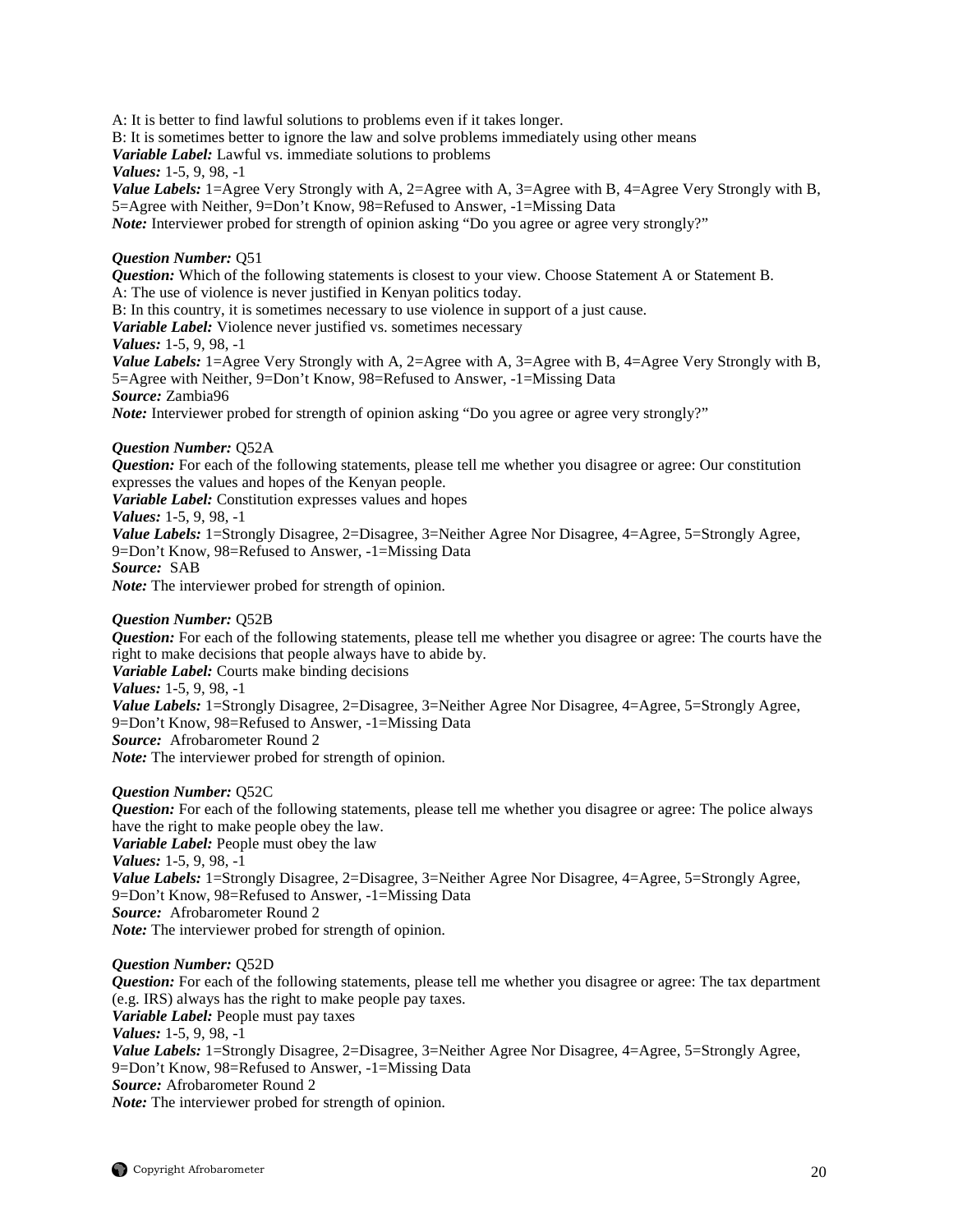A: It is better to find lawful solutions to problems even if it takes longer.
B: It is sometimes better to ignore the law and solve problems immediately using other means
***Variable Label:*** Lawful vs. immediate solutions to problems
***Values:*** 1-5, 9, 98, -1
***Value Labels:*** 1=Agree Very Strongly with A, 2=Agree with A, 3=Agree with B, 4=Agree Very Strongly with B, 5=Agree with Neither, 9=Don't Know, 98=Refused to Answer, -1=Missing Data
***Note:*** Interviewer probed for strength of opinion asking "Do you agree or agree very strongly?"

***Question Number:*** Q51
***Question:*** Which of the following statements is closest to your view. Choose Statement A or Statement B.
A: The use of violence is never justified in Kenyan politics today.
B: In this country, it is sometimes necessary to use violence in support of a just cause.
***Variable Label:*** Violence never justified vs. sometimes necessary
***Values:*** 1-5, 9, 98, -1
***Value Labels:*** 1=Agree Very Strongly with A, 2=Agree with A, 3=Agree with B, 4=Agree Very Strongly with B, 5=Agree with Neither, 9=Don't Know, 98=Refused to Answer, -1=Missing Data
***Source:*** Zambia96
***Note:*** Interviewer probed for strength of opinion asking "Do you agree or agree very strongly?"

***Question Number:*** Q52A
***Question:*** For each of the following statements, please tell me whether you disagree or agree: Our constitution expresses the values and hopes of the Kenyan people.
***Variable Label:*** Constitution expresses values and hopes
***Values:*** 1-5, 9, 98, -1
***Value Labels:*** 1=Strongly Disagree, 2=Disagree, 3=Neither Agree Nor Disagree, 4=Agree, 5=Strongly Agree, 9=Don't Know, 98=Refused to Answer, -1=Missing Data
***Source:*** SAB
***Note:*** The interviewer probed for strength of opinion.

***Question Number:*** Q52B
***Question:*** For each of the following statements, please tell me whether you disagree or agree: The courts have the right to make decisions that people always have to abide by.
***Variable Label:*** Courts make binding decisions
***Values:*** 1-5, 9, 98, -1
***Value Labels:*** 1=Strongly Disagree, 2=Disagree, 3=Neither Agree Nor Disagree, 4=Agree, 5=Strongly Agree, 9=Don't Know, 98=Refused to Answer, -1=Missing Data
***Source:*** Afrobarometer Round 2
***Note:*** The interviewer probed for strength of opinion.

***Question Number:*** Q52C
***Question:*** For each of the following statements, please tell me whether you disagree or agree: The police always have the right to make people obey the law.
***Variable Label:*** People must obey the law
***Values:*** 1-5, 9, 98, -1
***Value Labels:*** 1=Strongly Disagree, 2=Disagree, 3=Neither Agree Nor Disagree, 4=Agree, 5=Strongly Agree, 9=Don't Know, 98=Refused to Answer, -1=Missing Data
***Source:*** Afrobarometer Round 2
***Note:*** The interviewer probed for strength of opinion.

***Question Number:*** Q52D
***Question:*** For each of the following statements, please tell me whether you disagree or agree: The tax department (e.g. IRS) always has the right to make people pay taxes.
***Variable Label:*** People must pay taxes
***Values:*** 1-5, 9, 98, -1
***Value Labels:*** 1=Strongly Disagree, 2=Disagree, 3=Neither Agree Nor Disagree, 4=Agree, 5=Strongly Agree, 9=Don't Know, 98=Refused to Answer, -1=Missing Data
***Source:*** Afrobarometer Round 2
***Note:*** The interviewer probed for strength of opinion.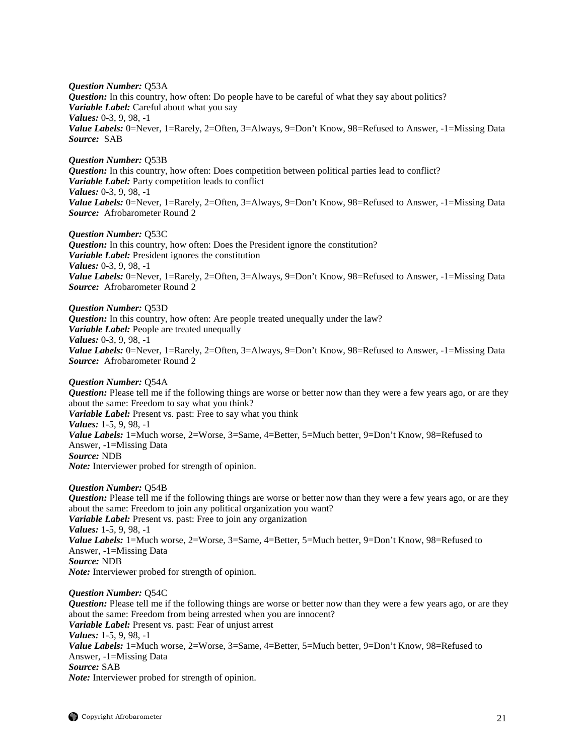***Question Number:*** Q53A
***Question:*** In this country, how often: Do people have to be careful of what they say about politics?
***Variable Label:*** Careful about what you say
***Values:*** 0-3, 9, 98, -1
***Value Labels:*** 0=Never, 1=Rarely, 2=Often, 3=Always, 9=Don't Know, 98=Refused to Answer, -1=Missing Data
***Source:*** SAB

***Question Number:*** Q53B
***Question:*** In this country, how often: Does competition between political parties lead to conflict?
***Variable Label:*** Party competition leads to conflict
***Values:*** 0-3, 9, 98, -1
***Value Labels:*** 0=Never, 1=Rarely, 2=Often, 3=Always, 9=Don't Know, 98=Refused to Answer, -1=Missing Data
***Source:*** Afrobarometer Round 2

***Question Number:*** Q53C
***Question:*** In this country, how often: Does the President ignore the constitution?
***Variable Label:*** President ignores the constitution
***Values:*** 0-3, 9, 98, -1
***Value Labels:*** 0=Never, 1=Rarely, 2=Often, 3=Always, 9=Don't Know, 98=Refused to Answer, -1=Missing Data
***Source:*** Afrobarometer Round 2

***Question Number:*** Q53D
***Question:*** In this country, how often: Are people treated unequally under the law?
***Variable Label:*** People are treated unequally
***Values:*** 0-3, 9, 98, -1
***Value Labels:*** 0=Never, 1=Rarely, 2=Often, 3=Always, 9=Don't Know, 98=Refused to Answer, -1=Missing Data
***Source:*** Afrobarometer Round 2

***Question Number:*** Q54A
***Question:*** Please tell me if the following things are worse or better now than they were a few years ago, or are they about the same: Freedom to say what you think?
***Variable Label:*** Present vs. past: Free to say what you think
***Values:*** 1-5, 9, 98, -1
***Value Labels:*** 1=Much worse, 2=Worse, 3=Same, 4=Better, 5=Much better, 9=Don't Know, 98=Refused to Answer, -1=Missing Data
***Source:*** NDB
***Note:*** Interviewer probed for strength of opinion.

***Question Number:*** Q54B
***Question:*** Please tell me if the following things are worse or better now than they were a few years ago, or are they about the same: Freedom to join any political organization you want?
***Variable Label:*** Present vs. past: Free to join any organization
***Values:*** 1-5, 9, 98, -1
***Value Labels:*** 1=Much worse, 2=Worse, 3=Same, 4=Better, 5=Much better, 9=Don't Know, 98=Refused to Answer, -1=Missing Data
***Source:*** NDB
***Note:*** Interviewer probed for strength of opinion.

***Question Number:*** Q54C
***Question:*** Please tell me if the following things are worse or better now than they were a few years ago, or are they about the same: Freedom from being arrested when you are innocent?
***Variable Label:*** Present vs. past: Fear of unjust arrest
***Values:*** 1-5, 9, 98, -1
***Value Labels:*** 1=Much worse, 2=Worse, 3=Same, 4=Better, 5=Much better, 9=Don't Know, 98=Refused to Answer, -1=Missing Data
***Source:*** SAB
***Note:*** Interviewer probed for strength of opinion.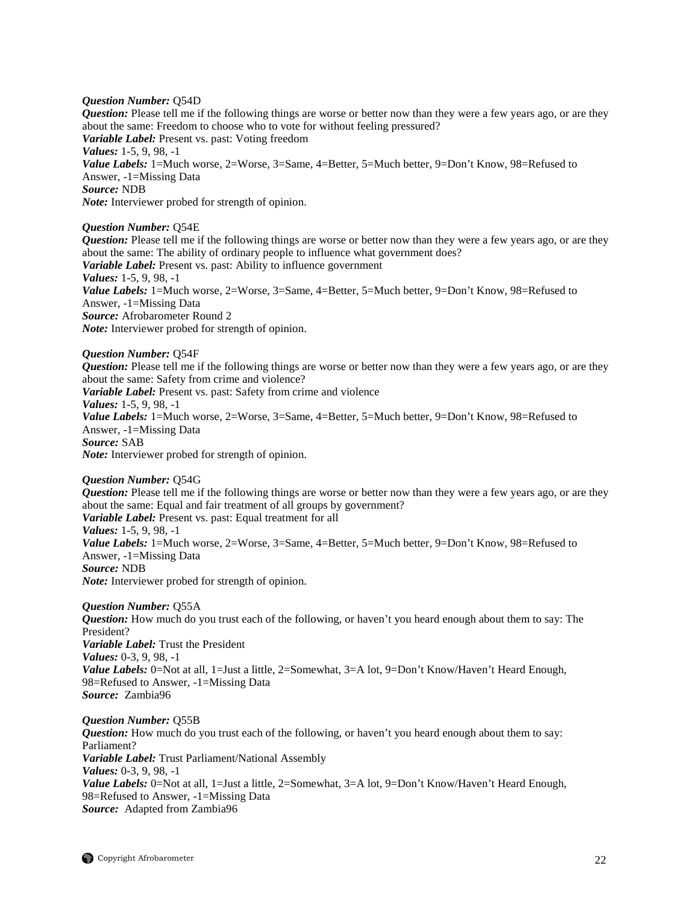***Question Number:*** Q54D
***Question:*** Please tell me if the following things are worse or better now than they were a few years ago, or are they about the same: Freedom to choose who to vote for without feeling pressured?
***Variable Label:*** Present vs. past: Voting freedom
***Values:*** 1-5, 9, 98, -1
***Value Labels:*** 1=Much worse, 2=Worse, 3=Same, 4=Better, 5=Much better, 9=Don't Know, 98=Refused to Answer, -1=Missing Data
***Source:*** NDB
***Note:*** Interviewer probed for strength of opinion.

***Question Number:*** Q54E
***Question:*** Please tell me if the following things are worse or better now than they were a few years ago, or are they about the same: The ability of ordinary people to influence what government does?
***Variable Label:*** Present vs. past: Ability to influence government
***Values:*** 1-5, 9, 98, -1
***Value Labels:*** 1=Much worse, 2=Worse, 3=Same, 4=Better, 5=Much better, 9=Don't Know, 98=Refused to Answer, -1=Missing Data
***Source:*** Afrobarometer Round 2
***Note:*** Interviewer probed for strength of opinion.

***Question Number:*** Q54F
***Question:*** Please tell me if the following things are worse or better now than they were a few years ago, or are they about the same: Safety from crime and violence?
***Variable Label:*** Present vs. past: Safety from crime and violence
***Values:*** 1-5, 9, 98, -1
***Value Labels:*** 1=Much worse, 2=Worse, 3=Same, 4=Better, 5=Much better, 9=Don't Know, 98=Refused to Answer, -1=Missing Data
***Source:*** SAB
***Note:*** Interviewer probed for strength of opinion.

***Question Number:*** Q54G
***Question:*** Please tell me if the following things are worse or better now than they were a few years ago, or are they about the same: Equal and fair treatment of all groups by government?
***Variable Label:*** Present vs. past: Equal treatment for all
***Values:*** 1-5, 9, 98, -1
***Value Labels:*** 1=Much worse, 2=Worse, 3=Same, 4=Better, 5=Much better, 9=Don't Know, 98=Refused to Answer, -1=Missing Data
***Source:*** NDB
***Note:*** Interviewer probed for strength of opinion.

***Question Number:*** Q55A
***Question:*** How much do you trust each of the following, or haven't you heard enough about them to say: The President?
***Variable Label:*** Trust the President
***Values:*** 0-3, 9, 98, -1
***Value Labels:*** 0=Not at all, 1=Just a little, 2=Somewhat, 3=A lot, 9=Don't Know/Haven't Heard Enough, 98=Refused to Answer, -1=Missing Data
***Source:*** Zambia96

***Question Number:*** Q55B
***Question:*** How much do you trust each of the following, or haven't you heard enough about them to say: Parliament?
***Variable Label:*** Trust Parliament/National Assembly
***Values:*** 0-3, 9, 98, -1
***Value Labels:*** 0=Not at all, 1=Just a little, 2=Somewhat, 3=A lot, 9=Don't Know/Haven't Heard Enough, 98=Refused to Answer, -1=Missing Data
***Source:*** Adapted from Zambia96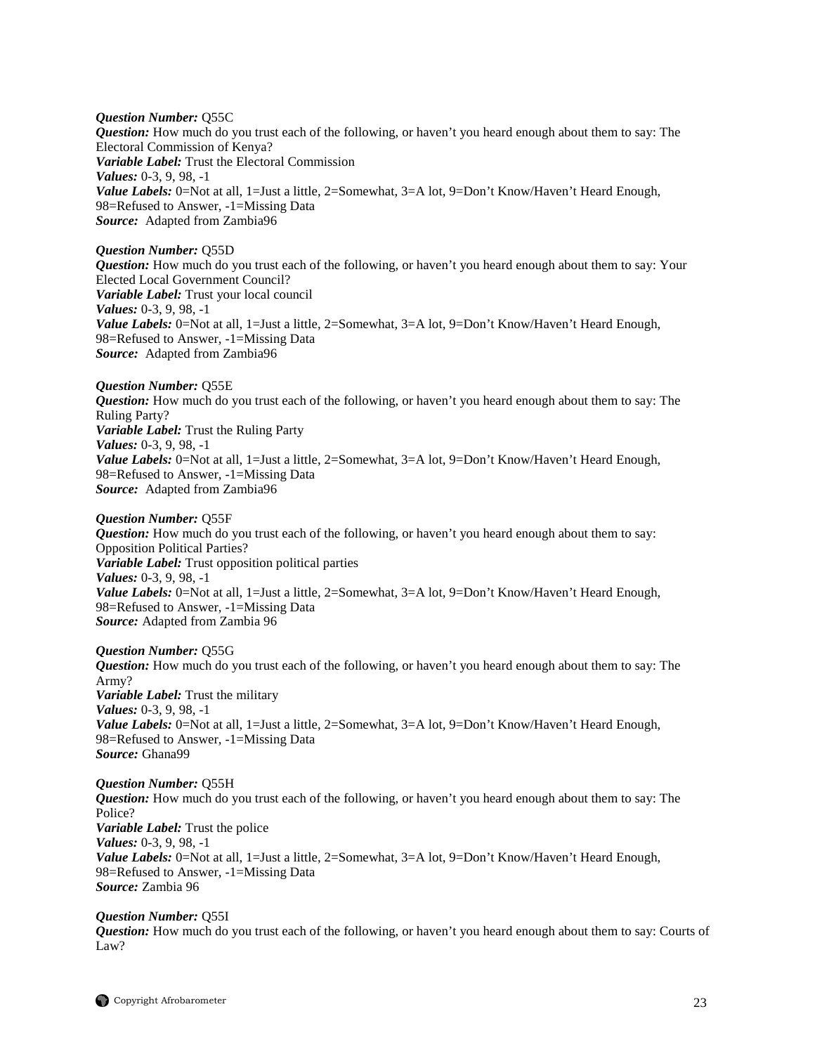***Question Number:*** Q55C
***Question:*** How much do you trust each of the following, or haven't you heard enough about them to say: The Electoral Commission of Kenya?
***Variable Label:*** Trust the Electoral Commission
***Values:*** 0-3, 9, 98, -1
***Value Labels:*** 0=Not at all, 1=Just a little, 2=Somewhat, 3=A lot, 9=Don't Know/Haven't Heard Enough, 98=Refused to Answer, -1=Missing Data
***Source:*** Adapted from Zambia96

***Question Number:*** Q55D
***Question:*** How much do you trust each of the following, or haven't you heard enough about them to say: Your Elected Local Government Council?
***Variable Label:*** Trust your local council
***Values:*** 0-3, 9, 98, -1
***Value Labels:*** 0=Not at all, 1=Just a little, 2=Somewhat, 3=A lot, 9=Don't Know/Haven't Heard Enough, 98=Refused to Answer, -1=Missing Data
***Source:*** Adapted from Zambia96

***Question Number:*** Q55E
***Question:*** How much do you trust each of the following, or haven't you heard enough about them to say: The Ruling Party?
***Variable Label:*** Trust the Ruling Party
***Values:*** 0-3, 9, 98, -1
***Value Labels:*** 0=Not at all, 1=Just a little, 2=Somewhat, 3=A lot, 9=Don't Know/Haven't Heard Enough, 98=Refused to Answer, -1=Missing Data
***Source:*** Adapted from Zambia96

***Question Number:*** Q55F
***Question:*** How much do you trust each of the following, or haven't you heard enough about them to say: Opposition Political Parties?
***Variable Label:*** Trust opposition political parties
***Values:*** 0-3, 9, 98, -1
***Value Labels:*** 0=Not at all, 1=Just a little, 2=Somewhat, 3=A lot, 9=Don't Know/Haven't Heard Enough, 98=Refused to Answer, -1=Missing Data
***Source:*** Adapted from Zambia 96

***Question Number:*** Q55G
***Question:*** How much do you trust each of the following, or haven't you heard enough about them to say: The Army?
***Variable Label:*** Trust the military
***Values:*** 0-3, 9, 98, -1
***Value Labels:*** 0=Not at all, 1=Just a little, 2=Somewhat, 3=A lot, 9=Don't Know/Haven't Heard Enough, 98=Refused to Answer, -1=Missing Data
***Source:*** Ghana99

***Question Number:*** Q55H
***Question:*** How much do you trust each of the following, or haven't you heard enough about them to say: The Police?
***Variable Label:*** Trust the police
***Values:*** 0-3, 9, 98, -1
***Value Labels:*** 0=Not at all, 1=Just a little, 2=Somewhat, 3=A lot, 9=Don't Know/Haven't Heard Enough, 98=Refused to Answer, -1=Missing Data
***Source:*** Zambia 96

***Question Number:*** Q55I
***Question:*** How much do you trust each of the following, or haven't you heard enough about them to say: Courts of Law?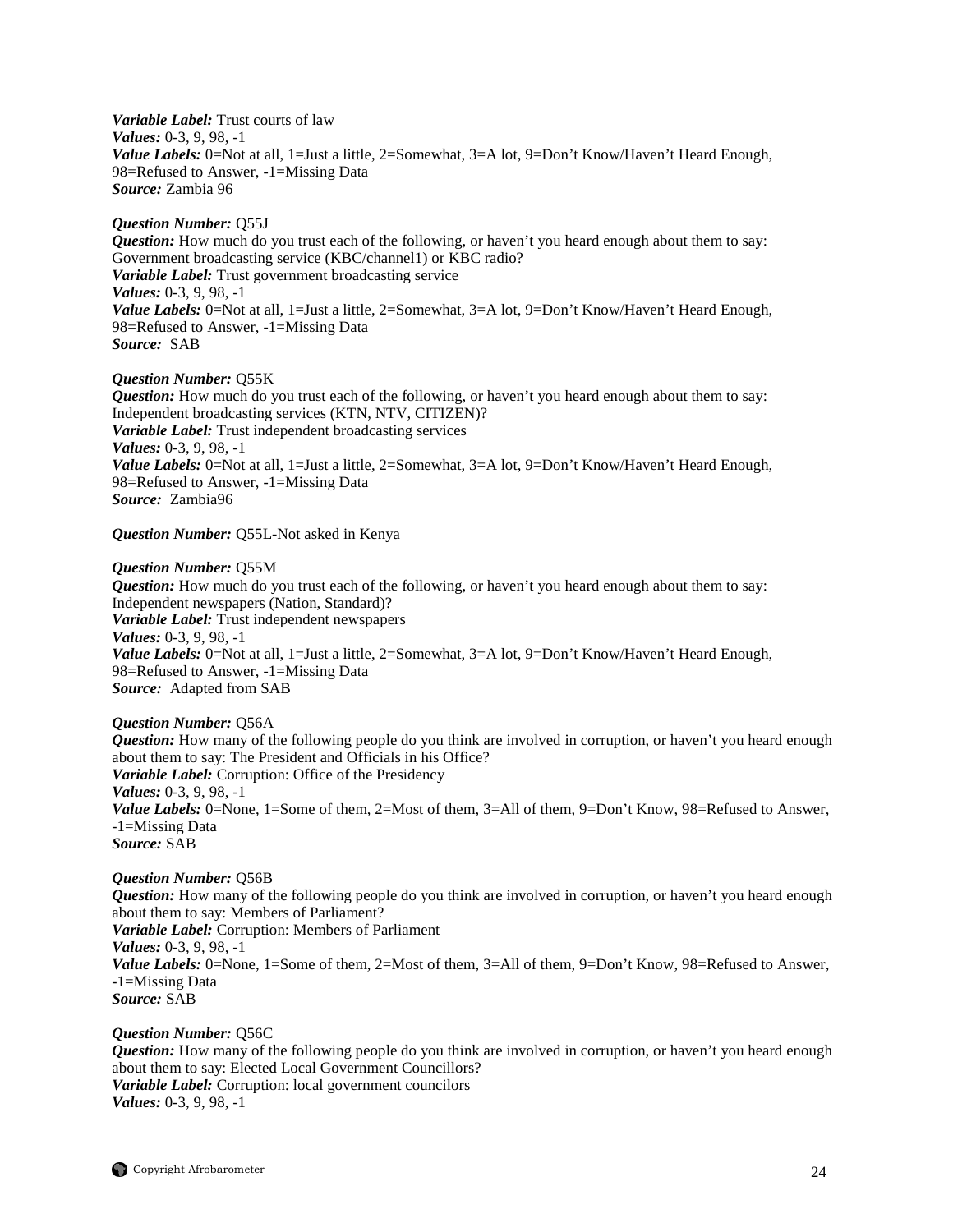***Variable Label:*** Trust courts of law
***Values:*** 0-3, 9, 98, -1
***Value Labels:*** 0=Not at all, 1=Just a little, 2=Somewhat, 3=A lot, 9=Don't Know/Haven't Heard Enough, 98=Refused to Answer, -1=Missing Data
***Source:*** Zambia 96

***Question Number:*** Q55J
***Question:*** How much do you trust each of the following, or haven't you heard enough about them to say: Government broadcasting service (KBC/channel1) or KBC radio?
***Variable Label:*** Trust government broadcasting service
***Values:*** 0-3, 9, 98, -1
***Value Labels:*** 0=Not at all, 1=Just a little, 2=Somewhat, 3=A lot, 9=Don't Know/Haven't Heard Enough, 98=Refused to Answer, -1=Missing Data
***Source:*** SAB

***Question Number:*** Q55K
***Question:*** How much do you trust each of the following, or haven't you heard enough about them to say: Independent broadcasting services (KTN, NTV, CITIZEN)?
***Variable Label:*** Trust independent broadcasting services
***Values:*** 0-3, 9, 98, -1
***Value Labels:*** 0=Not at all, 1=Just a little, 2=Somewhat, 3=A lot, 9=Don't Know/Haven't Heard Enough, 98=Refused to Answer, -1=Missing Data
***Source:*** Zambia96

***Question Number:*** Q55L-Not asked in Kenya

***Question Number:*** Q55M
***Question:*** How much do you trust each of the following, or haven't you heard enough about them to say: Independent newspapers (Nation, Standard)?
***Variable Label:*** Trust independent newspapers
***Values:*** 0-3, 9, 98, -1
***Value Labels:*** 0=Not at all, 1=Just a little, 2=Somewhat, 3=A lot, 9=Don't Know/Haven't Heard Enough, 98=Refused to Answer, -1=Missing Data
***Source:*** Adapted from SAB

***Question Number:*** Q56A
***Question:*** How many of the following people do you think are involved in corruption, or haven't you heard enough about them to say: The President and Officials in his Office?
***Variable Label:*** Corruption: Office of the Presidency
***Values:*** 0-3, 9, 98, -1
***Value Labels:*** 0=None, 1=Some of them, 2=Most of them, 3=All of them, 9=Don't Know, 98=Refused to Answer, -1=Missing Data
***Source:*** SAB

***Question Number:*** Q56B
***Question:*** How many of the following people do you think are involved in corruption, or haven't you heard enough about them to say: Members of Parliament?
***Variable Label:*** Corruption: Members of Parliament
***Values:*** 0-3, 9, 98, -1
***Value Labels:*** 0=None, 1=Some of them, 2=Most of them, 3=All of them, 9=Don't Know, 98=Refused to Answer, -1=Missing Data
***Source:*** SAB

***Question Number:*** Q56C
***Question:*** How many of the following people do you think are involved in corruption, or haven't you heard enough about them to say: Elected Local Government Councillors?
***Variable Label:*** Corruption: local government councilors
***Values:*** 0-3, 9, 98, -1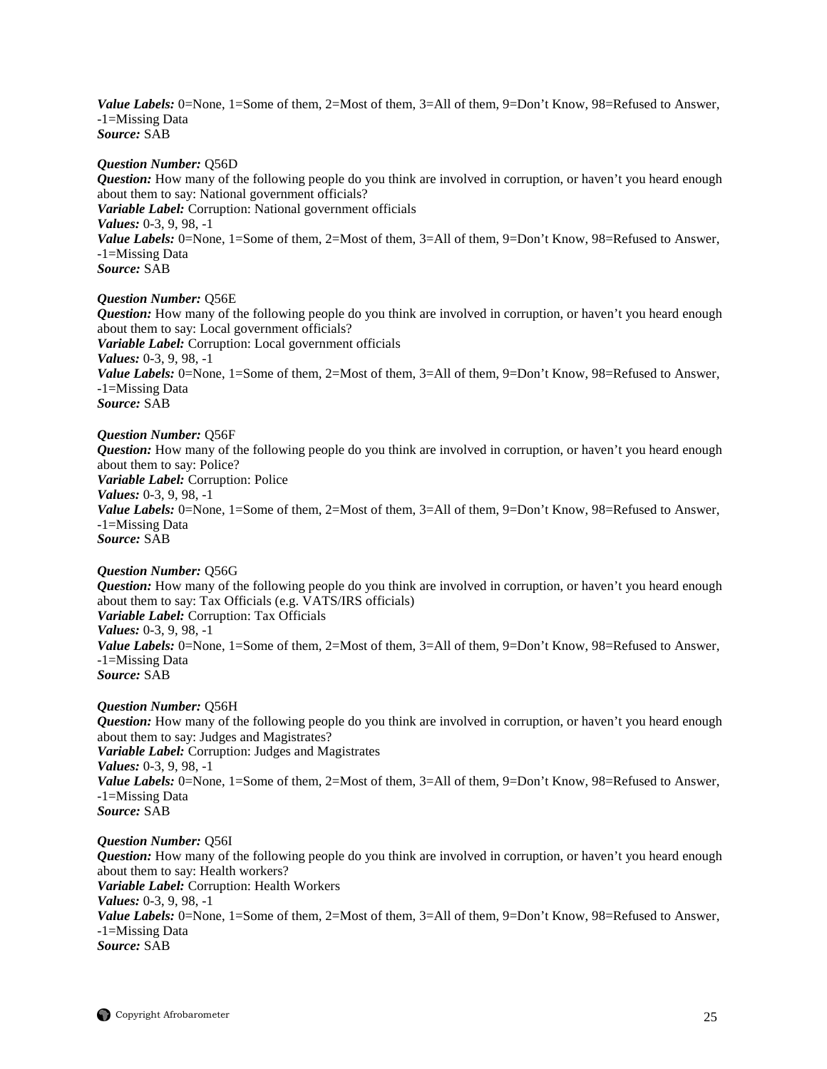***Value Labels:*** 0=None, 1=Some of them, 2=Most of them, 3=All of them, 9=Don't Know, 98=Refused to Answer, -1=Missing Data
***Source:*** SAB

***Question Number:*** Q56D
***Question:*** How many of the following people do you think are involved in corruption, or haven't you heard enough about them to say: National government officials?
***Variable Label:*** Corruption: National government officials
***Values:*** 0-3, 9, 98, -1
***Value Labels:*** 0=None, 1=Some of them, 2=Most of them, 3=All of them, 9=Don't Know, 98=Refused to Answer, -1=Missing Data
***Source:*** SAB

***Question Number:*** Q56E
***Question:*** How many of the following people do you think are involved in corruption, or haven't you heard enough about them to say: Local government officials?
***Variable Label:*** Corruption: Local government officials
***Values:*** 0-3, 9, 98, -1
***Value Labels:*** 0=None, 1=Some of them, 2=Most of them, 3=All of them, 9=Don't Know, 98=Refused to Answer, -1=Missing Data
***Source:*** SAB

***Question Number:*** Q56F
***Question:*** How many of the following people do you think are involved in corruption, or haven't you heard enough about them to say: Police?
***Variable Label:*** Corruption: Police
***Values:*** 0-3, 9, 98, -1
***Value Labels:*** 0=None, 1=Some of them, 2=Most of them, 3=All of them, 9=Don't Know, 98=Refused to Answer, -1=Missing Data
***Source:*** SAB

***Question Number:*** Q56G
***Question:*** How many of the following people do you think are involved in corruption, or haven't you heard enough about them to say: Tax Officials (e.g. VATS/IRS officials)
***Variable Label:*** Corruption: Tax Officials
***Values:*** 0-3, 9, 98, -1
***Value Labels:*** 0=None, 1=Some of them, 2=Most of them, 3=All of them, 9=Don't Know, 98=Refused to Answer, -1=Missing Data
***Source:*** SAB

***Question Number:*** Q56H
***Question:*** How many of the following people do you think are involved in corruption, or haven't you heard enough about them to say: Judges and Magistrates?
***Variable Label:*** Corruption: Judges and Magistrates
***Values:*** 0-3, 9, 98, -1
***Value Labels:*** 0=None, 1=Some of them, 2=Most of them, 3=All of them, 9=Don't Know, 98=Refused to Answer, -1=Missing Data
***Source:*** SAB

***Question Number:*** Q56I
***Question:*** How many of the following people do you think are involved in corruption, or haven't you heard enough about them to say: Health workers?
***Variable Label:*** Corruption: Health Workers
***Values:*** 0-3, 9, 98, -1
***Value Labels:*** 0=None, 1=Some of them, 2=Most of them, 3=All of them, 9=Don't Know, 98=Refused to Answer, -1=Missing Data
***Source:*** SAB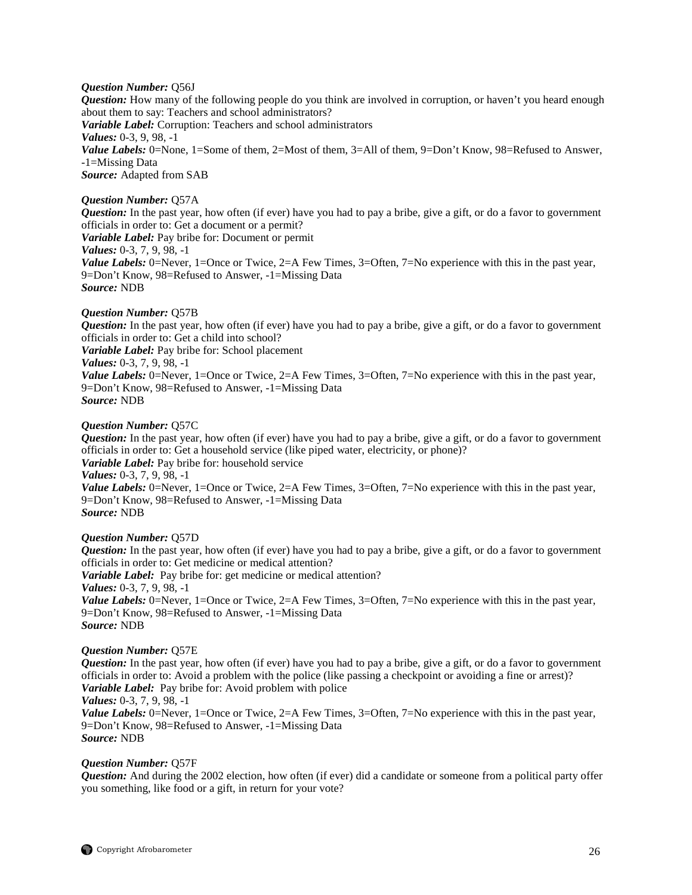***Question Number:*** Q56J
***Question:*** How many of the following people do you think are involved in corruption, or haven't you heard enough about them to say: Teachers and school administrators?
***Variable Label:*** Corruption: Teachers and school administrators
***Values:*** 0-3, 9, 98, -1
***Value Labels:*** 0=None, 1=Some of them, 2=Most of them, 3=All of them, 9=Don't Know, 98=Refused to Answer, -1=Missing Data
***Source:*** Adapted from SAB

***Question Number:*** Q57A
***Question:*** In the past year, how often (if ever) have you had to pay a bribe, give a gift, or do a favor to government officials in order to: Get a document or a permit?
***Variable Label:*** Pay bribe for: Document or permit
***Values:*** 0-3, 7, 9, 98, -1
***Value Labels:*** 0=Never, 1=Once or Twice, 2=A Few Times, 3=Often, 7=No experience with this in the past year, 9=Don't Know, 98=Refused to Answer, -1=Missing Data
***Source:*** NDB

***Question Number:*** Q57B
***Question:*** In the past year, how often (if ever) have you had to pay a bribe, give a gift, or do a favor to government officials in order to: Get a child into school?
***Variable Label:*** Pay bribe for: School placement
***Values:*** 0-3, 7, 9, 98, -1
***Value Labels:*** 0=Never, 1=Once or Twice, 2=A Few Times, 3=Often, 7=No experience with this in the past year, 9=Don't Know, 98=Refused to Answer, -1=Missing Data
***Source:*** NDB

***Question Number:*** Q57C
***Question:*** In the past year, how often (if ever) have you had to pay a bribe, give a gift, or do a favor to government officials in order to: Get a household service (like piped water, electricity, or phone)?
***Variable Label:*** Pay bribe for: household service
***Values:*** 0-3, 7, 9, 98, -1
***Value Labels:*** 0=Never, 1=Once or Twice, 2=A Few Times, 3=Often, 7=No experience with this in the past year, 9=Don't Know, 98=Refused to Answer, -1=Missing Data
***Source:*** NDB

***Question Number:*** Q57D
***Question:*** In the past year, how often (if ever) have you had to pay a bribe, give a gift, or do a favor to government officials in order to: Get medicine or medical attention?
***Variable Label:*** Pay bribe for: get medicine or medical attention?
***Values:*** 0-3, 7, 9, 98, -1
***Value Labels:*** 0=Never, 1=Once or Twice, 2=A Few Times, 3=Often, 7=No experience with this in the past year, 9=Don't Know, 98=Refused to Answer, -1=Missing Data
***Source:*** NDB

***Question Number:*** Q57E
***Question:*** In the past year, how often (if ever) have you had to pay a bribe, give a gift, or do a favor to government officials in order to: Avoid a problem with the police (like passing a checkpoint or avoiding a fine or arrest)?
***Variable Label:*** Pay bribe for: Avoid problem with police
***Values:*** 0-3, 7, 9, 98, -1
***Value Labels:*** 0=Never, 1=Once or Twice, 2=A Few Times, 3=Often, 7=No experience with this in the past year, 9=Don't Know, 98=Refused to Answer, -1=Missing Data
***Source:*** NDB

***Question Number:*** Q57F
***Question:*** And during the 2002 election, how often (if ever) did a candidate or someone from a political party offer you something, like food or a gift, in return for your vote?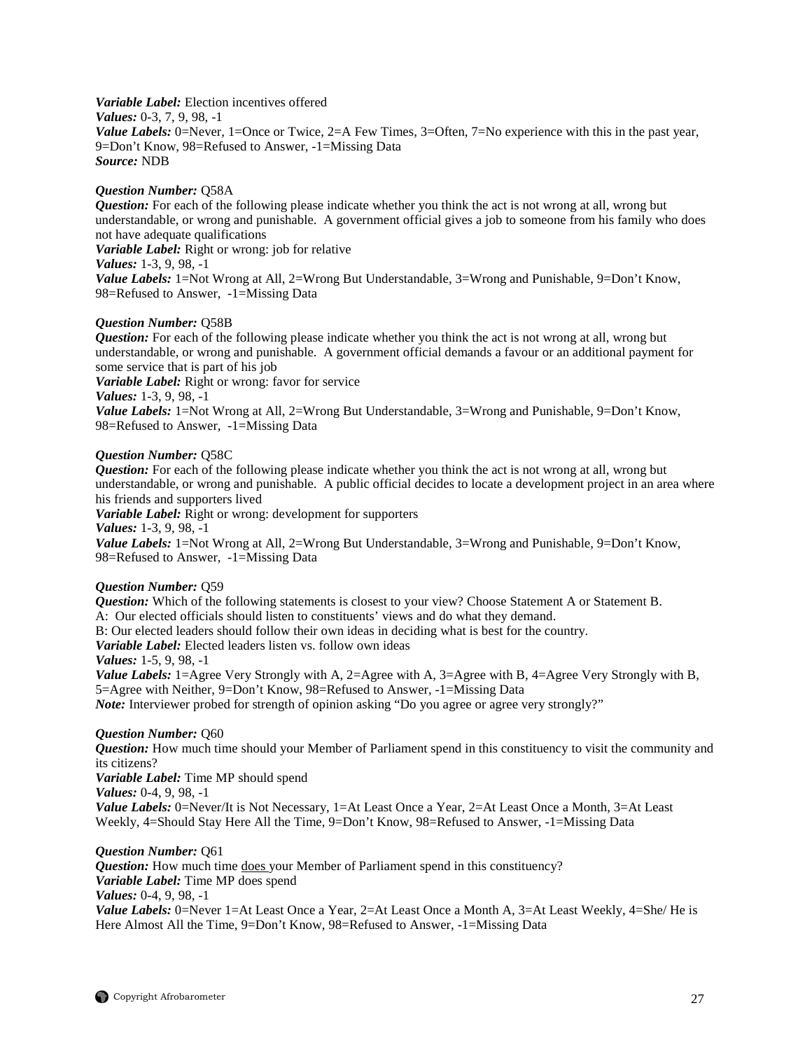***Variable Label:*** Election incentives offered
***Values:*** 0-3, 7, 9, 98, -1
***Value Labels:*** 0=Never, 1=Once or Twice, 2=A Few Times, 3=Often, 7=No experience with this in the past year, 9=Don't Know, 98=Refused to Answer, -1=Missing Data
***Source:*** NDB

***Question Number:*** Q58A
***Question:*** For each of the following please indicate whether you think the act is not wrong at all, wrong but understandable, or wrong and punishable. A government official gives a job to someone from his family who does not have adequate qualifications
***Variable Label:*** Right or wrong: job for relative
***Values:*** 1-3, 9, 98, -1
***Value Labels:*** 1=Not Wrong at All, 2=Wrong But Understandable, 3=Wrong and Punishable, 9=Don't Know, 98=Refused to Answer, -1=Missing Data

***Question Number:*** Q58B
***Question:*** For each of the following please indicate whether you think the act is not wrong at all, wrong but understandable, or wrong and punishable. A government official demands a favour or an additional payment for some service that is part of his job
***Variable Label:*** Right or wrong: favor for service
***Values:*** 1-3, 9, 98, -1
***Value Labels:*** 1=Not Wrong at All, 2=Wrong But Understandable, 3=Wrong and Punishable, 9=Don't Know, 98=Refused to Answer, -1=Missing Data

***Question Number:*** Q58C
***Question:*** For each of the following please indicate whether you think the act is not wrong at all, wrong but understandable, or wrong and punishable. A public official decides to locate a development project in an area where his friends and supporters lived
***Variable Label:*** Right or wrong: development for supporters
***Values:*** 1-3, 9, 98, -1
***Value Labels:*** 1=Not Wrong at All, 2=Wrong But Understandable, 3=Wrong and Punishable, 9=Don't Know, 98=Refused to Answer, -1=Missing Data

***Question Number:*** Q59
***Question:*** Which of the following statements is closest to your view? Choose Statement A or Statement B.
A: Our elected officials should listen to constituents' views and do what they demand.
B: Our elected leaders should follow their own ideas in deciding what is best for the country.
***Variable Label:*** Elected leaders listen vs. follow own ideas
***Values:*** 1-5, 9, 98, -1
***Value Labels:*** 1=Agree Very Strongly with A, 2=Agree with A, 3=Agree with B, 4=Agree Very Strongly with B, 5=Agree with Neither, 9=Don't Know, 98=Refused to Answer, -1=Missing Data
***Note:*** Interviewer probed for strength of opinion asking "Do you agree or agree very strongly?"

***Question Number:*** Q60
***Question:*** How much time should your Member of Parliament spend in this constituency to visit the community and its citizens?
***Variable Label:*** Time MP should spend
***Values:*** 0-4, 9, 98, -1
***Value Labels:*** 0=Never/It is Not Necessary, 1=At Least Once a Year, 2=At Least Once a Month, 3=At Least Weekly, 4=Should Stay Here All the Time, 9=Don't Know, 98=Refused to Answer, -1=Missing Data

***Question Number:*** Q61
***Question:*** How much time does your Member of Parliament spend in this constituency?
***Variable Label:*** Time MP does spend
***Values:*** 0-4, 9, 98, -1
***Value Labels:*** 0=Never 1=At Least Once a Year, 2=At Least Once a Month A, 3=At Least Weekly, 4=She/ He is Here Almost All the Time, 9=Don't Know, 98=Refused to Answer, -1=Missing Data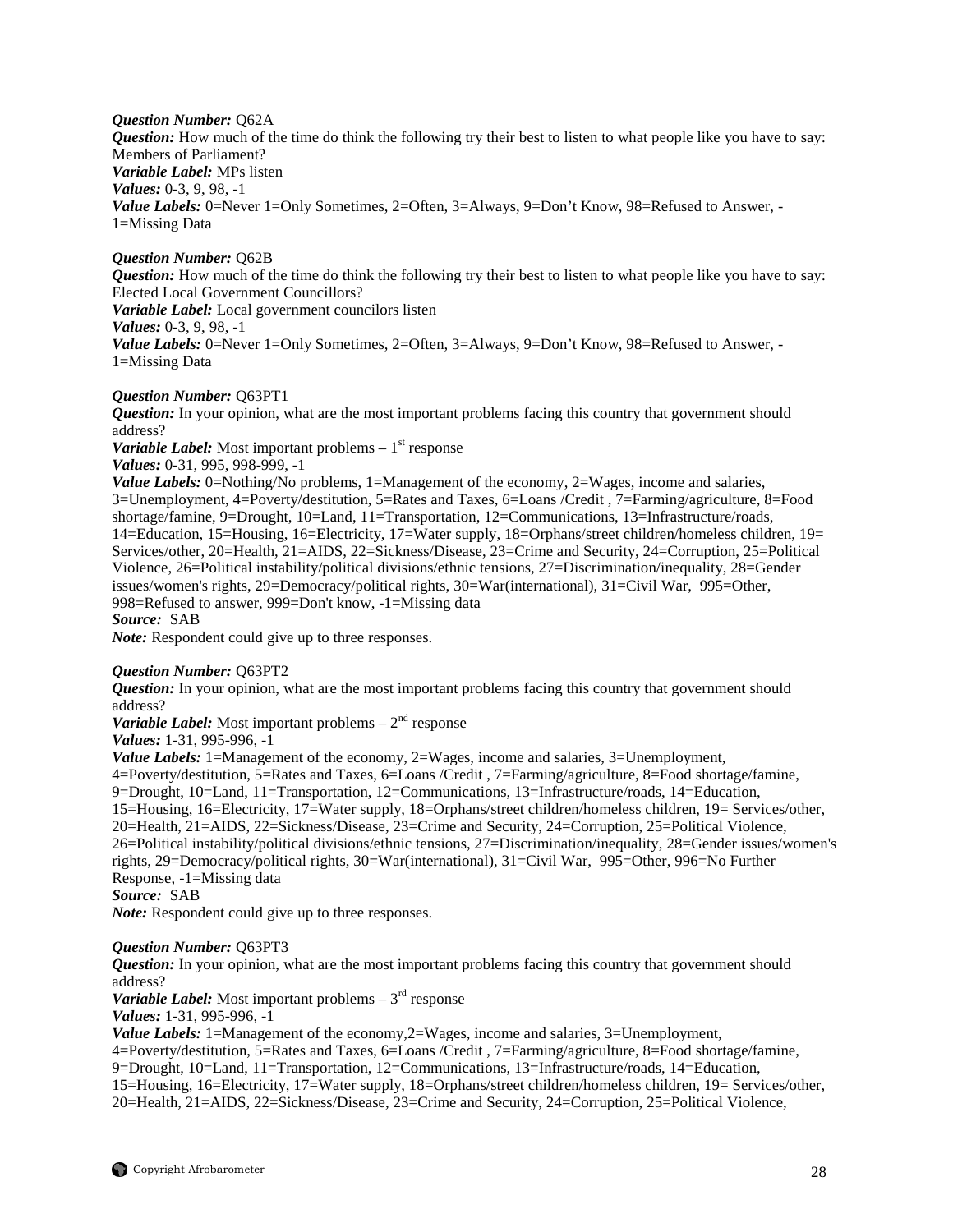***Question Number:*** Q62A
***Question:*** How much of the time do think the following try their best to listen to what people like you have to say: Members of Parliament?
***Variable Label:*** MPs listen
***Values:*** 0-3, 9, 98, -1
***Value Labels:*** 0=Never 1=Only Sometimes, 2=Often, 3=Always, 9=Don't Know, 98=Refused to Answer, -1=Missing Data

***Question Number:*** Q62B
***Question:*** How much of the time do think the following try their best to listen to what people like you have to say: Elected Local Government Councillors?
***Variable Label:*** Local government councilors listen
***Values:*** 0-3, 9, 98, -1
***Value Labels:*** 0=Never 1=Only Sometimes, 2=Often, 3=Always, 9=Don't Know, 98=Refused to Answer, -1=Missing Data

***Question Number:*** Q63PT1
***Question:*** In your opinion, what are the most important problems facing this country that government should address?
***Variable Label:*** Most important problems – 1st response
***Values:*** 0-31, 995, 998-999, -1
***Value Labels:*** 0=Nothing/No problems, 1=Management of the economy, 2=Wages, income and salaries, 3=Unemployment, 4=Poverty/destitution, 5=Rates and Taxes, 6=Loans /Credit , 7=Farming/agriculture, 8=Food shortage/famine, 9=Drought, 10=Land, 11=Transportation, 12=Communications, 13=Infrastructure/roads, 14=Education, 15=Housing, 16=Electricity, 17=Water supply, 18=Orphans/street children/homeless children, 19= Services/other, 20=Health, 21=AIDS, 22=Sickness/Disease, 23=Crime and Security, 24=Corruption, 25=Political Violence, 26=Political instability/political divisions/ethnic tensions, 27=Discrimination/inequality, 28=Gender issues/women's rights, 29=Democracy/political rights, 30=War(international), 31=Civil War, 995=Other, 998=Refused to answer, 999=Don't know, -1=Missing data
***Source:*** SAB
***Note:*** Respondent could give up to three responses.

***Question Number:*** Q63PT2
***Question:*** In your opinion, what are the most important problems facing this country that government should address?
***Variable Label:*** Most important problems – 2nd response
***Values:*** 1-31, 995-996, -1
***Value Labels:*** 1=Management of the economy, 2=Wages, income and salaries, 3=Unemployment, 4=Poverty/destitution, 5=Rates and Taxes, 6=Loans /Credit , 7=Farming/agriculture, 8=Food shortage/famine, 9=Drought, 10=Land, 11=Transportation, 12=Communications, 13=Infrastructure/roads, 14=Education, 15=Housing, 16=Electricity, 17=Water supply, 18=Orphans/street children/homeless children, 19= Services/other, 20=Health, 21=AIDS, 22=Sickness/Disease, 23=Crime and Security, 24=Corruption, 25=Political Violence, 26=Political instability/political divisions/ethnic tensions, 27=Discrimination/inequality, 28=Gender issues/women's rights, 29=Democracy/political rights, 30=War(international), 31=Civil War, 995=Other, 996=No Further Response, -1=Missing data
***Source:*** SAB
***Note:*** Respondent could give up to three responses.

***Question Number:*** Q63PT3
***Question:*** In your opinion, what are the most important problems facing this country that government should address?
***Variable Label:*** Most important problems – 3rd response
***Values:*** 1-31, 995-996, -1
***Value Labels:*** 1=Management of the economy,2=Wages, income and salaries, 3=Unemployment, 4=Poverty/destitution, 5=Rates and Taxes, 6=Loans /Credit , 7=Farming/agriculture, 8=Food shortage/famine, 9=Drought, 10=Land, 11=Transportation, 12=Communications, 13=Infrastructure/roads, 14=Education, 15=Housing, 16=Electricity, 17=Water supply, 18=Orphans/street children/homeless children, 19= Services/other, 20=Health, 21=AIDS, 22=Sickness/Disease, 23=Crime and Security, 24=Corruption, 25=Political Violence,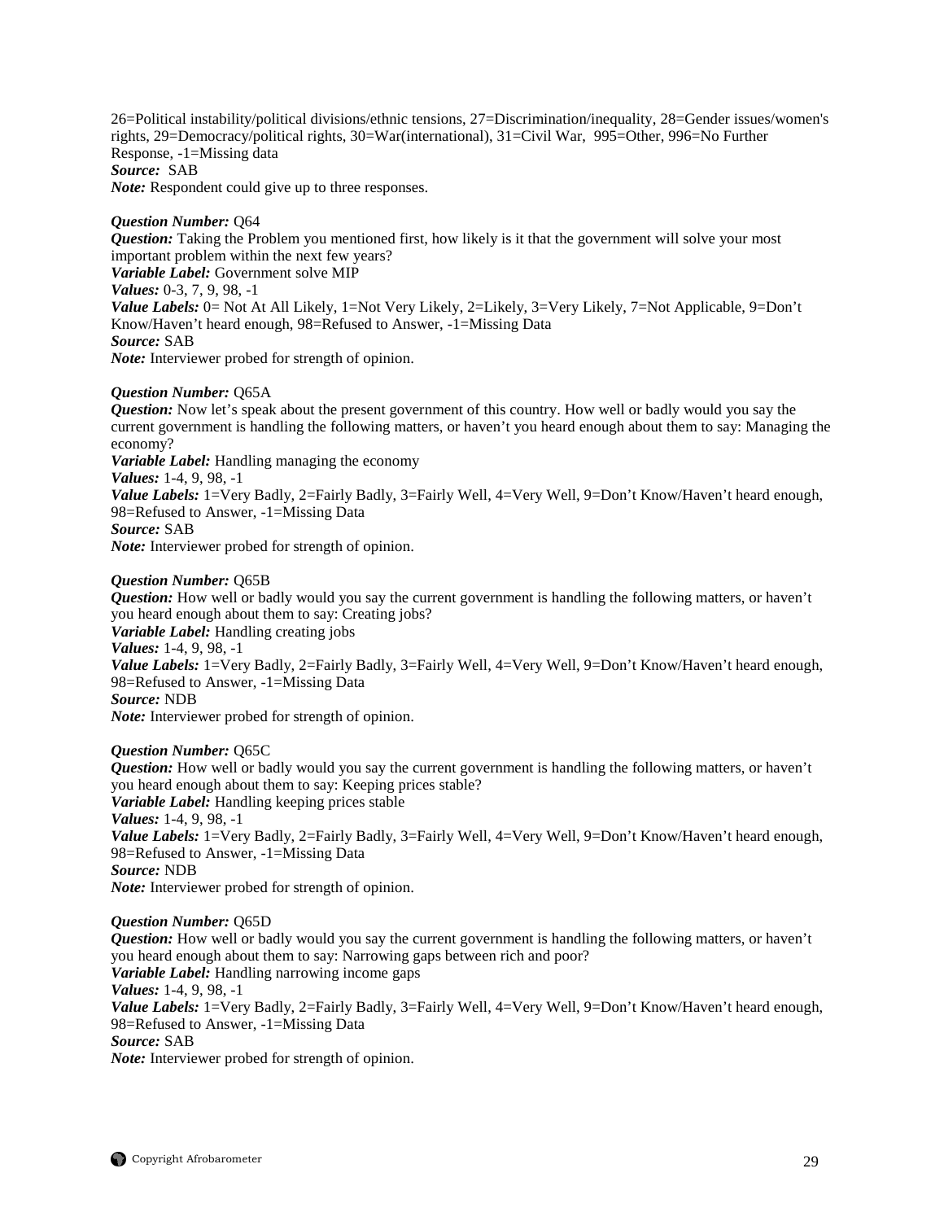26=Political instability/political divisions/ethnic tensions, 27=Discrimination/inequality, 28=Gender issues/women's rights, 29=Democracy/political rights, 30=War(international), 31=Civil War, 995=Other, 996=No Further Response, -1=Missing data
***Source:*** SAB
***Note:*** Respondent could give up to three responses.

***Question Number:*** Q64
***Question:*** Taking the Problem you mentioned first, how likely is it that the government will solve your most important problem within the next few years?
***Variable Label:*** Government solve MIP
***Values:*** 0-3, 7, 9, 98, -1
***Value Labels:*** 0= Not At All Likely, 1=Not Very Likely, 2=Likely, 3=Very Likely, 7=Not Applicable, 9=Don't Know/Haven't heard enough, 98=Refused to Answer, -1=Missing Data
***Source:*** SAB
***Note:*** Interviewer probed for strength of opinion.

***Question Number:*** Q65A
***Question:*** Now let's speak about the present government of this country. How well or badly would you say the current government is handling the following matters, or haven't you heard enough about them to say: Managing the economy?
***Variable Label:*** Handling managing the economy
***Values:*** 1-4, 9, 98, -1
***Value Labels:*** 1=Very Badly, 2=Fairly Badly, 3=Fairly Well, 4=Very Well, 9=Don't Know/Haven't heard enough, 98=Refused to Answer, -1=Missing Data
***Source:*** SAB
***Note:*** Interviewer probed for strength of opinion.

***Question Number:*** Q65B
***Question:*** How well or badly would you say the current government is handling the following matters, or haven't you heard enough about them to say: Creating jobs?
***Variable Label:*** Handling creating jobs
***Values:*** 1-4, 9, 98, -1
***Value Labels:*** 1=Very Badly, 2=Fairly Badly, 3=Fairly Well, 4=Very Well, 9=Don't Know/Haven't heard enough, 98=Refused to Answer, -1=Missing Data
***Source:*** NDB
***Note:*** Interviewer probed for strength of opinion.

***Question Number:*** Q65C
***Question:*** How well or badly would you say the current government is handling the following matters, or haven't you heard enough about them to say: Keeping prices stable?
***Variable Label:*** Handling keeping prices stable
***Values:*** 1-4, 9, 98, -1
***Value Labels:*** 1=Very Badly, 2=Fairly Badly, 3=Fairly Well, 4=Very Well, 9=Don't Know/Haven't heard enough, 98=Refused to Answer, -1=Missing Data
***Source:*** NDB
***Note:*** Interviewer probed for strength of opinion.

***Question Number:*** Q65D
***Question:*** How well or badly would you say the current government is handling the following matters, or haven't you heard enough about them to say: Narrowing gaps between rich and poor?
***Variable Label:*** Handling narrowing income gaps
***Values:*** 1-4, 9, 98, -1
***Value Labels:*** 1=Very Badly, 2=Fairly Badly, 3=Fairly Well, 4=Very Well, 9=Don't Know/Haven't heard enough, 98=Refused to Answer, -1=Missing Data
***Source:*** SAB
***Note:*** Interviewer probed for strength of opinion.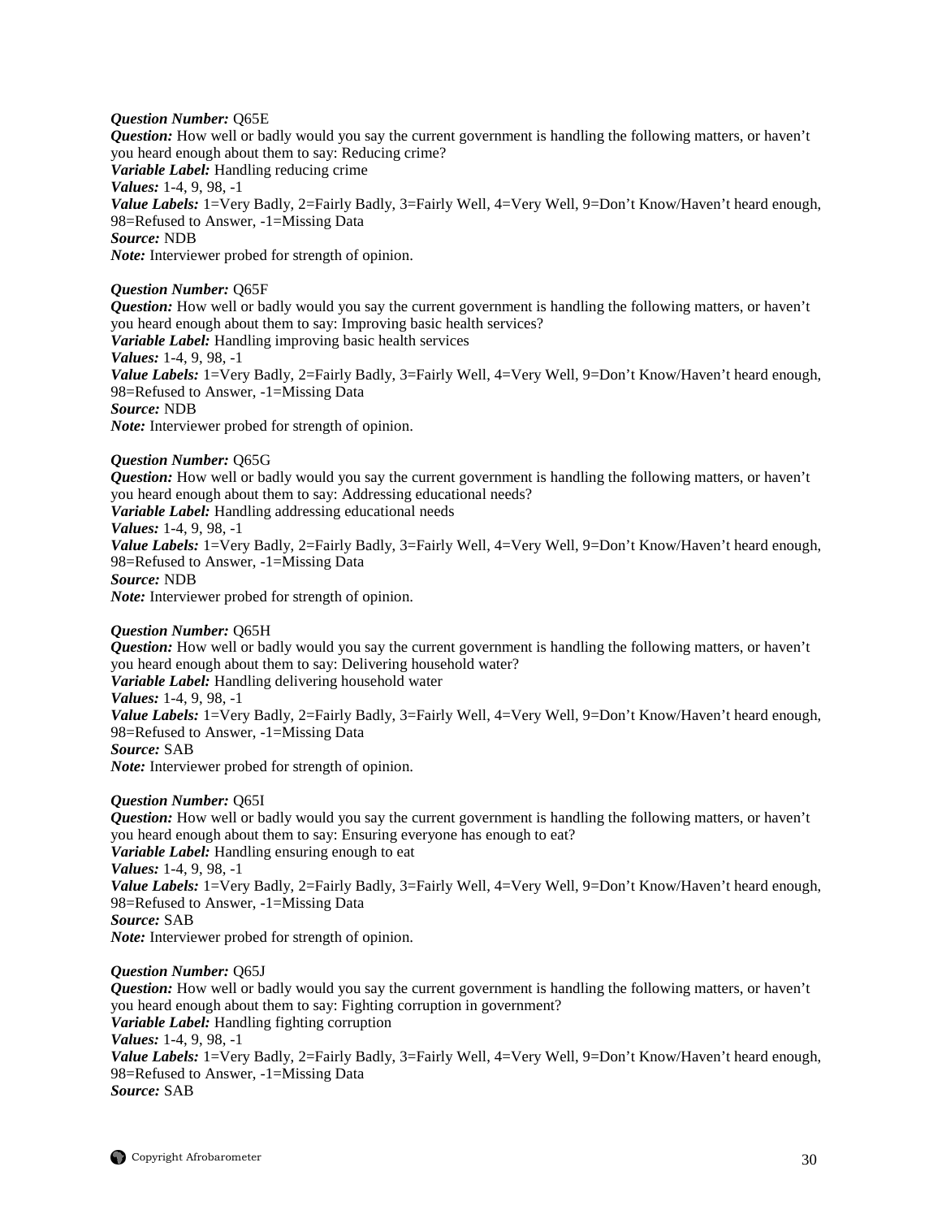***Question Number:*** Q65E
***Question:*** How well or badly would you say the current government is handling the following matters, or haven't you heard enough about them to say: Reducing crime?
***Variable Label:*** Handling reducing crime
***Values:*** 1-4, 9, 98, -1
***Value Labels:*** 1=Very Badly, 2=Fairly Badly, 3=Fairly Well, 4=Very Well, 9=Don't Know/Haven't heard enough, 98=Refused to Answer, -1=Missing Data
***Source:*** NDB
***Note:*** Interviewer probed for strength of opinion.

***Question Number:*** Q65F
***Question:*** How well or badly would you say the current government is handling the following matters, or haven't you heard enough about them to say: Improving basic health services?
***Variable Label:*** Handling improving basic health services
***Values:*** 1-4, 9, 98, -1
***Value Labels:*** 1=Very Badly, 2=Fairly Badly, 3=Fairly Well, 4=Very Well, 9=Don't Know/Haven't heard enough, 98=Refused to Answer, -1=Missing Data
***Source:*** NDB
***Note:*** Interviewer probed for strength of opinion.

***Question Number:*** Q65G
***Question:*** How well or badly would you say the current government is handling the following matters, or haven't you heard enough about them to say: Addressing educational needs?
***Variable Label:*** Handling addressing educational needs
***Values:*** 1-4, 9, 98, -1
***Value Labels:*** 1=Very Badly, 2=Fairly Badly, 3=Fairly Well, 4=Very Well, 9=Don't Know/Haven't heard enough, 98=Refused to Answer, -1=Missing Data
***Source:*** NDB
***Note:*** Interviewer probed for strength of opinion.

***Question Number:*** Q65H
***Question:*** How well or badly would you say the current government is handling the following matters, or haven't you heard enough about them to say: Delivering household water?
***Variable Label:*** Handling delivering household water
***Values:*** 1-4, 9, 98, -1
***Value Labels:*** 1=Very Badly, 2=Fairly Badly, 3=Fairly Well, 4=Very Well, 9=Don't Know/Haven't heard enough, 98=Refused to Answer, -1=Missing Data
***Source:*** SAB
***Note:*** Interviewer probed for strength of opinion.

***Question Number:*** Q65I
***Question:*** How well or badly would you say the current government is handling the following matters, or haven't you heard enough about them to say: Ensuring everyone has enough to eat?
***Variable Label:*** Handling ensuring enough to eat
***Values:*** 1-4, 9, 98, -1
***Value Labels:*** 1=Very Badly, 2=Fairly Badly, 3=Fairly Well, 4=Very Well, 9=Don't Know/Haven't heard enough, 98=Refused to Answer, -1=Missing Data
***Source:*** SAB
***Note:*** Interviewer probed for strength of opinion.

***Question Number:*** Q65J
***Question:*** How well or badly would you say the current government is handling the following matters, or haven't you heard enough about them to say: Fighting corruption in government?
***Variable Label:*** Handling fighting corruption
***Values:*** 1-4, 9, 98, -1
***Value Labels:*** 1=Very Badly, 2=Fairly Badly, 3=Fairly Well, 4=Very Well, 9=Don't Know/Haven't heard enough, 98=Refused to Answer, -1=Missing Data
***Source:*** SAB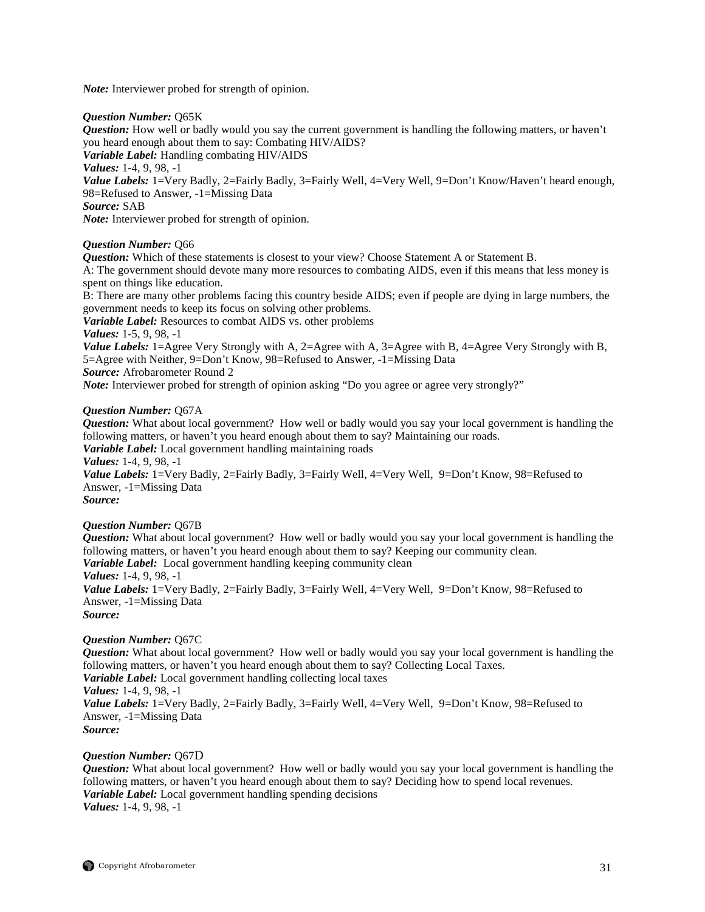*Note:* Interviewer probed for strength of opinion.

***Question Number:*** Q65K
***Question:*** How well or badly would you say the current government is handling the following matters, or haven't you heard enough about them to say: Combating HIV/AIDS?
***Variable Label:*** Handling combating HIV/AIDS
***Values:*** 1-4, 9, 98, -1
***Value Labels:*** 1=Very Badly, 2=Fairly Badly, 3=Fairly Well, 4=Very Well, 9=Don't Know/Haven't heard enough, 98=Refused to Answer, -1=Missing Data
***Source:*** SAB
***Note:*** Interviewer probed for strength of opinion.

***Question Number:*** Q66
***Question:*** Which of these statements is closest to your view? Choose Statement A or Statement B.
A: The government should devote many more resources to combating AIDS, even if this means that less money is spent on things like education.
B: There are many other problems facing this country beside AIDS; even if people are dying in large numbers, the government needs to keep its focus on solving other problems.
***Variable Label:*** Resources to combat AIDS vs. other problems
***Values:*** 1-5, 9, 98, -1
***Value Labels:*** 1=Agree Very Strongly with A, 2=Agree with A, 3=Agree with B, 4=Agree Very Strongly with B, 5=Agree with Neither, 9=Don't Know, 98=Refused to Answer, -1=Missing Data
***Source:*** Afrobarometer Round 2
***Note:*** Interviewer probed for strength of opinion asking "Do you agree or agree very strongly?"

***Question Number:*** Q67A
***Question:*** What about local government? How well or badly would you say your local government is handling the following matters, or haven't you heard enough about them to say? Maintaining our roads.
***Variable Label:*** Local government handling maintaining roads
***Values:*** 1-4, 9, 98, -1
***Value Labels:*** 1=Very Badly, 2=Fairly Badly, 3=Fairly Well, 4=Very Well, 9=Don't Know, 98=Refused to Answer, -1=Missing Data
***Source:***

***Question Number:*** Q67B
***Question:*** What about local government? How well or badly would you say your local government is handling the following matters, or haven't you heard enough about them to say? Keeping our community clean.
***Variable Label:*** Local government handling keeping community clean
***Values:*** 1-4, 9, 98, -1
***Value Labels:*** 1=Very Badly, 2=Fairly Badly, 3=Fairly Well, 4=Very Well, 9=Don't Know, 98=Refused to Answer, -1=Missing Data
***Source:***

***Question Number:*** Q67C
***Question:*** What about local government? How well or badly would you say your local government is handling the following matters, or haven't you heard enough about them to say? Collecting Local Taxes.
***Variable Label:*** Local government handling collecting local taxes
***Values:*** 1-4, 9, 98, -1
***Value Labels:*** 1=Very Badly, 2=Fairly Badly, 3=Fairly Well, 4=Very Well, 9=Don't Know, 98=Refused to Answer, -1=Missing Data
***Source:***

***Question Number:*** Q67D
***Question:*** What about local government? How well or badly would you say your local government is handling the following matters, or haven't you heard enough about them to say? Deciding how to spend local revenues.
***Variable Label:*** Local government handling spending decisions
***Values:*** 1-4, 9, 98, -1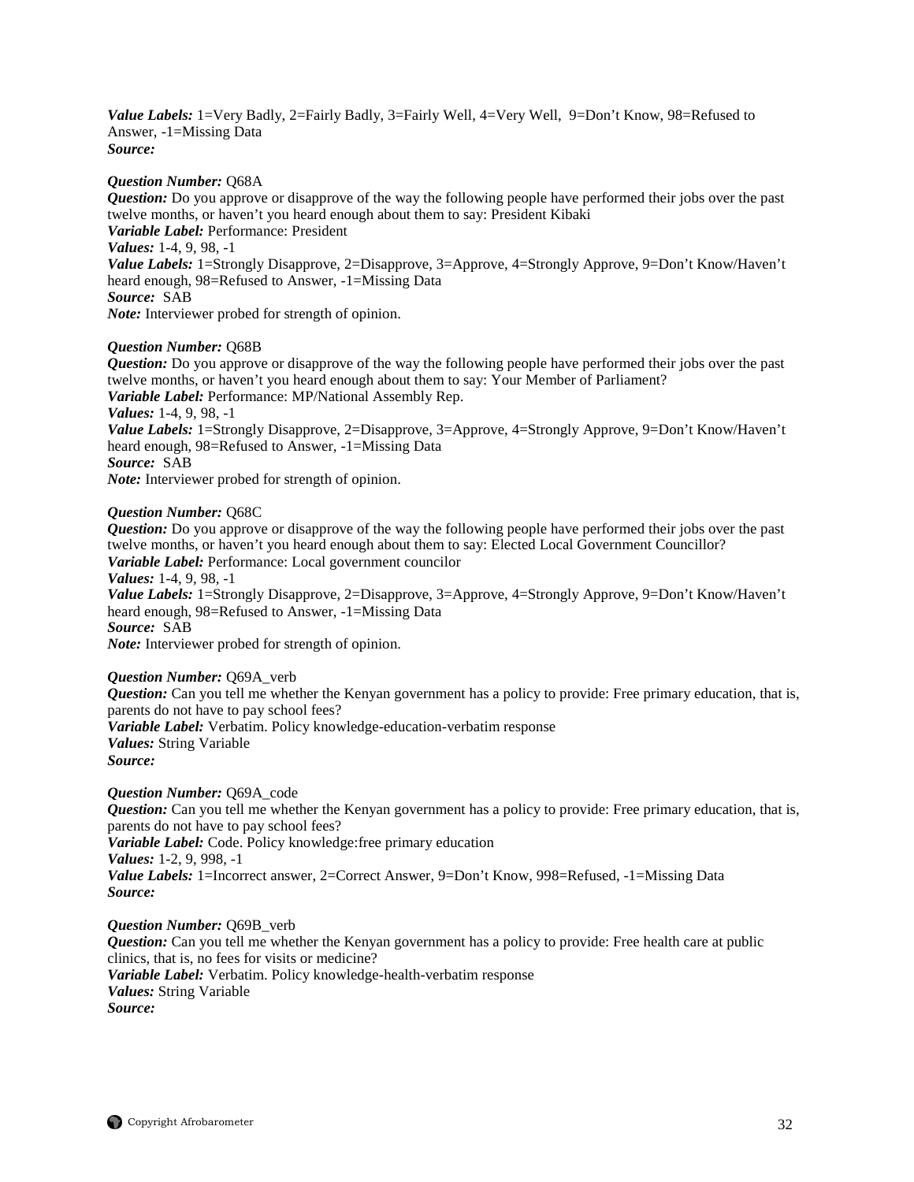***Value Labels:*** 1=Very Badly, 2=Fairly Badly, 3=Fairly Well, 4=Very Well, 9=Don't Know, 98=Refused to Answer, -1=Missing Data
***Source:***

***Question Number:*** Q68A
***Question:*** Do you approve or disapprove of the way the following people have performed their jobs over the past twelve months, or haven't you heard enough about them to say: President Kibaki
***Variable Label:*** Performance: President
***Values:*** 1-4, 9, 98, -1
***Value Labels:*** 1=Strongly Disapprove, 2=Disapprove, 3=Approve, 4=Strongly Approve, 9=Don't Know/Haven't heard enough, 98=Refused to Answer, -1=Missing Data
***Source:*** SAB
***Note:*** Interviewer probed for strength of opinion.

***Question Number:*** Q68B
***Question:*** Do you approve or disapprove of the way the following people have performed their jobs over the past twelve months, or haven't you heard enough about them to say: Your Member of Parliament?
***Variable Label:*** Performance: MP/National Assembly Rep.
***Values:*** 1-4, 9, 98, -1
***Value Labels:*** 1=Strongly Disapprove, 2=Disapprove, 3=Approve, 4=Strongly Approve, 9=Don't Know/Haven't heard enough, 98=Refused to Answer, -1=Missing Data
***Source:*** SAB
***Note:*** Interviewer probed for strength of opinion.

***Question Number:*** Q68C
***Question:*** Do you approve or disapprove of the way the following people have performed their jobs over the past twelve months, or haven't you heard enough about them to say: Elected Local Government Councillor?
***Variable Label:*** Performance: Local government councilor
***Values:*** 1-4, 9, 98, -1
***Value Labels:*** 1=Strongly Disapprove, 2=Disapprove, 3=Approve, 4=Strongly Approve, 9=Don't Know/Haven't heard enough, 98=Refused to Answer, -1=Missing Data
***Source:*** SAB
***Note:*** Interviewer probed for strength of opinion.

***Question Number:*** Q69A_verb
***Question:*** Can you tell me whether the Kenyan government has a policy to provide: Free primary education, that is, parents do not have to pay school fees?
***Variable Label:*** Verbatim. Policy knowledge-education-verbatim response
***Values:*** String Variable
***Source:***

***Question Number:*** Q69A_code
***Question:*** Can you tell me whether the Kenyan government has a policy to provide: Free primary education, that is, parents do not have to pay school fees?
***Variable Label:*** Code. Policy knowledge:free primary education
***Values:*** 1-2, 9, 998, -1
***Value Labels:*** 1=Incorrect answer, 2=Correct Answer, 9=Don't Know, 998=Refused, -1=Missing Data
***Source:***

***Question Number:*** Q69B_verb
***Question:*** Can you tell me whether the Kenyan government has a policy to provide: Free health care at public clinics, that is, no fees for visits or medicine?
***Variable Label:*** Verbatim. Policy knowledge-health-verbatim response
***Values:*** String Variable
***Source:***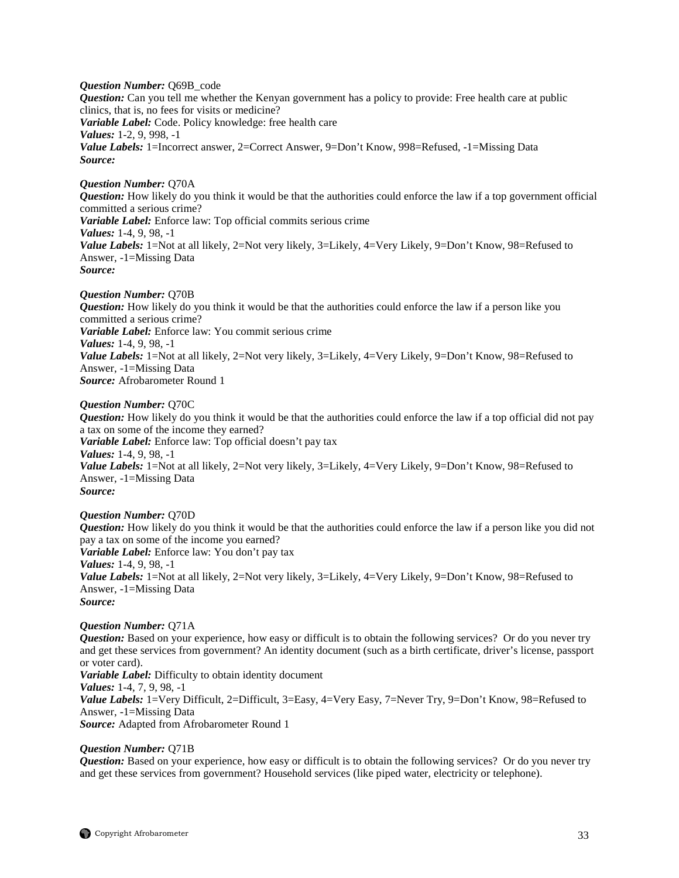***Question Number:*** Q69B_code
***Question:*** Can you tell me whether the Kenyan government has a policy to provide: Free health care at public clinics, that is, no fees for visits or medicine?
***Variable Label:*** Code. Policy knowledge: free health care
***Values:*** 1-2, 9, 998, -1
***Value Labels:*** 1=Incorrect answer, 2=Correct Answer, 9=Don't Know, 998=Refused, -1=Missing Data
***Source:***

***Question Number:*** Q70A
***Question:*** How likely do you think it would be that the authorities could enforce the law if a top government official committed a serious crime?
***Variable Label:*** Enforce law: Top official commits serious crime
***Values:*** 1-4, 9, 98, -1
***Value Labels:*** 1=Not at all likely, 2=Not very likely, 3=Likely, 4=Very Likely, 9=Don't Know, 98=Refused to Answer, -1=Missing Data
***Source:***

***Question Number:*** Q70B
***Question:*** How likely do you think it would be that the authorities could enforce the law if a person like you committed a serious crime?
***Variable Label:*** Enforce law: You commit serious crime
***Values:*** 1-4, 9, 98, -1
***Value Labels:*** 1=Not at all likely, 2=Not very likely, 3=Likely, 4=Very Likely, 9=Don't Know, 98=Refused to Answer, -1=Missing Data
***Source:*** Afrobarometer Round 1

***Question Number:*** Q70C
***Question:*** How likely do you think it would be that the authorities could enforce the law if a top official did not pay a tax on some of the income they earned?
***Variable Label:*** Enforce law: Top official doesn't pay tax
***Values:*** 1-4, 9, 98, -1
***Value Labels:*** 1=Not at all likely, 2=Not very likely, 3=Likely, 4=Very Likely, 9=Don't Know, 98=Refused to Answer, -1=Missing Data
***Source:***

***Question Number:*** Q70D
***Question:*** How likely do you think it would be that the authorities could enforce the law if a person like you did not pay a tax on some of the income you earned?
***Variable Label:*** Enforce law: You don't pay tax
***Values:*** 1-4, 9, 98, -1
***Value Labels:*** 1=Not at all likely, 2=Not very likely, 3=Likely, 4=Very Likely, 9=Don't Know, 98=Refused to Answer, -1=Missing Data
***Source:***

***Question Number:*** Q71A
***Question:*** Based on your experience, how easy or difficult is to obtain the following services? Or do you never try and get these services from government? An identity document (such as a birth certificate, driver's license, passport or voter card).
***Variable Label:*** Difficulty to obtain identity document
***Values:*** 1-4, 7, 9, 98, -1
***Value Labels:*** 1=Very Difficult, 2=Difficult, 3=Easy, 4=Very Easy, 7=Never Try, 9=Don't Know, 98=Refused to Answer, -1=Missing Data
***Source:*** Adapted from Afrobarometer Round 1

***Question Number:*** Q71B
***Question:*** Based on your experience, how easy or difficult is to obtain the following services? Or do you never try and get these services from government? Household services (like piped water, electricity or telephone).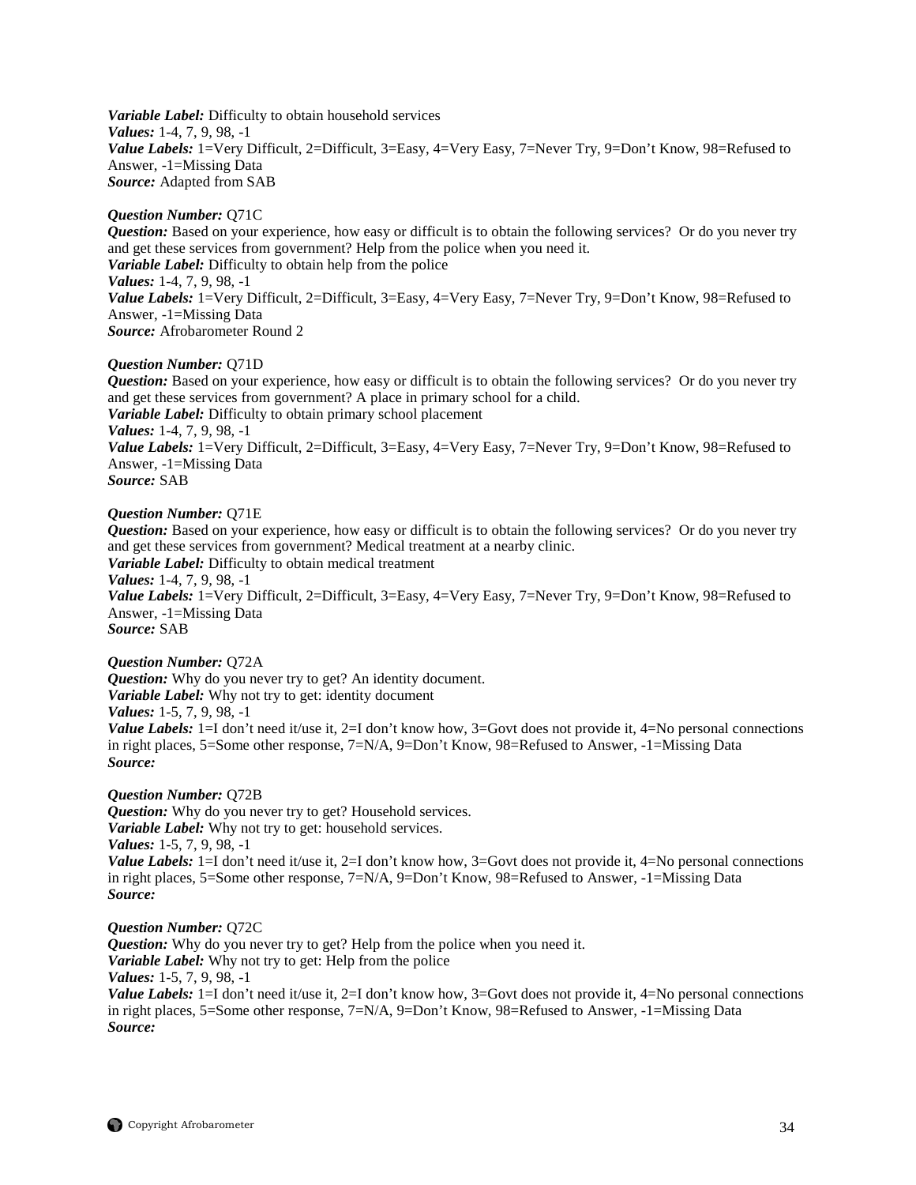***Variable Label:*** Difficulty to obtain household services
***Values:*** 1-4, 7, 9, 98, -1
***Value Labels:*** 1=Very Difficult, 2=Difficult, 3=Easy, 4=Very Easy, 7=Never Try, 9=Don't Know, 98=Refused to Answer, -1=Missing Data
***Source:*** Adapted from SAB

***Question Number:*** Q71C
***Question:*** Based on your experience, how easy or difficult is to obtain the following services? Or do you never try and get these services from government? Help from the police when you need it.
***Variable Label:*** Difficulty to obtain help from the police
***Values:*** 1-4, 7, 9, 98, -1
***Value Labels:*** 1=Very Difficult, 2=Difficult, 3=Easy, 4=Very Easy, 7=Never Try, 9=Don't Know, 98=Refused to Answer, -1=Missing Data
***Source:*** Afrobarometer Round 2

***Question Number:*** Q71D
***Question:*** Based on your experience, how easy or difficult is to obtain the following services? Or do you never try and get these services from government? A place in primary school for a child.
***Variable Label:*** Difficulty to obtain primary school placement
***Values:*** 1-4, 7, 9, 98, -1
***Value Labels:*** 1=Very Difficult, 2=Difficult, 3=Easy, 4=Very Easy, 7=Never Try, 9=Don't Know, 98=Refused to Answer, -1=Missing Data
***Source:*** SAB

***Question Number:*** Q71E
***Question:*** Based on your experience, how easy or difficult is to obtain the following services? Or do you never try and get these services from government? Medical treatment at a nearby clinic.
***Variable Label:*** Difficulty to obtain medical treatment
***Values:*** 1-4, 7, 9, 98, -1
***Value Labels:*** 1=Very Difficult, 2=Difficult, 3=Easy, 4=Very Easy, 7=Never Try, 9=Don't Know, 98=Refused to Answer, -1=Missing Data
***Source:*** SAB

***Question Number:*** Q72A
***Question:*** Why do you never try to get? An identity document.
***Variable Label:*** Why not try to get: identity document
***Values:*** 1-5, 7, 9, 98, -1
***Value Labels:*** 1=I don't need it/use it, 2=I don't know how, 3=Govt does not provide it, 4=No personal connections in right places, 5=Some other response, 7=N/A, 9=Don't Know, 98=Refused to Answer, -1=Missing Data
***Source:***

***Question Number:*** Q72B
***Question:*** Why do you never try to get? Household services.
***Variable Label:*** Why not try to get: household services.
***Values:*** 1-5, 7, 9, 98, -1
***Value Labels:*** 1=I don't need it/use it, 2=I don't know how, 3=Govt does not provide it, 4=No personal connections in right places, 5=Some other response, 7=N/A, 9=Don't Know, 98=Refused to Answer, -1=Missing Data
***Source:***

***Question Number:*** Q72C
***Question:*** Why do you never try to get? Help from the police when you need it.
***Variable Label:*** Why not try to get: Help from the police
***Values:*** 1-5, 7, 9, 98, -1
***Value Labels:*** 1=I don't need it/use it, 2=I don't know how, 3=Govt does not provide it, 4=No personal connections in right places, 5=Some other response, 7=N/A, 9=Don't Know, 98=Refused to Answer, -1=Missing Data
***Source:***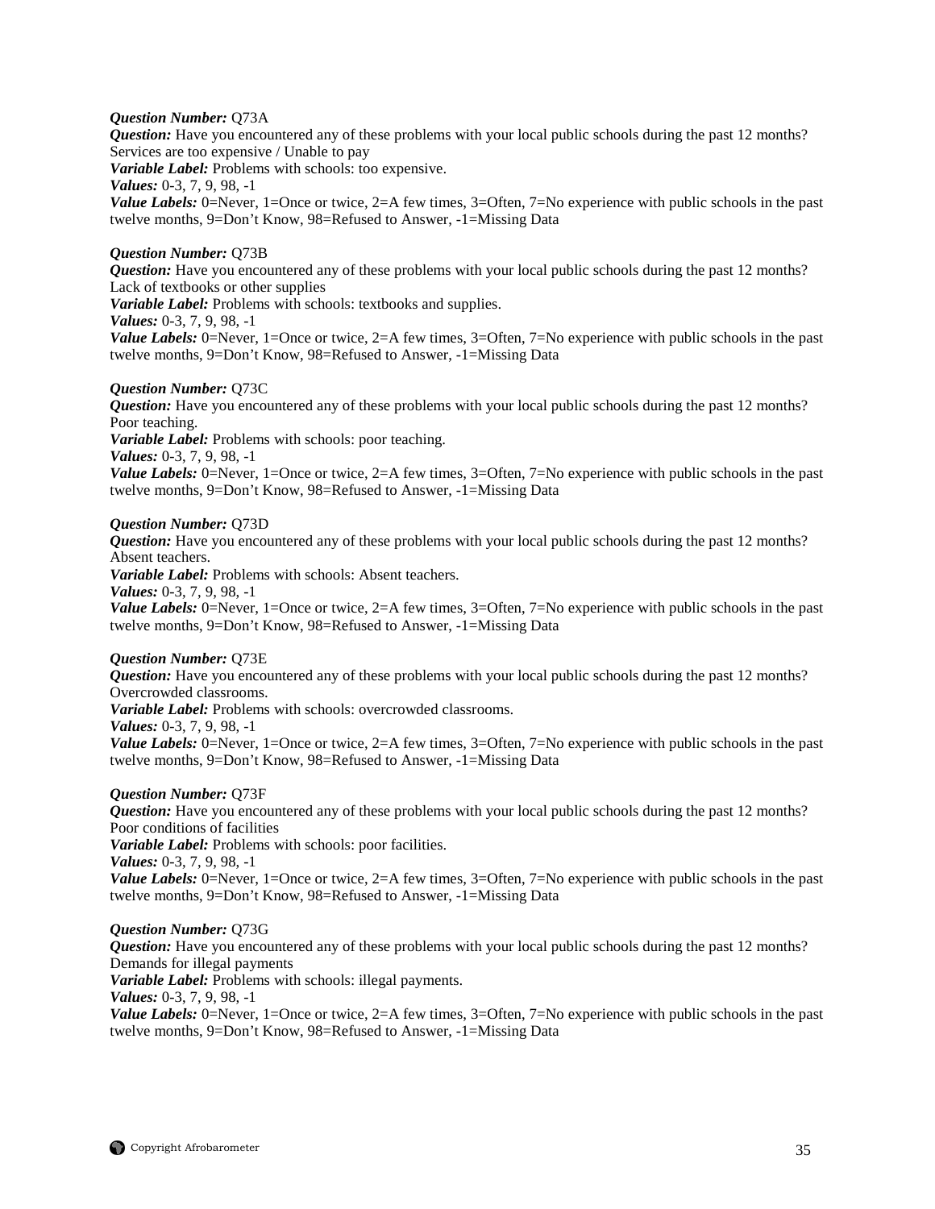***Question Number:*** Q73A
***Question:*** Have you encountered any of these problems with your local public schools during the past 12 months? Services are too expensive / Unable to pay
***Variable Label:*** Problems with schools: too expensive.
***Values:*** 0-3, 7, 9, 98, -1
***Value Labels:*** 0=Never, 1=Once or twice, 2=A few times, 3=Often, 7=No experience with public schools in the past twelve months, 9=Don't Know, 98=Refused to Answer, -1=Missing Data

***Question Number:*** Q73B
***Question:*** Have you encountered any of these problems with your local public schools during the past 12 months? Lack of textbooks or other supplies
***Variable Label:*** Problems with schools: textbooks and supplies.
***Values:*** 0-3, 7, 9, 98, -1
***Value Labels:*** 0=Never, 1=Once or twice, 2=A few times, 3=Often, 7=No experience with public schools in the past twelve months, 9=Don't Know, 98=Refused to Answer, -1=Missing Data

***Question Number:*** Q73C
***Question:*** Have you encountered any of these problems with your local public schools during the past 12 months? Poor teaching.
***Variable Label:*** Problems with schools: poor teaching.
***Values:*** 0-3, 7, 9, 98, -1
***Value Labels:*** 0=Never, 1=Once or twice, 2=A few times, 3=Often, 7=No experience with public schools in the past twelve months, 9=Don't Know, 98=Refused to Answer, -1=Missing Data

***Question Number:*** Q73D
***Question:*** Have you encountered any of these problems with your local public schools during the past 12 months? Absent teachers.
***Variable Label:*** Problems with schools: Absent teachers.
***Values:*** 0-3, 7, 9, 98, -1
***Value Labels:*** 0=Never, 1=Once or twice, 2=A few times, 3=Often, 7=No experience with public schools in the past twelve months, 9=Don't Know, 98=Refused to Answer, -1=Missing Data

***Question Number:*** Q73E
***Question:*** Have you encountered any of these problems with your local public schools during the past 12 months? Overcrowded classrooms.
***Variable Label:*** Problems with schools: overcrowded classrooms.
***Values:*** 0-3, 7, 9, 98, -1
***Value Labels:*** 0=Never, 1=Once or twice, 2=A few times, 3=Often, 7=No experience with public schools in the past twelve months, 9=Don't Know, 98=Refused to Answer, -1=Missing Data

***Question Number:*** Q73F
***Question:*** Have you encountered any of these problems with your local public schools during the past 12 months? Poor conditions of facilities
***Variable Label:*** Problems with schools: poor facilities.
***Values:*** 0-3, 7, 9, 98, -1
***Value Labels:*** 0=Never, 1=Once or twice, 2=A few times, 3=Often, 7=No experience with public schools in the past twelve months, 9=Don't Know, 98=Refused to Answer, -1=Missing Data

***Question Number:*** Q73G
***Question:*** Have you encountered any of these problems with your local public schools during the past 12 months? Demands for illegal payments
***Variable Label:*** Problems with schools: illegal payments.
***Values:*** 0-3, 7, 9, 98, -1
***Value Labels:*** 0=Never, 1=Once or twice, 2=A few times, 3=Often, 7=No experience with public schools in the past twelve months, 9=Don't Know, 98=Refused to Answer, -1=Missing Data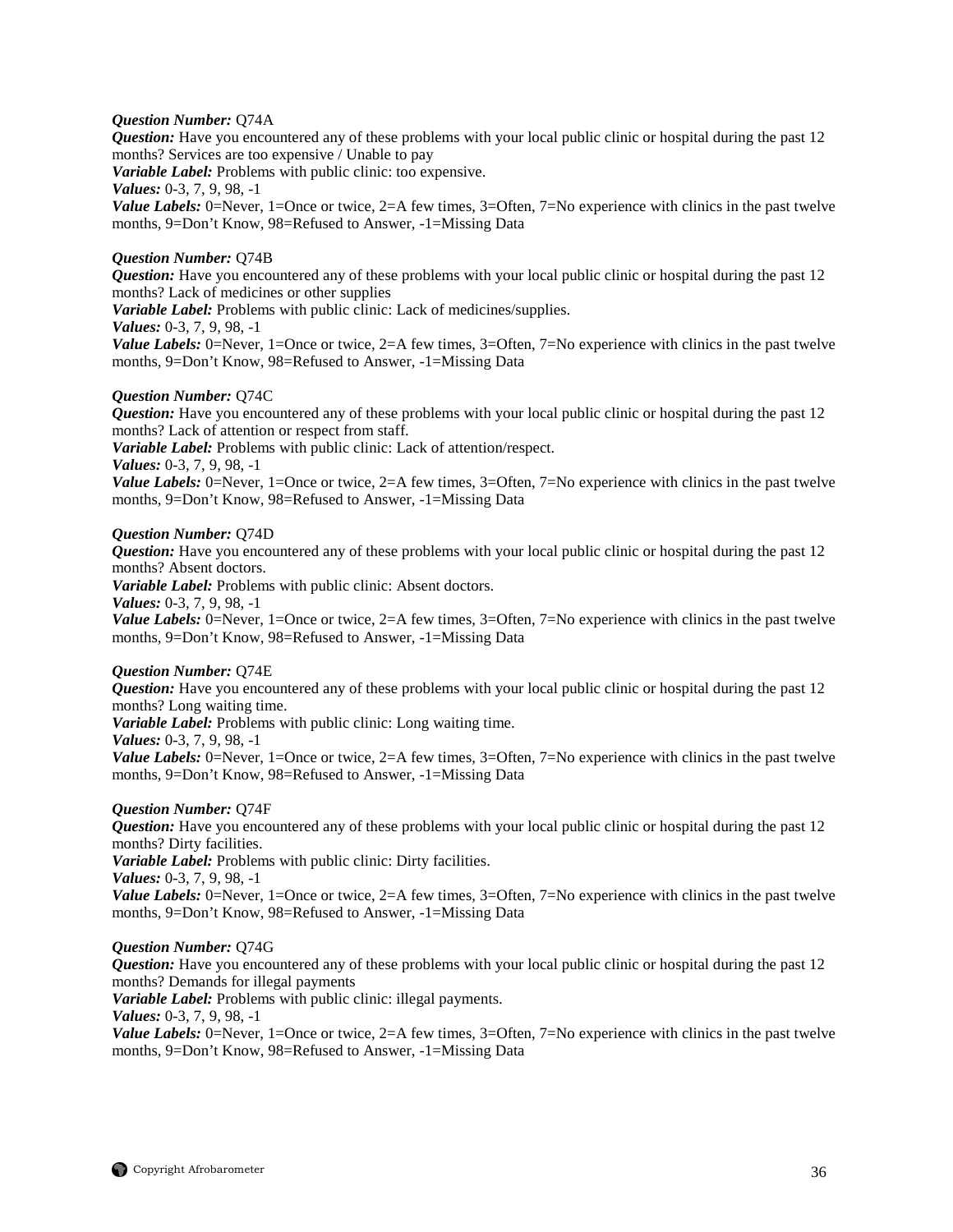***Question Number:*** Q74A
***Question:*** Have you encountered any of these problems with your local public clinic or hospital during the past 12 months? Services are too expensive / Unable to pay
***Variable Label:*** Problems with public clinic: too expensive.
***Values:*** 0-3, 7, 9, 98, -1
***Value Labels:*** 0=Never, 1=Once or twice, 2=A few times, 3=Often, 7=No experience with clinics in the past twelve months, 9=Don't Know, 98=Refused to Answer, -1=Missing Data

***Question Number:*** Q74B
***Question:*** Have you encountered any of these problems with your local public clinic or hospital during the past 12 months? Lack of medicines or other supplies
***Variable Label:*** Problems with public clinic: Lack of medicines/supplies.
***Values:*** 0-3, 7, 9, 98, -1
***Value Labels:*** 0=Never, 1=Once or twice, 2=A few times, 3=Often, 7=No experience with clinics in the past twelve months, 9=Don't Know, 98=Refused to Answer, -1=Missing Data

***Question Number:*** Q74C
***Question:*** Have you encountered any of these problems with your local public clinic or hospital during the past 12 months? Lack of attention or respect from staff.
***Variable Label:*** Problems with public clinic: Lack of attention/respect.
***Values:*** 0-3, 7, 9, 98, -1
***Value Labels:*** 0=Never, 1=Once or twice, 2=A few times, 3=Often, 7=No experience with clinics in the past twelve months, 9=Don't Know, 98=Refused to Answer, -1=Missing Data

***Question Number:*** Q74D
***Question:*** Have you encountered any of these problems with your local public clinic or hospital during the past 12 months? Absent doctors.
***Variable Label:*** Problems with public clinic: Absent doctors.
***Values:*** 0-3, 7, 9, 98, -1
***Value Labels:*** 0=Never, 1=Once or twice, 2=A few times, 3=Often, 7=No experience with clinics in the past twelve months, 9=Don't Know, 98=Refused to Answer, -1=Missing Data

***Question Number:*** Q74E
***Question:*** Have you encountered any of these problems with your local public clinic or hospital during the past 12 months? Long waiting time.
***Variable Label:*** Problems with public clinic: Long waiting time.
***Values:*** 0-3, 7, 9, 98, -1
***Value Labels:*** 0=Never, 1=Once or twice, 2=A few times, 3=Often, 7=No experience with clinics in the past twelve months, 9=Don't Know, 98=Refused to Answer, -1=Missing Data

***Question Number:*** Q74F
***Question:*** Have you encountered any of these problems with your local public clinic or hospital during the past 12 months? Dirty facilities.
***Variable Label:*** Problems with public clinic: Dirty facilities.
***Values:*** 0-3, 7, 9, 98, -1
***Value Labels:*** 0=Never, 1=Once or twice, 2=A few times, 3=Often, 7=No experience with clinics in the past twelve months, 9=Don't Know, 98=Refused to Answer, -1=Missing Data

***Question Number:*** Q74G
***Question:*** Have you encountered any of these problems with your local public clinic or hospital during the past 12 months? Demands for illegal payments
***Variable Label:*** Problems with public clinic: illegal payments.
***Values:*** 0-3, 7, 9, 98, -1
***Value Labels:*** 0=Never, 1=Once or twice, 2=A few times, 3=Often, 7=No experience with clinics in the past twelve months, 9=Don't Know, 98=Refused to Answer, -1=Missing Data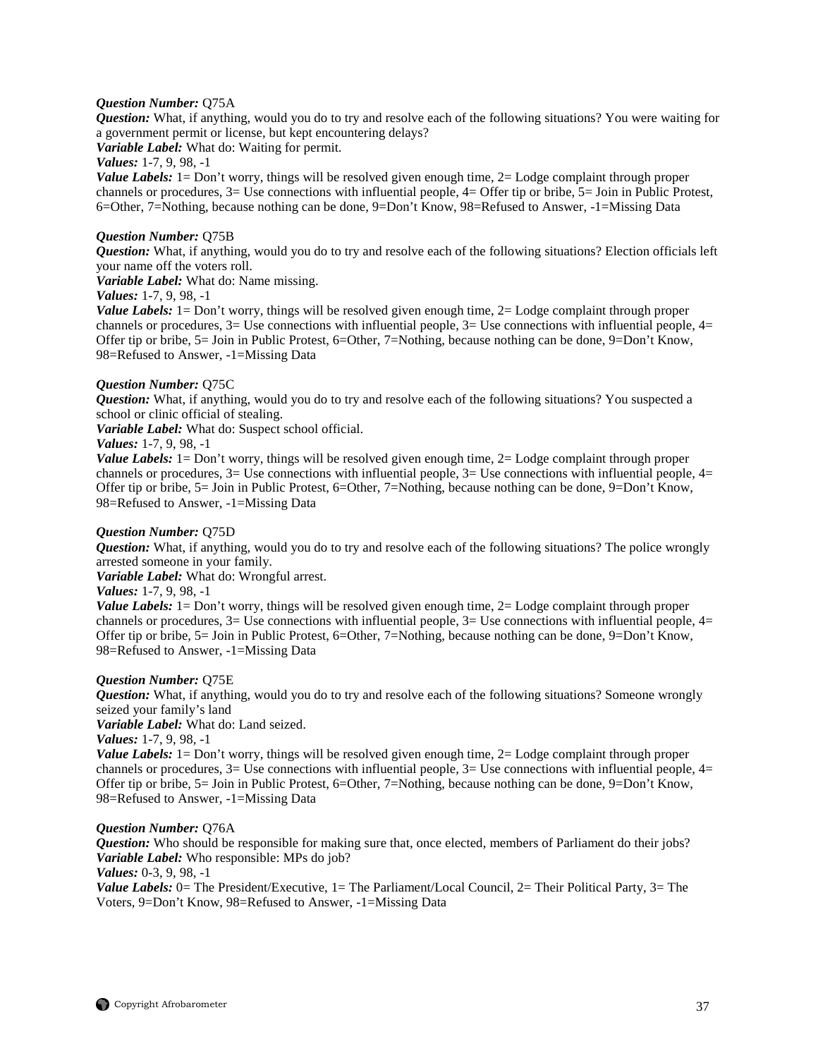***Question Number:*** Q75A
***Question:*** What, if anything, would you do to try and resolve each of the following situations? You were waiting for a government permit or license, but kept encountering delays?
***Variable Label:*** What do: Waiting for permit.
***Values:*** 1-7, 9, 98, -1
***Value Labels:*** 1= Don't worry, things will be resolved given enough time, 2= Lodge complaint through proper channels or procedures, 3= Use connections with influential people, 4= Offer tip or bribe, 5= Join in Public Protest, 6=Other, 7=Nothing, because nothing can be done, 9=Don't Know, 98=Refused to Answer, -1=Missing Data

***Question Number:*** Q75B
***Question:*** What, if anything, would you do to try and resolve each of the following situations? Election officials left your name off the voters roll.
***Variable Label:*** What do: Name missing.
***Values:*** 1-7, 9, 98, -1
***Value Labels:*** 1= Don't worry, things will be resolved given enough time, 2= Lodge complaint through proper channels or procedures, 3= Use connections with influential people, 3= Use connections with influential people, 4= Offer tip or bribe, 5= Join in Public Protest, 6=Other, 7=Nothing, because nothing can be done, 9=Don't Know, 98=Refused to Answer, -1=Missing Data

***Question Number:*** Q75C
***Question:*** What, if anything, would you do to try and resolve each of the following situations? You suspected a school or clinic official of stealing.
***Variable Label:*** What do: Suspect school official.
***Values:*** 1-7, 9, 98, -1
***Value Labels:*** 1= Don't worry, things will be resolved given enough time, 2= Lodge complaint through proper channels or procedures, 3= Use connections with influential people, 3= Use connections with influential people, 4= Offer tip or bribe, 5= Join in Public Protest, 6=Other, 7=Nothing, because nothing can be done, 9=Don't Know, 98=Refused to Answer, -1=Missing Data

***Question Number:*** Q75D
***Question:*** What, if anything, would you do to try and resolve each of the following situations? The police wrongly arrested someone in your family.
***Variable Label:*** What do: Wrongful arrest.
***Values:*** 1-7, 9, 98, -1
***Value Labels:*** 1= Don't worry, things will be resolved given enough time, 2= Lodge complaint through proper channels or procedures, 3= Use connections with influential people, 3= Use connections with influential people, 4= Offer tip or bribe, 5= Join in Public Protest, 6=Other, 7=Nothing, because nothing can be done, 9=Don't Know, 98=Refused to Answer, -1=Missing Data

***Question Number:*** Q75E
***Question:*** What, if anything, would you do to try and resolve each of the following situations? Someone wrongly seized your family's land
***Variable Label:*** What do: Land seized.
***Values:*** 1-7, 9, 98, -1
***Value Labels:*** 1= Don't worry, things will be resolved given enough time, 2= Lodge complaint through proper channels or procedures, 3= Use connections with influential people, 3= Use connections with influential people, 4= Offer tip or bribe, 5= Join in Public Protest, 6=Other, 7=Nothing, because nothing can be done, 9=Don't Know, 98=Refused to Answer, -1=Missing Data

***Question Number:*** Q76A
***Question:*** Who should be responsible for making sure that, once elected, members of Parliament do their jobs?
***Variable Label:*** Who responsible: MPs do job?
***Values:*** 0-3, 9, 98, -1
***Value Labels:*** 0= The President/Executive, 1= The Parliament/Local Council, 2= Their Political Party, 3= The Voters, 9=Don't Know, 98=Refused to Answer, -1=Missing Data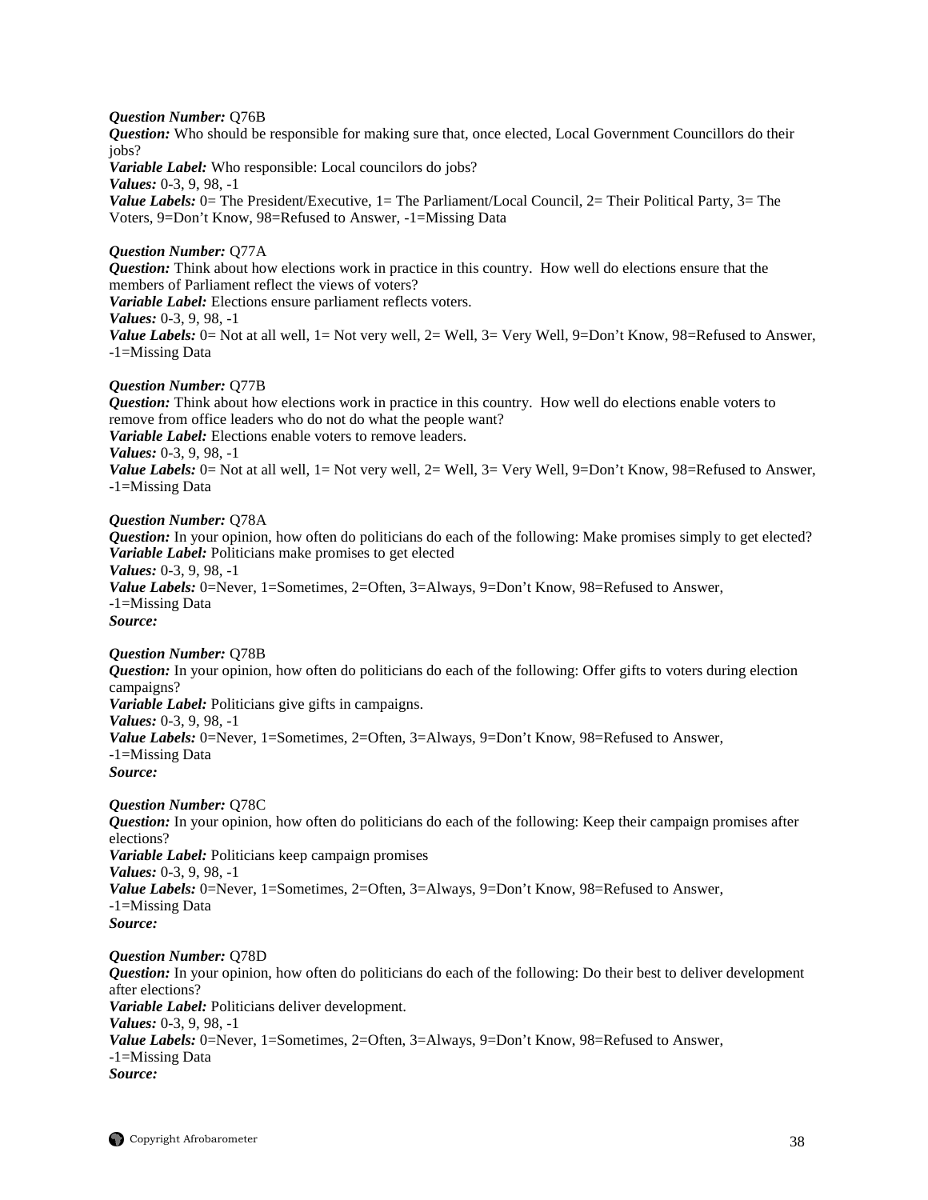***Question Number:*** Q76B
***Question:*** Who should be responsible for making sure that, once elected, Local Government Councillors do their jobs?
***Variable Label:*** Who responsible: Local councilors do jobs?
***Values:*** 0-3, 9, 98, -1
***Value Labels:*** 0= The President/Executive, 1= The Parliament/Local Council, 2= Their Political Party, 3= The Voters, 9=Don't Know, 98=Refused to Answer, -1=Missing Data

***Question Number:*** Q77A
***Question:*** Think about how elections work in practice in this country. How well do elections ensure that the members of Parliament reflect the views of voters?
***Variable Label:*** Elections ensure parliament reflects voters.
***Values:*** 0-3, 9, 98, -1
***Value Labels:*** 0= Not at all well, 1= Not very well, 2= Well, 3= Very Well, 9=Don't Know, 98=Refused to Answer, -1=Missing Data

***Question Number:*** Q77B
***Question:*** Think about how elections work in practice in this country. How well do elections enable voters to remove from office leaders who do not do what the people want?
***Variable Label:*** Elections enable voters to remove leaders.
***Values:*** 0-3, 9, 98, -1
***Value Labels:*** 0= Not at all well, 1= Not very well, 2= Well, 3= Very Well, 9=Don't Know, 98=Refused to Answer, -1=Missing Data

***Question Number:*** Q78A
***Question:*** In your opinion, how often do politicians do each of the following: Make promises simply to get elected?
***Variable Label:*** Politicians make promises to get elected
***Values:*** 0-3, 9, 98, -1
***Value Labels:*** 0=Never, 1=Sometimes, 2=Often, 3=Always, 9=Don't Know, 98=Refused to Answer, -1=Missing Data
***Source:***

***Question Number:*** Q78B
***Question:*** In your opinion, how often do politicians do each of the following: Offer gifts to voters during election campaigns?
***Variable Label:*** Politicians give gifts in campaigns.
***Values:*** 0-3, 9, 98, -1
***Value Labels:*** 0=Never, 1=Sometimes, 2=Often, 3=Always, 9=Don't Know, 98=Refused to Answer, -1=Missing Data
***Source:***

***Question Number:*** Q78C
***Question:*** In your opinion, how often do politicians do each of the following: Keep their campaign promises after elections?
***Variable Label:*** Politicians keep campaign promises
***Values:*** 0-3, 9, 98, -1
***Value Labels:*** 0=Never, 1=Sometimes, 2=Often, 3=Always, 9=Don't Know, 98=Refused to Answer, -1=Missing Data
***Source:***

***Question Number:*** Q78D
***Question:*** In your opinion, how often do politicians do each of the following: Do their best to deliver development after elections?
***Variable Label:*** Politicians deliver development.
***Values:*** 0-3, 9, 98, -1
***Value Labels:*** 0=Never, 1=Sometimes, 2=Often, 3=Always, 9=Don't Know, 98=Refused to Answer, -1=Missing Data
***Source:***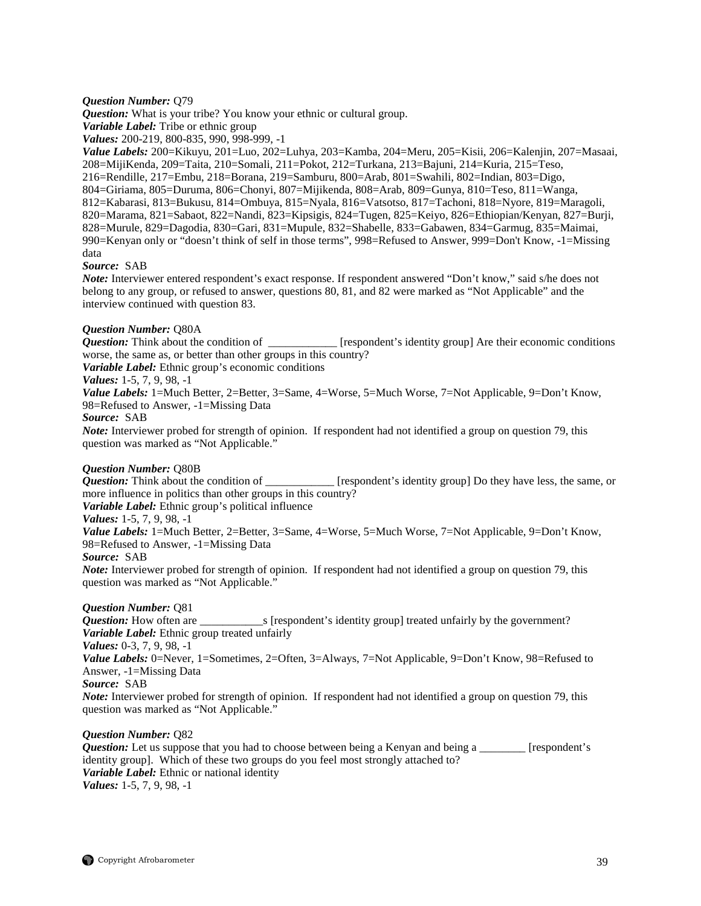***Question Number:*** Q79
***Question:*** What is your tribe? You know your ethnic or cultural group.
***Variable Label:*** Tribe or ethnic group
***Values:*** 200-219, 800-835, 990, 998-999, -1
***Value Labels:*** 200=Kikuyu, 201=Luo, 202=Luhya, 203=Kamba, 204=Meru, 205=Kisii, 206=Kalenjin, 207=Masaai, 208=MijiKenda, 209=Taita, 210=Somali, 211=Pokot, 212=Turkana, 213=Bajuni, 214=Kuria, 215=Teso, 216=Rendille, 217=Embu, 218=Borana, 219=Samburu, 800=Arab, 801=Swahili, 802=Indian, 803=Digo, 804=Giriama, 805=Duruma, 806=Chonyi, 807=Mijikenda, 808=Arab, 809=Gunya, 810=Teso, 811=Wanga, 812=Kabarasi, 813=Bukusu, 814=Ombuya, 815=Nyala, 816=Vatsotso, 817=Tachoni, 818=Nyore, 819=Maragoli, 820=Marama, 821=Sabaot, 822=Nandi, 823=Kipsigis, 824=Tugen, 825=Keiyo, 826=Ethiopian/Kenyan, 827=Burji, 828=Murule, 829=Dagodia, 830=Gari, 831=Mupule, 832=Shabelle, 833=Gabawen, 834=Garmug, 835=Maimai, 990=Kenyan only or "doesn't think of self in those terms", 998=Refused to Answer, 999=Don't Know, -1=Missing data
***Source:*** SAB
***Note:*** Interviewer entered respondent's exact response. If respondent answered "Don't know," said s/he does not belong to any group, or refused to answer, questions 80, 81, and 82 were marked as "Not Applicable" and the interview continued with question 83.

***Question Number:*** Q80A
***Question:*** Think about the condition of ____________ [respondent's identity group] Are their economic conditions worse, the same as, or better than other groups in this country?
***Variable Label:*** Ethnic group's economic conditions
***Values:*** 1-5, 7, 9, 98, -1
***Value Labels:*** 1=Much Better, 2=Better, 3=Same, 4=Worse, 5=Much Worse, 7=Not Applicable, 9=Don't Know, 98=Refused to Answer, -1=Missing Data
***Source:*** SAB
***Note:*** Interviewer probed for strength of opinion. If respondent had not identified a group on question 79, this question was marked as "Not Applicable."

***Question Number:*** Q80B
***Question:*** Think about the condition of ____________ [respondent's identity group] Do they have less, the same, or more influence in politics than other groups in this country?
***Variable Label:*** Ethnic group's political influence
***Values:*** 1-5, 7, 9, 98, -1
***Value Labels:*** 1=Much Better, 2=Better, 3=Same, 4=Worse, 5=Much Worse, 7=Not Applicable, 9=Don't Know, 98=Refused to Answer, -1=Missing Data
***Source:*** SAB
***Note:*** Interviewer probed for strength of opinion. If respondent had not identified a group on question 79, this question was marked as "Not Applicable."

***Question Number:*** Q81
***Question:*** How often are ___________s [respondent's identity group] treated unfairly by the government?
***Variable Label:*** Ethnic group treated unfairly
***Values:*** 0-3, 7, 9, 98, -1
***Value Labels:*** 0=Never, 1=Sometimes, 2=Often, 3=Always, 7=Not Applicable, 9=Don't Know, 98=Refused to Answer, -1=Missing Data
***Source:*** SAB
***Note:*** Interviewer probed for strength of opinion. If respondent had not identified a group on question 79, this question was marked as "Not Applicable."

***Question Number:*** Q82
***Question:*** Let us suppose that you had to choose between being a Kenyan and being a ________ [respondent's identity group]. Which of these two groups do you feel most strongly attached to?
***Variable Label:*** Ethnic or national identity
***Values:*** 1-5, 7, 9, 98, -1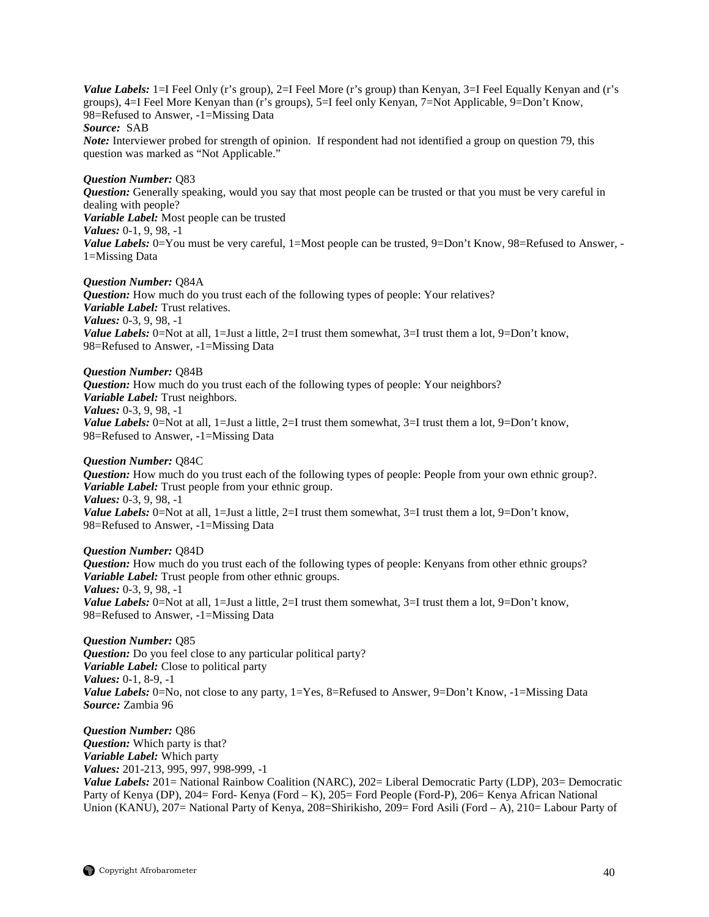***Value Labels:*** 1=I Feel Only (r's group), 2=I Feel More (r's group) than Kenyan, 3=I Feel Equally Kenyan and (r's groups), 4=I Feel More Kenyan than (r's groups), 5=I feel only Kenyan, 7=Not Applicable, 9=Don't Know, 98=Refused to Answer, -1=Missing Data
***Source:*** SAB
***Note:*** Interviewer probed for strength of opinion. If respondent had not identified a group on question 79, this question was marked as "Not Applicable."

***Question Number:*** Q83
***Question:*** Generally speaking, would you say that most people can be trusted or that you must be very careful in dealing with people?
***Variable Label:*** Most people can be trusted
***Values:*** 0-1, 9, 98, -1
***Value Labels:*** 0=You must be very careful, 1=Most people can be trusted, 9=Don't Know, 98=Refused to Answer, -1=Missing Data

***Question Number:*** Q84A
***Question:*** How much do you trust each of the following types of people: Your relatives?
***Variable Label:*** Trust relatives.
***Values:*** 0-3, 9, 98, -1
***Value Labels:*** 0=Not at all, 1=Just a little, 2=I trust them somewhat, 3=I trust them a lot, 9=Don't know, 98=Refused to Answer, -1=Missing Data

***Question Number:*** Q84B
***Question:*** How much do you trust each of the following types of people: Your neighbors?
***Variable Label:*** Trust neighbors.
***Values:*** 0-3, 9, 98, -1
***Value Labels:*** 0=Not at all, 1=Just a little, 2=I trust them somewhat, 3=I trust them a lot, 9=Don't know, 98=Refused to Answer, -1=Missing Data

***Question Number:*** Q84C
***Question:*** How much do you trust each of the following types of people: People from your own ethnic group?.
***Variable Label:*** Trust people from your ethnic group.
***Values:*** 0-3, 9, 98, -1
***Value Labels:*** 0=Not at all, 1=Just a little, 2=I trust them somewhat, 3=I trust them a lot, 9=Don't know, 98=Refused to Answer, -1=Missing Data

***Question Number:*** Q84D
***Question:*** How much do you trust each of the following types of people: Kenyans from other ethnic groups?
***Variable Label:*** Trust people from other ethnic groups.
***Values:*** 0-3, 9, 98, -1
***Value Labels:*** 0=Not at all, 1=Just a little, 2=I trust them somewhat, 3=I trust them a lot, 9=Don't know, 98=Refused to Answer, -1=Missing Data

***Question Number:*** Q85
***Question:*** Do you feel close to any particular political party?
***Variable Label:*** Close to political party
***Values:*** 0-1, 8-9, -1
***Value Labels:*** 0=No, not close to any party, 1=Yes, 8=Refused to Answer, 9=Don't Know, -1=Missing Data
***Source:*** Zambia 96

***Question Number:*** Q86
***Question:*** Which party is that?
***Variable Label:*** Which party
***Values:*** 201-213, 995, 997, 998-999, -1
***Value Labels:*** 201= National Rainbow Coalition (NARC), 202= Liberal Democratic Party (LDP), 203= Democratic Party of Kenya (DP), 204= Ford- Kenya (Ford – K), 205= Ford People (Ford-P), 206= Kenya African National Union (KANU), 207= National Party of Kenya, 208=Shirikisho, 209= Ford Asili (Ford – A), 210= Labour Party of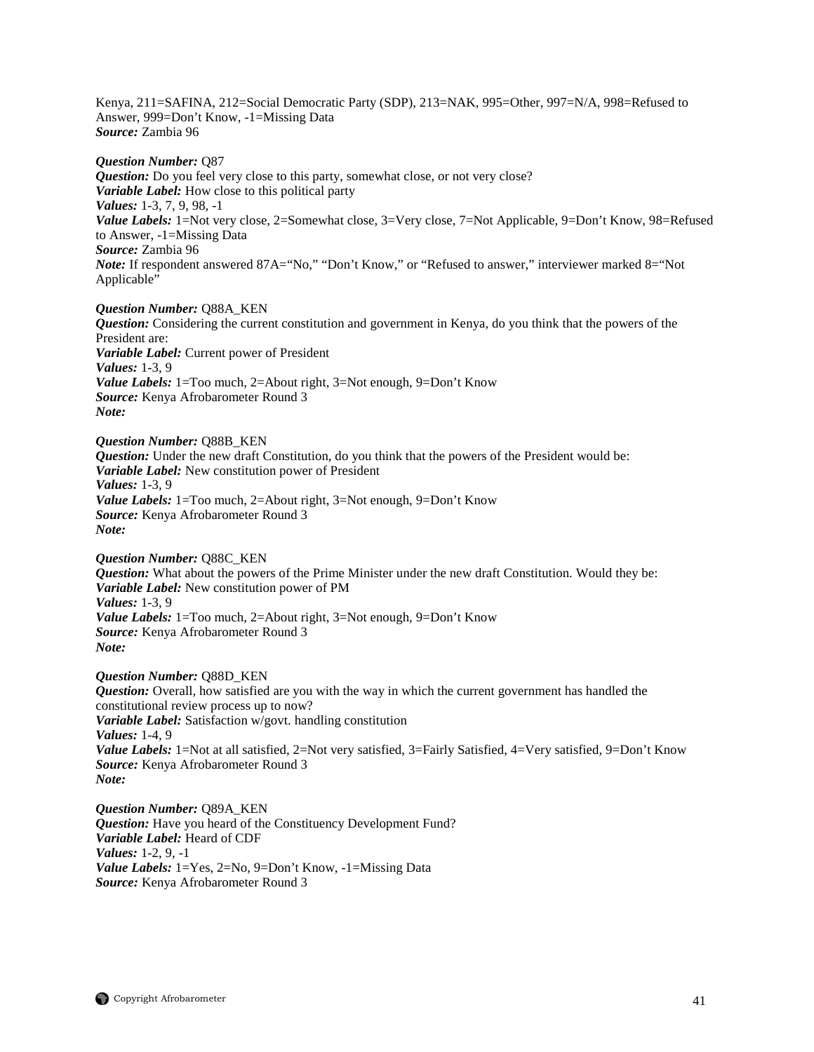Kenya, 211=SAFINA, 212=Social Democratic Party (SDP), 213=NAK, 995=Other, 997=N/A, 998=Refused to Answer, 999=Don't Know, -1=Missing Data
***Source:*** Zambia 96

***Question Number:*** Q87
***Question:*** Do you feel very close to this party, somewhat close, or not very close?
***Variable Label:*** How close to this political party
***Values:*** 1-3, 7, 9, 98, -1
***Value Labels:*** 1=Not very close, 2=Somewhat close, 3=Very close, 7=Not Applicable, 9=Don't Know, 98=Refused to Answer, -1=Missing Data
***Source:*** Zambia 96
***Note:*** If respondent answered 87A="No," "Don't Know," or "Refused to answer," interviewer marked 8="Not Applicable"

***Question Number:*** Q88A_KEN
***Question:*** Considering the current constitution and government in Kenya, do you think that the powers of the President are:
***Variable Label:*** Current power of President
***Values:*** 1-3, 9
***Value Labels:*** 1=Too much, 2=About right, 3=Not enough, 9=Don't Know
***Source:*** Kenya Afrobarometer Round 3
***Note:***

***Question Number:*** Q88B_KEN
***Question:*** Under the new draft Constitution, do you think that the powers of the President would be:
***Variable Label:*** New constitution power of President
***Values:*** 1-3, 9
***Value Labels:*** 1=Too much, 2=About right, 3=Not enough, 9=Don't Know
***Source:*** Kenya Afrobarometer Round 3
***Note:***

***Question Number:*** Q88C_KEN
***Question:*** What about the powers of the Prime Minister under the new draft Constitution. Would they be:
***Variable Label:*** New constitution power of PM
***Values:*** 1-3, 9
***Value Labels:*** 1=Too much, 2=About right, 3=Not enough, 9=Don't Know
***Source:*** Kenya Afrobarometer Round 3
***Note:***

***Question Number:*** Q88D_KEN
***Question:*** Overall, how satisfied are you with the way in which the current government has handled the constitutional review process up to now?
***Variable Label:*** Satisfaction w/govt. handling constitution
***Values:*** 1-4, 9
***Value Labels:*** 1=Not at all satisfied, 2=Not very satisfied, 3=Fairly Satisfied, 4=Very satisfied, 9=Don't Know
***Source:*** Kenya Afrobarometer Round 3
***Note:***

***Question Number:*** Q89A_KEN
***Question:*** Have you heard of the Constituency Development Fund?
***Variable Label:*** Heard of CDF
***Values:*** 1-2, 9, -1
***Value Labels:*** 1=Yes, 2=No, 9=Don't Know, -1=Missing Data
***Source:*** Kenya Afrobarometer Round 3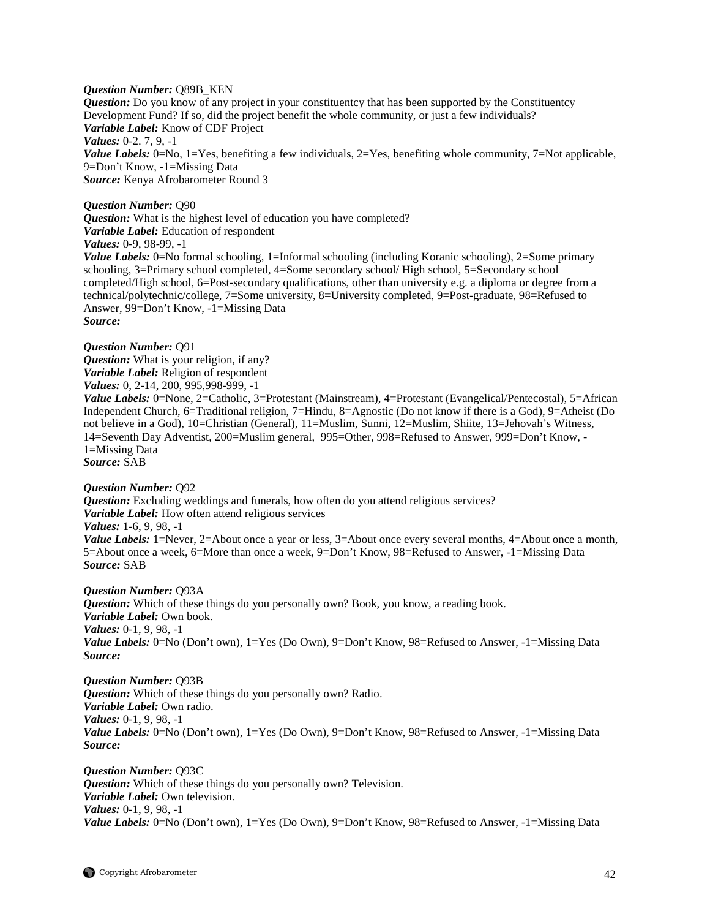***Question Number:*** Q89B_KEN
***Question:*** Do you know of any project in your constituentcy that has been supported by the Constituentcy Development Fund? If so, did the project benefit the whole community, or just a few individuals?
***Variable Label:*** Know of CDF Project
***Values:*** 0-2. 7, 9, -1
***Value Labels:*** 0=No, 1=Yes, benefiting a few individuals, 2=Yes, benefiting whole community, 7=Not applicable, 9=Don't Know, -1=Missing Data
***Source:*** Kenya Afrobarometer Round 3

***Question Number:*** Q90
***Question:*** What is the highest level of education you have completed?
***Variable Label:*** Education of respondent
***Values:*** 0-9, 98-99, -1
***Value Labels:*** 0=No formal schooling, 1=Informal schooling (including Koranic schooling), 2=Some primary schooling, 3=Primary school completed, 4=Some secondary school/ High school, 5=Secondary school completed/High school, 6=Post-secondary qualifications, other than university e.g. a diploma or degree from a technical/polytechnic/college, 7=Some university, 8=University completed, 9=Post-graduate, 98=Refused to Answer, 99=Don't Know, -1=Missing Data
***Source:***

***Question Number:*** Q91
***Question:*** What is your religion, if any?
***Variable Label:*** Religion of respondent
***Values:*** 0, 2-14, 200, 995,998-999, -1
***Value Labels:*** 0=None, 2=Catholic, 3=Protestant (Mainstream), 4=Protestant (Evangelical/Pentecostal), 5=African Independent Church, 6=Traditional religion, 7=Hindu, 8=Agnostic (Do not know if there is a God), 9=Atheist (Do not believe in a God), 10=Christian (General), 11=Muslim, Sunni, 12=Muslim, Shiite, 13=Jehovah's Witness, 14=Seventh Day Adventist, 200=Muslim general, 995=Other, 998=Refused to Answer, 999=Don't Know, -1=Missing Data
***Source:*** SAB

***Question Number:*** Q92
***Question:*** Excluding weddings and funerals, how often do you attend religious services?
***Variable Label:*** How often attend religious services
***Values:*** 1-6, 9, 98, -1
***Value Labels:*** 1=Never, 2=About once a year or less, 3=About once every several months, 4=About once a month, 5=About once a week, 6=More than once a week, 9=Don't Know, 98=Refused to Answer, -1=Missing Data
***Source:*** SAB

***Question Number:*** Q93A
***Question:*** Which of these things do you personally own? Book, you know, a reading book.
***Variable Label:*** Own book.
***Values:*** 0-1, 9, 98, -1
***Value Labels:*** 0=No (Don't own), 1=Yes (Do Own), 9=Don't Know, 98=Refused to Answer, -1=Missing Data
***Source:***

***Question Number:*** Q93B
***Question:*** Which of these things do you personally own? Radio.
***Variable Label:*** Own radio.
***Values:*** 0-1, 9, 98, -1
***Value Labels:*** 0=No (Don't own), 1=Yes (Do Own), 9=Don't Know, 98=Refused to Answer, -1=Missing Data
***Source:***

***Question Number:*** Q93C
***Question:*** Which of these things do you personally own? Television.
***Variable Label:*** Own television.
***Values:*** 0-1, 9, 98, -1
***Value Labels:*** 0=No (Don't own), 1=Yes (Do Own), 9=Don't Know, 98=Refused to Answer, -1=Missing Data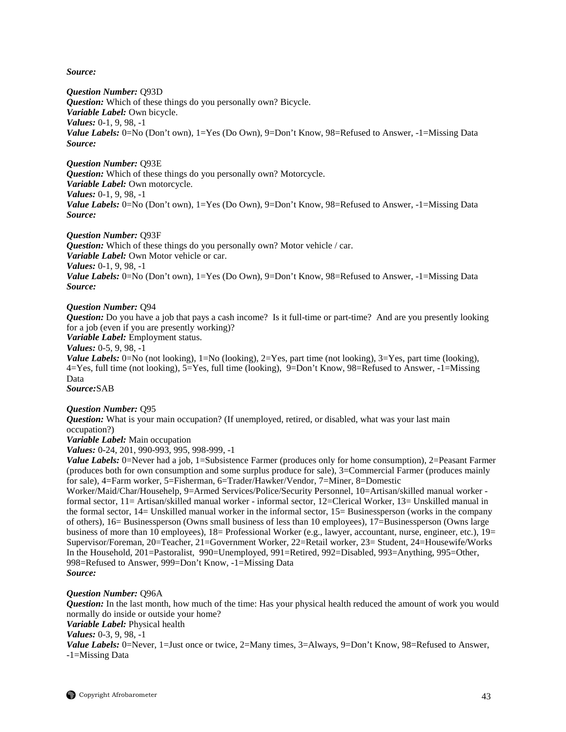***Source:***

***Question Number:*** Q93D
***Question:*** Which of these things do you personally own? Bicycle.
***Variable Label:*** Own bicycle.
***Values:*** 0-1, 9, 98, -1
***Value Labels:*** 0=No (Don't own), 1=Yes (Do Own), 9=Don't Know, 98=Refused to Answer, -1=Missing Data
***Source:***

***Question Number:*** Q93E
***Question:*** Which of these things do you personally own? Motorcycle.
***Variable Label:*** Own motorcycle.
***Values:*** 0-1, 9, 98, -1
***Value Labels:*** 0=No (Don't own), 1=Yes (Do Own), 9=Don't Know, 98=Refused to Answer, -1=Missing Data
***Source:***

***Question Number:*** Q93F
***Question:*** Which of these things do you personally own? Motor vehicle / car.
***Variable Label:*** Own Motor vehicle or car.
***Values:*** 0-1, 9, 98, -1
***Value Labels:*** 0=No (Don't own), 1=Yes (Do Own), 9=Don't Know, 98=Refused to Answer, -1=Missing Data
***Source:***

***Question Number:*** Q94
***Question:*** Do you have a job that pays a cash income? Is it full-time or part-time? And are you presently looking for a job (even if you are presently working)?
***Variable Label:*** Employment status.
***Values:*** 0-5, 9, 98, -1
***Value Labels:*** 0=No (not looking), 1=No (looking), 2=Yes, part time (not looking), 3=Yes, part time (looking), 4=Yes, full time (not looking), 5=Yes, full time (looking), 9=Don't Know, 98=Refused to Answer, -1=Missing Data
***Source:***SAB

***Question Number:*** Q95
***Question:*** What is your main occupation? (If unemployed, retired, or disabled, what was your last main occupation?)
***Variable Label:*** Main occupation
***Values:*** 0-24, 201, 990-993, 995, 998-999, -1
***Value Labels:*** 0=Never had a job, 1=Subsistence Farmer (produces only for home consumption), 2=Peasant Farmer (produces both for own consumption and some surplus produce for sale), 3=Commercial Farmer (produces mainly for sale), 4=Farm worker, 5=Fisherman, 6=Trader/Hawker/Vendor, 7=Miner, 8=Domestic Worker/Maid/Char/Househelp, 9=Armed Services/Police/Security Personnel, 10=Artisan/skilled manual worker - formal sector, 11= Artisan/skilled manual worker - informal sector, 12=Clerical Worker, 13= Unskilled manual in the formal sector, 14= Unskilled manual worker in the informal sector, 15= Businessperson (works in the company of others), 16= Businessperson (Owns small business of less than 10 employees), 17=Businessperson (Owns large business of more than 10 employees), 18= Professional Worker (e.g., lawyer, accountant, nurse, engineer, etc.), 19= Supervisor/Foreman, 20=Teacher, 21=Government Worker, 22=Retail worker, 23= Student, 24=Housewife/Works In the Household, 201=Pastoralist, 990=Unemployed, 991=Retired, 992=Disabled, 993=Anything, 995=Other, 998=Refused to Answer, 999=Don't Know, -1=Missing Data
***Source:***

***Question Number:*** Q96A
***Question:*** In the last month, how much of the time: Has your physical health reduced the amount of work you would normally do inside or outside your home?
***Variable Label:*** Physical health
***Values:*** 0-3, 9, 98, -1
***Value Labels:*** 0=Never, 1=Just once or twice, 2=Many times, 3=Always, 9=Don't Know, 98=Refused to Answer, -1=Missing Data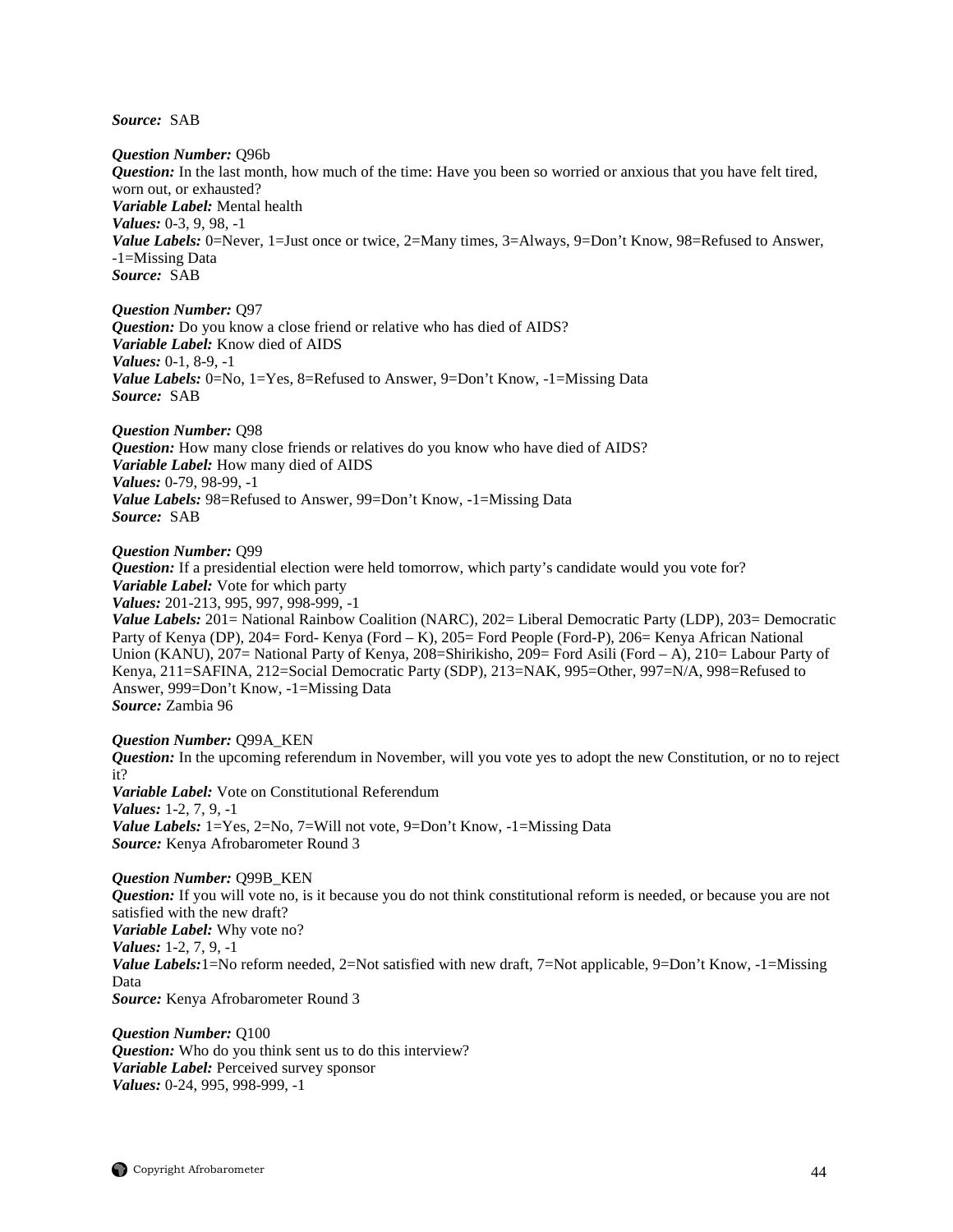***Source:*** SAB

***Question Number:*** Q96b
***Question:*** In the last month, how much of the time: Have you been so worried or anxious that you have felt tired, worn out, or exhausted?
***Variable Label:*** Mental health
***Values:*** 0-3, 9, 98, -1
***Value Labels:*** 0=Never, 1=Just once or twice, 2=Many times, 3=Always, 9=Don't Know, 98=Refused to Answer, -1=Missing Data
***Source:*** SAB

***Question Number:*** Q97
***Question:*** Do you know a close friend or relative who has died of AIDS?
***Variable Label:*** Know died of AIDS
***Values:*** 0-1, 8-9, -1
***Value Labels:*** 0=No, 1=Yes, 8=Refused to Answer, 9=Don't Know, -1=Missing Data
***Source:*** SAB

***Question Number:*** Q98
***Question:*** How many close friends or relatives do you know who have died of AIDS?
***Variable Label:*** How many died of AIDS
***Values:*** 0-79, 98-99, -1
***Value Labels:*** 98=Refused to Answer, 99=Don't Know, -1=Missing Data
***Source:*** SAB

***Question Number:*** Q99
***Question:*** If a presidential election were held tomorrow, which party's candidate would you vote for?
***Variable Label:*** Vote for which party
***Values:*** 201-213, 995, 997, 998-999, -1
***Value Labels:*** 201= National Rainbow Coalition (NARC), 202= Liberal Democratic Party (LDP), 203= Democratic Party of Kenya (DP), 204= Ford- Kenya (Ford – K), 205= Ford People (Ford-P), 206= Kenya African National Union (KANU), 207= National Party of Kenya, 208=Shirikisho, 209= Ford Asili (Ford – A), 210= Labour Party of Kenya, 211=SAFINA, 212=Social Democratic Party (SDP), 213=NAK, 995=Other, 997=N/A, 998=Refused to Answer, 999=Don't Know, -1=Missing Data
***Source:*** Zambia 96

***Question Number:*** Q99A_KEN
***Question:*** In the upcoming referendum in November, will you vote yes to adopt the new Constitution, or no to reject it?
***Variable Label:*** Vote on Constitutional Referendum
***Values:*** 1-2, 7, 9, -1
***Value Labels:*** 1=Yes, 2=No, 7=Will not vote, 9=Don't Know, -1=Missing Data
***Source:*** Kenya Afrobarometer Round 3

***Question Number:*** Q99B_KEN
***Question:*** If you will vote no, is it because you do not think constitutional reform is needed, or because you are not satisfied with the new draft?
***Variable Label:*** Why vote no?
***Values:*** 1-2, 7, 9, -1
***Value Labels:***1=No reform needed, 2=Not satisfied with new draft, 7=Not applicable, 9=Don't Know, -1=Missing Data
***Source:*** Kenya Afrobarometer Round 3

***Question Number:*** Q100
***Question:*** Who do you think sent us to do this interview?
***Variable Label:*** Perceived survey sponsor
***Values:*** 0-24, 995, 998-999, -1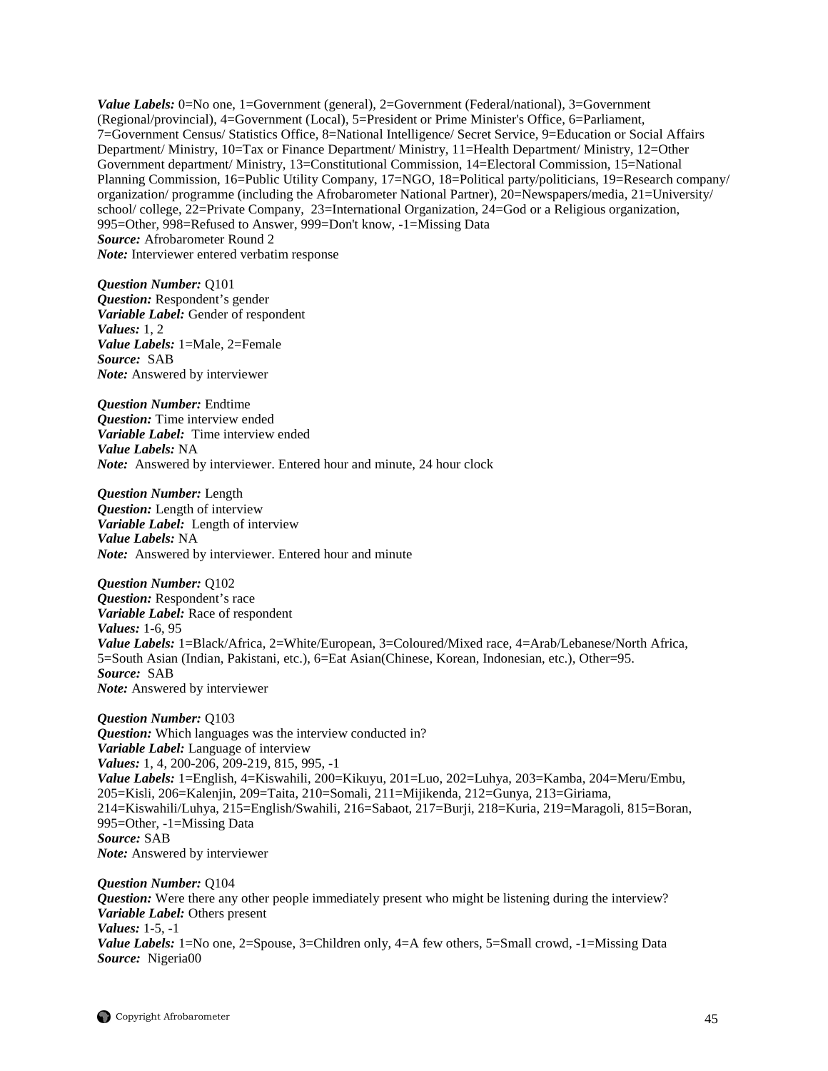***Value Labels:*** 0=No one, 1=Government (general), 2=Government (Federal/national), 3=Government (Regional/provincial), 4=Government (Local), 5=President or Prime Minister's Office, 6=Parliament, 7=Government Census/ Statistics Office, 8=National Intelligence/ Secret Service, 9=Education or Social Affairs Department/ Ministry, 10=Tax or Finance Department/ Ministry, 11=Health Department/ Ministry, 12=Other Government department/ Ministry, 13=Constitutional Commission, 14=Electoral Commission, 15=National Planning Commission, 16=Public Utility Company, 17=NGO, 18=Political party/politicians, 19=Research company/ organization/ programme (including the Afrobarometer National Partner), 20=Newspapers/media, 21=University/ school/ college, 22=Private Company, 23=International Organization, 24=God or a Religious organization, 995=Other, 998=Refused to Answer, 999=Don't know, -1=Missing Data
***Source:*** Afrobarometer Round 2
***Note:*** Interviewer entered verbatim response

***Question Number:*** Q101
***Question:*** Respondent's gender
***Variable Label:*** Gender of respondent
***Values:*** 1, 2
***Value Labels:*** 1=Male, 2=Female
***Source:*** SAB
***Note:*** Answered by interviewer

***Question Number:*** Endtime
***Question:*** Time interview ended
***Variable Label:*** Time interview ended
***Value Labels:*** NA
***Note:*** Answered by interviewer. Entered hour and minute, 24 hour clock

***Question Number:*** Length
***Question:*** Length of interview
***Variable Label:*** Length of interview
***Value Labels:*** NA
***Note:*** Answered by interviewer. Entered hour and minute

***Question Number:*** Q102
***Question:*** Respondent's race
***Variable Label:*** Race of respondent
***Values:*** 1-6, 95
***Value Labels:*** 1=Black/Africa, 2=White/European, 3=Coloured/Mixed race, 4=Arab/Lebanese/North Africa, 5=South Asian (Indian, Pakistani, etc.), 6=Eat Asian(Chinese, Korean, Indonesian, etc.), Other=95.
***Source:*** SAB
***Note:*** Answered by interviewer

***Question Number:*** Q103
***Question:*** Which languages was the interview conducted in?
***Variable Label:*** Language of interview
***Values:*** 1, 4, 200-206, 209-219, 815, 995, -1
***Value Labels:*** 1=English, 4=Kiswahili, 200=Kikuyu, 201=Luo, 202=Luhya, 203=Kamba, 204=Meru/Embu, 205=Kisli, 206=Kalenjin, 209=Taita, 210=Somali, 211=Mijikenda, 212=Gunya, 213=Giriama, 214=Kiswahili/Luhya, 215=English/Swahili, 216=Sabaot, 217=Burji, 218=Kuria, 219=Maragoli, 815=Boran, 995=Other, -1=Missing Data
***Source:*** SAB
***Note:*** Answered by interviewer

***Question Number:*** Q104
***Question:*** Were there any other people immediately present who might be listening during the interview?
***Variable Label:*** Others present
***Values:*** 1-5, -1
***Value Labels:*** 1=No one, 2=Spouse, 3=Children only, 4=A few others, 5=Small crowd, -1=Missing Data
***Source:*** Nigeria00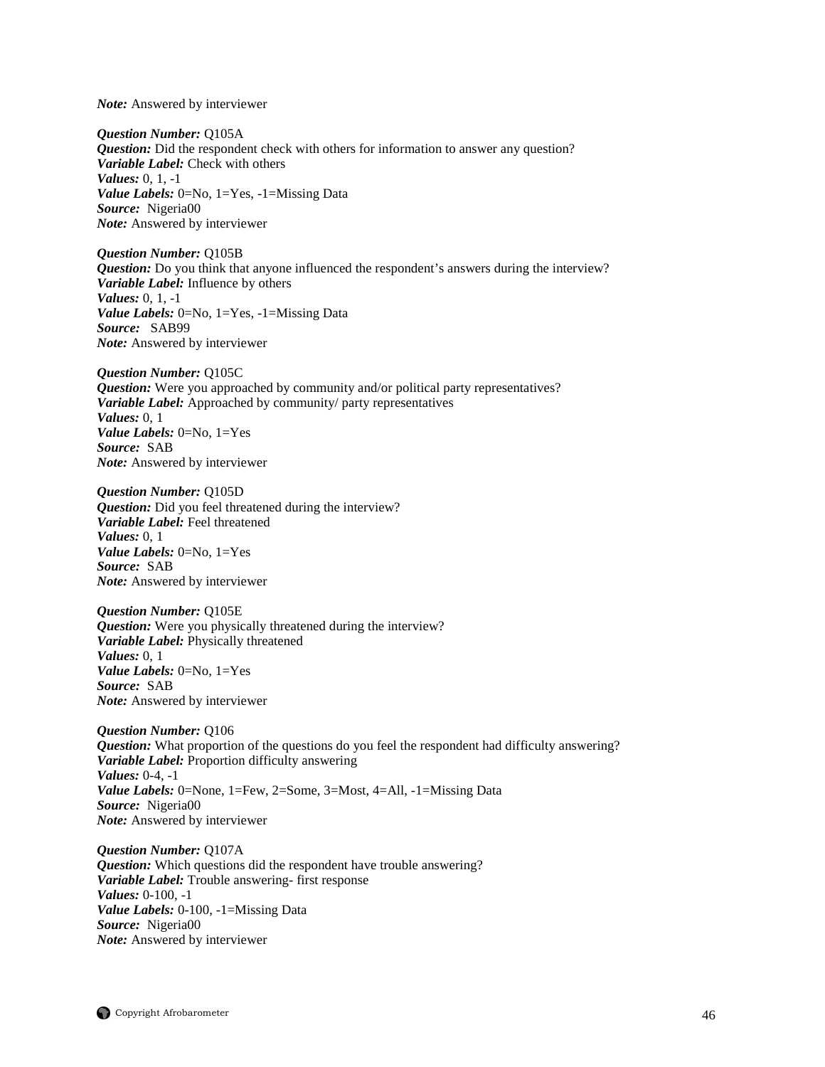***Note:*** Answered by interviewer

***Question Number:*** Q105A
***Question:*** Did the respondent check with others for information to answer any question?
***Variable Label:*** Check with others
***Values:*** 0, 1, -1
***Value Labels:*** 0=No, 1=Yes, -1=Missing Data
***Source:*** Nigeria00
***Note:*** Answered by interviewer

***Question Number:*** Q105B
***Question:*** Do you think that anyone influenced the respondent's answers during the interview?
***Variable Label:*** Influence by others
***Values:*** 0, 1, -1
***Value Labels:*** 0=No, 1=Yes, -1=Missing Data
***Source:*** SAB99
***Note:*** Answered by interviewer

***Question Number:*** Q105C
***Question:*** Were you approached by community and/or political party representatives?
***Variable Label:*** Approached by community/ party representatives
***Values:*** 0, 1
***Value Labels:*** 0=No, 1=Yes
***Source:*** SAB
***Note:*** Answered by interviewer

***Question Number:*** Q105D
***Question:*** Did you feel threatened during the interview?
***Variable Label:*** Feel threatened
***Values:*** 0, 1
***Value Labels:*** 0=No, 1=Yes
***Source:*** SAB
***Note:*** Answered by interviewer

***Question Number:*** Q105E
***Question:*** Were you physically threatened during the interview?
***Variable Label:*** Physically threatened
***Values:*** 0, 1
***Value Labels:*** 0=No, 1=Yes
***Source:*** SAB
***Note:*** Answered by interviewer

***Question Number:*** Q106
***Question:*** What proportion of the questions do you feel the respondent had difficulty answering?
***Variable Label:*** Proportion difficulty answering
***Values:*** 0-4, -1
***Value Labels:*** 0=None, 1=Few, 2=Some, 3=Most, 4=All, -1=Missing Data
***Source:*** Nigeria00
***Note:*** Answered by interviewer

***Question Number:*** Q107A
***Question:*** Which questions did the respondent have trouble answering?
***Variable Label:*** Trouble answering- first response
***Values:*** 0-100, -1
***Value Labels:*** 0-100, -1=Missing Data
***Source:*** Nigeria00
***Note:*** Answered by interviewer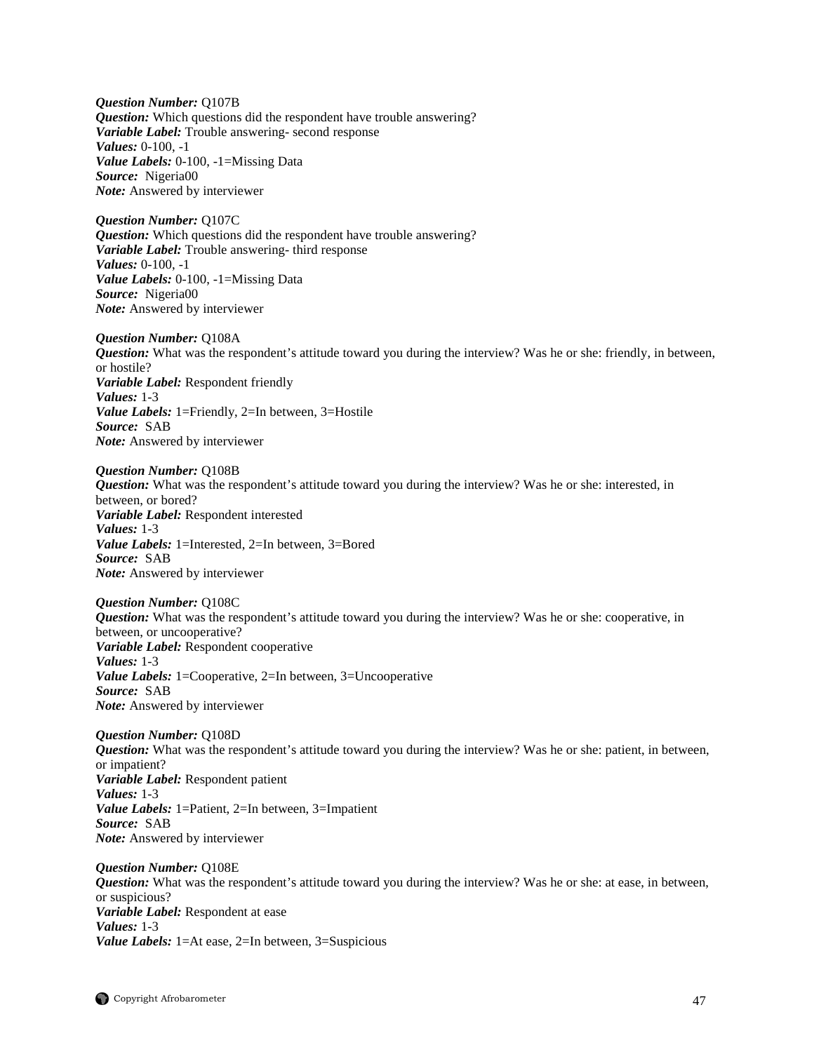***Question Number:*** Q107B
***Question:*** Which questions did the respondent have trouble answering?
***Variable Label:*** Trouble answering- second response
***Values:*** 0-100, -1
***Value Labels:*** 0-100, -1=Missing Data
***Source:*** Nigeria00
***Note:*** Answered by interviewer

***Question Number:*** Q107C
***Question:*** Which questions did the respondent have trouble answering?
***Variable Label:*** Trouble answering- third response
***Values:*** 0-100, -1
***Value Labels:*** 0-100, -1=Missing Data
***Source:*** Nigeria00
***Note:*** Answered by interviewer

***Question Number:*** Q108A
***Question:*** What was the respondent's attitude toward you during the interview? Was he or she: friendly, in between, or hostile?
***Variable Label:*** Respondent friendly
***Values:*** 1-3
***Value Labels:*** 1=Friendly, 2=In between, 3=Hostile
***Source:*** SAB
***Note:*** Answered by interviewer

***Question Number:*** Q108B
***Question:*** What was the respondent's attitude toward you during the interview? Was he or she: interested, in between, or bored?
***Variable Label:*** Respondent interested
***Values:*** 1-3
***Value Labels:*** 1=Interested, 2=In between, 3=Bored
***Source:*** SAB
***Note:*** Answered by interviewer

***Question Number:*** Q108C
***Question:*** What was the respondent's attitude toward you during the interview? Was he or she: cooperative, in between, or uncooperative?
***Variable Label:*** Respondent cooperative
***Values:*** 1-3
***Value Labels:*** 1=Cooperative, 2=In between, 3=Uncooperative
***Source:*** SAB
***Note:*** Answered by interviewer

***Question Number:*** Q108D
***Question:*** What was the respondent's attitude toward you during the interview? Was he or she: patient, in between, or impatient?
***Variable Label:*** Respondent patient
***Values:*** 1-3
***Value Labels:*** 1=Patient, 2=In between, 3=Impatient
***Source:*** SAB
***Note:*** Answered by interviewer

***Question Number:*** Q108E
***Question:*** What was the respondent's attitude toward you during the interview? Was he or she: at ease, in between, or suspicious?
***Variable Label:*** Respondent at ease
***Values:*** 1-3
***Value Labels:*** 1=At ease, 2=In between, 3=Suspicious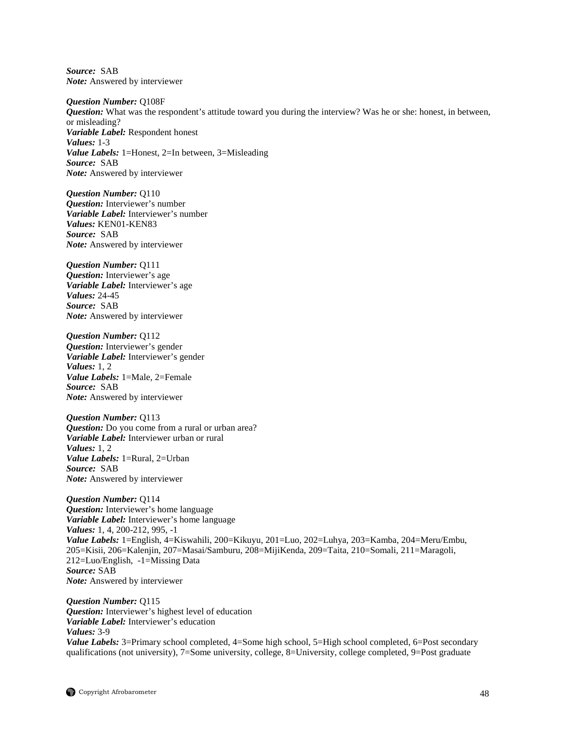***Source:*** SAB
***Note:*** Answered by interviewer

***Question Number:*** Q108F
***Question:*** What was the respondent's attitude toward you during the interview? Was he or she: honest, in between, or misleading?
***Variable Label:*** Respondent honest
***Values:*** 1-3
***Value Labels:*** 1=Honest, 2=In between, 3=Misleading
***Source:*** SAB
***Note:*** Answered by interviewer

***Question Number:*** Q110
***Question:*** Interviewer's number
***Variable Label:*** Interviewer's number
***Values:*** KEN01-KEN83
***Source:*** SAB
***Note:*** Answered by interviewer

***Question Number:*** Q111
***Question:*** Interviewer's age
***Variable Label:*** Interviewer's age
***Values:*** 24-45
***Source:*** SAB
***Note:*** Answered by interviewer

***Question Number:*** Q112
***Question:*** Interviewer's gender
***Variable Label:*** Interviewer's gender
***Values:*** 1, 2
***Value Labels:*** 1=Male, 2=Female
***Source:*** SAB
***Note:*** Answered by interviewer

***Question Number:*** Q113
***Question:*** Do you come from a rural or urban area?
***Variable Label:*** Interviewer urban or rural
***Values:*** 1, 2
***Value Labels:*** 1=Rural, 2=Urban
***Source:*** SAB
***Note:*** Answered by interviewer

***Question Number:*** Q114
***Question:*** Interviewer's home language
***Variable Label:*** Interviewer's home language
***Values:*** 1, 4, 200-212, 995, -1
***Value Labels:*** 1=English, 4=Kiswahili, 200=Kikuyu, 201=Luo, 202=Luhya, 203=Kamba, 204=Meru/Embu, 205=Kisii, 206=Kalenjin, 207=Masai/Samburu, 208=MijiKenda, 209=Taita, 210=Somali, 211=Maragoli, 212=Luo/English, -1=Missing Data
***Source:*** SAB
***Note:*** Answered by interviewer

***Question Number:*** Q115
***Question:*** Interviewer's highest level of education
***Variable Label:*** Interviewer's education
***Values:*** 3-9
***Value Labels:*** 3=Primary school completed, 4=Some high school, 5=High school completed, 6=Post secondary qualifications (not university), 7=Some university, college, 8=University, college completed, 9=Post graduate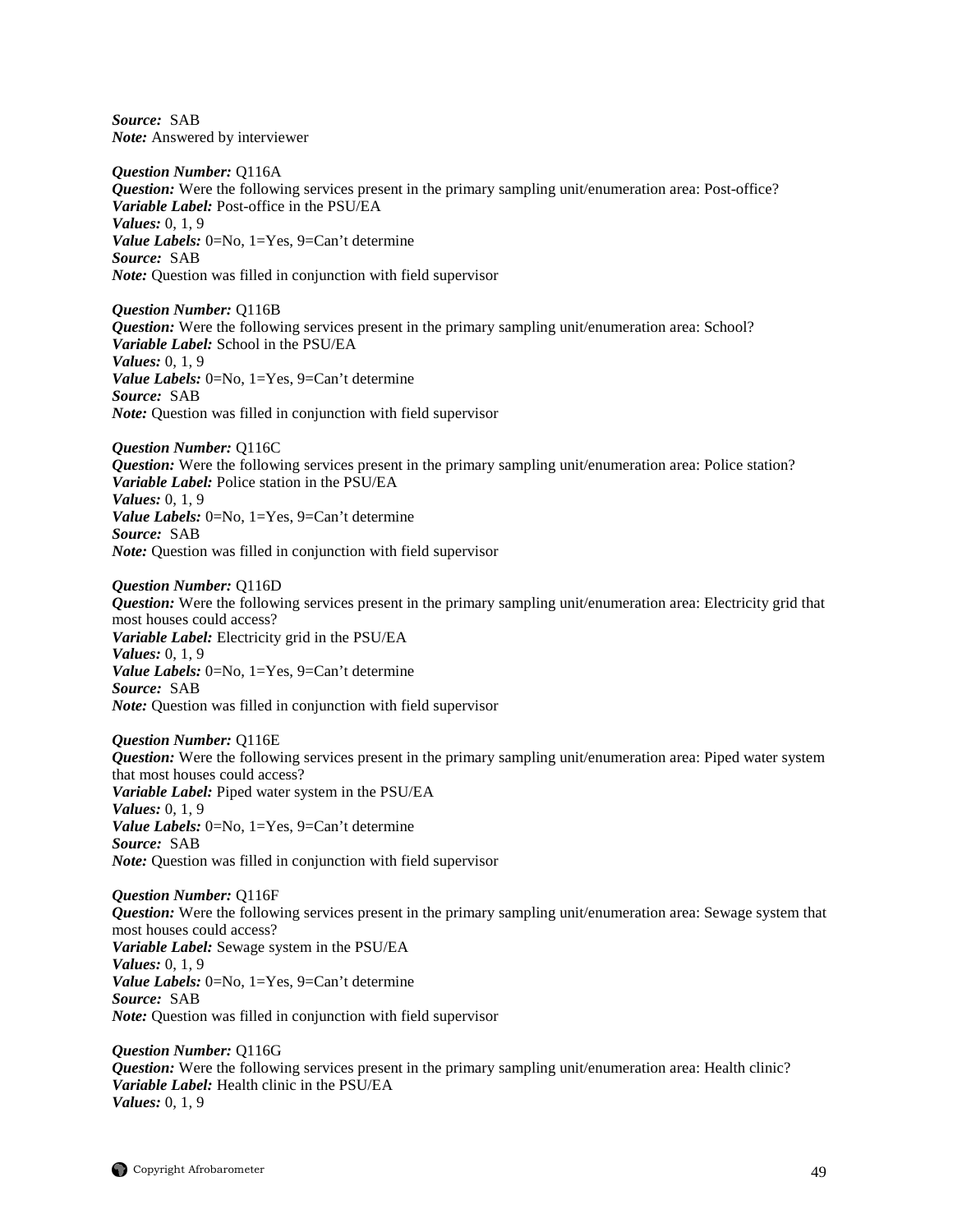***Source:*** SAB
***Note:*** Answered by interviewer

***Question Number:*** Q116A
***Question:*** Were the following services present in the primary sampling unit/enumeration area: Post-office?
***Variable Label:*** Post-office in the PSU/EA
***Values:*** 0, 1, 9
***Value Labels:*** 0=No, 1=Yes, 9=Can't determine
***Source:*** SAB
***Note:*** Question was filled in conjunction with field supervisor

***Question Number:*** Q116B
***Question:*** Were the following services present in the primary sampling unit/enumeration area: School?
***Variable Label:*** School in the PSU/EA
***Values:*** 0, 1, 9
***Value Labels:*** 0=No, 1=Yes, 9=Can't determine
***Source:*** SAB
***Note:*** Question was filled in conjunction with field supervisor

***Question Number:*** Q116C
***Question:*** Were the following services present in the primary sampling unit/enumeration area: Police station?
***Variable Label:*** Police station in the PSU/EA
***Values:*** 0, 1, 9
***Value Labels:*** 0=No, 1=Yes, 9=Can't determine
***Source:*** SAB
***Note:*** Question was filled in conjunction with field supervisor

***Question Number:*** Q116D
***Question:*** Were the following services present in the primary sampling unit/enumeration area: Electricity grid that most houses could access?
***Variable Label:*** Electricity grid in the PSU/EA
***Values:*** 0, 1, 9
***Value Labels:*** 0=No, 1=Yes, 9=Can't determine
***Source:*** SAB
***Note:*** Question was filled in conjunction with field supervisor

***Question Number:*** Q116E
***Question:*** Were the following services present in the primary sampling unit/enumeration area: Piped water system that most houses could access?
***Variable Label:*** Piped water system in the PSU/EA
***Values:*** 0, 1, 9
***Value Labels:*** 0=No, 1=Yes, 9=Can't determine
***Source:*** SAB
***Note:*** Question was filled in conjunction with field supervisor

***Question Number:*** Q116F
***Question:*** Were the following services present in the primary sampling unit/enumeration area: Sewage system that most houses could access?
***Variable Label:*** Sewage system in the PSU/EA
***Values:*** 0, 1, 9
***Value Labels:*** 0=No, 1=Yes, 9=Can't determine
***Source:*** SAB
***Note:*** Question was filled in conjunction with field supervisor

***Question Number:*** Q116G
***Question:*** Were the following services present in the primary sampling unit/enumeration area: Health clinic?
***Variable Label:*** Health clinic in the PSU/EA
***Values:*** 0, 1, 9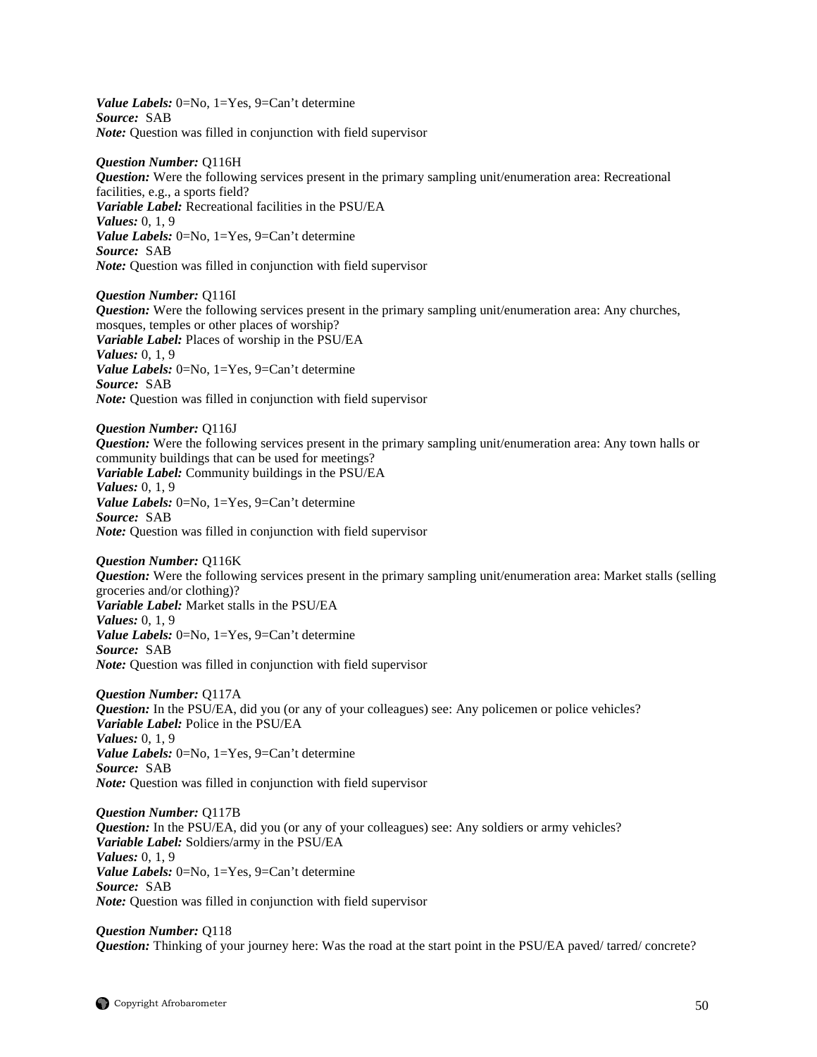*Value Labels:* 0=No, 1=Yes, 9=Can't determine
*Source:* SAB
*Note:* Question was filled in conjunction with field supervisor

*Question Number:* Q116H
*Question:* Were the following services present in the primary sampling unit/enumeration area: Recreational facilities, e.g., a sports field?
*Variable Label:* Recreational facilities in the PSU/EA
*Values:* 0, 1, 9
*Value Labels:* 0=No, 1=Yes, 9=Can't determine
*Source:* SAB
*Note:* Question was filled in conjunction with field supervisor

*Question Number:* Q116I
*Question:* Were the following services present in the primary sampling unit/enumeration area: Any churches, mosques, temples or other places of worship?
*Variable Label:* Places of worship in the PSU/EA
*Values:* 0, 1, 9
*Value Labels:* 0=No, 1=Yes, 9=Can't determine
*Source:* SAB
*Note:* Question was filled in conjunction with field supervisor

*Question Number:* Q116J
*Question:* Were the following services present in the primary sampling unit/enumeration area: Any town halls or community buildings that can be used for meetings?
*Variable Label:* Community buildings in the PSU/EA
*Values:* 0, 1, 9
*Value Labels:* 0=No, 1=Yes, 9=Can't determine
*Source:* SAB
*Note:* Question was filled in conjunction with field supervisor

*Question Number:* Q116K
*Question:* Were the following services present in the primary sampling unit/enumeration area: Market stalls (selling groceries and/or clothing)?
*Variable Label:* Market stalls in the PSU/EA
*Values:* 0, 1, 9
*Value Labels:* 0=No, 1=Yes, 9=Can't determine
*Source:* SAB
*Note:* Question was filled in conjunction with field supervisor

*Question Number:* Q117A
*Question:* In the PSU/EA, did you (or any of your colleagues) see: Any policemen or police vehicles?
*Variable Label:* Police in the PSU/EA
*Values:* 0, 1, 9
*Value Labels:* 0=No, 1=Yes, 9=Can't determine
*Source:* SAB
*Note:* Question was filled in conjunction with field supervisor

*Question Number:* Q117B
*Question:* In the PSU/EA, did you (or any of your colleagues) see: Any soldiers or army vehicles?
*Variable Label:* Soldiers/army in the PSU/EA
*Values:* 0, 1, 9
*Value Labels:* 0=No, 1=Yes, 9=Can't determine
*Source:* SAB
*Note:* Question was filled in conjunction with field supervisor

*Question Number:* Q118
*Question:* Thinking of your journey here: Was the road at the start point in the PSU/EA paved/ tarred/ concrete?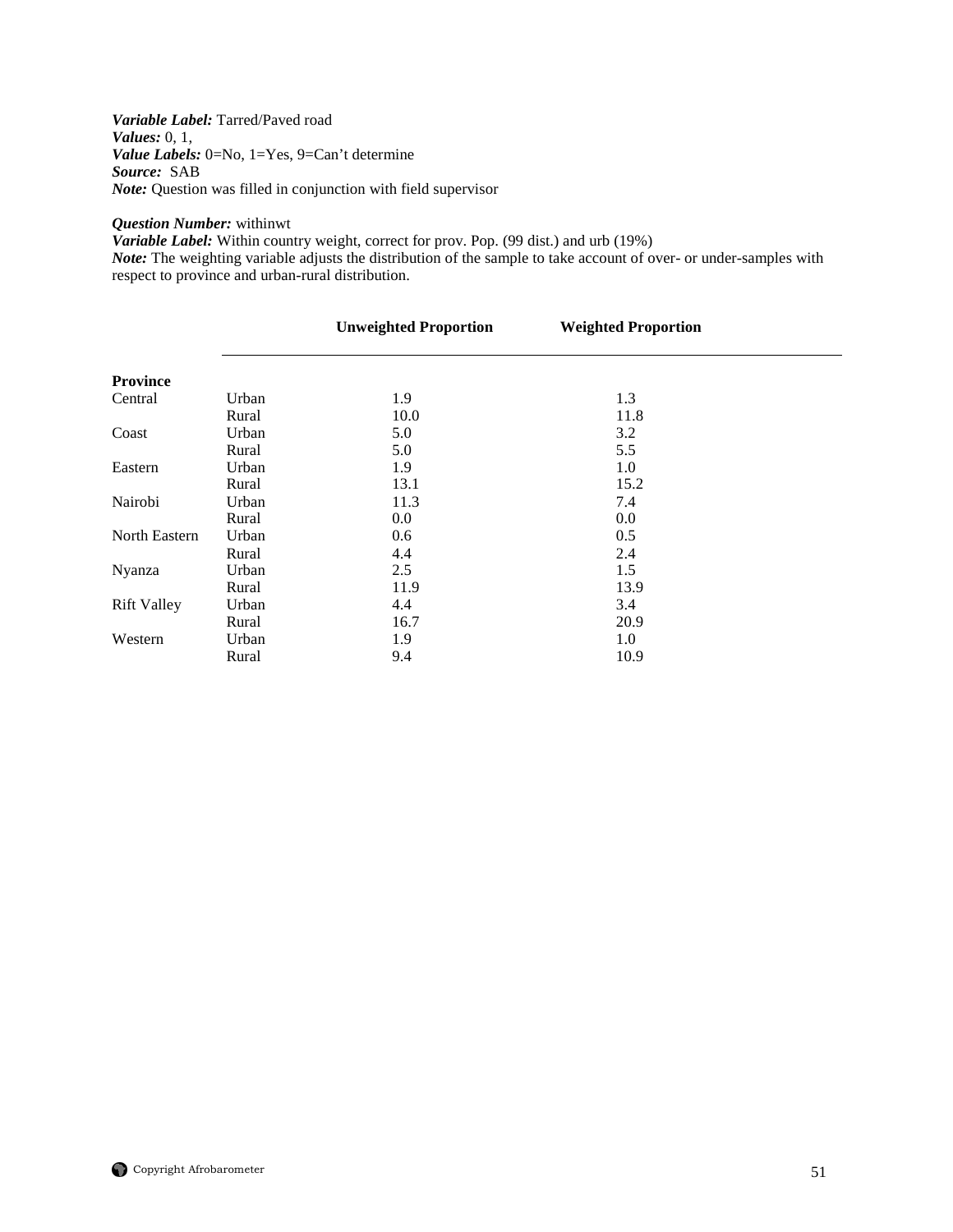***Variable Label:*** Tarred/Paved road
***Values:*** 0, 1,
***Value Labels:*** 0=No, 1=Yes, 9=Can't determine
***Source:*** SAB
***Note:*** Question was filled in conjunction with field supervisor

***Question Number:*** withinwt
***Variable Label:*** Within country weight, correct for prov. Pop. (99 dist.) and urb (19%)
***Note:*** The weighting variable adjusts the distribution of the sample to take account of over- or under-samples with respect to province and urban-rural distribution.

| | | **Unweighted Proportion** | **Weighted Proportion** |
|---|---|---|---|
| **Province** | | | |
| Central | Urban | 1.9 | 1.3 |
| | Rural | 10.0 | 11.8 |
| Coast | Urban | 5.0 | 3.2 |
| | Rural | 5.0 | 5.5 |
| Eastern | Urban | 1.9 | 1.0 |
| | Rural | 13.1 | 15.2 |
| Nairobi | Urban | 11.3 | 7.4 |
| | Rural | 0.0 | 0.0 |
| North Eastern | Urban | 0.6 | 0.5 |
| | Rural | 4.4 | 2.4 |
| Nyanza | Urban | 2.5 | 1.5 |
| | Rural | 11.9 | 13.9 |
| Rift Valley | Urban | 4.4 | 3.4 |
| | Rural | 16.7 | 20.9 |
| Western | Urban | 1.9 | 1.0 |
| | Rural | 9.4 | 10.9 |